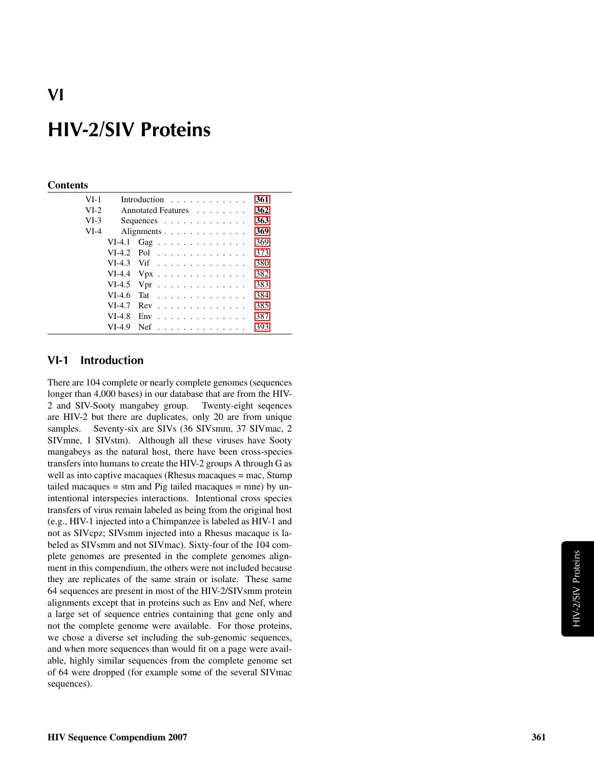# VI

# HIV-2/SIV Proteins

## Contents

| | | |
|---|---|---|
| VI-1 | Introduction | 361 |
| VI-2 | Annotated Features | 362 |
| VI-3 | Sequences | 363 |
| VI-4 | Alignments | 369 |
| VI-4.1 | Gag | 369 |
| VI-4.2 | Pol | 373 |
| VI-4.3 | Vif | 380 |
| VI-4.4 | Vpx | 382 |
| VI-4.5 | Vpr | 383 |
| VI-4.6 | Tat | 384 |
| VI-4.7 | Rev | 385 |
| VI-4.8 | Env | 387 |
| VI-4.9 | Nef | 393 |

## VI-1 Introduction

There are 104 complete or nearly complete genomes (sequences longer than 4,000 bases) in our database that are from the HIV-2 and SIV-Sooty mangabey group. Twenty-eight seqences are HIV-2 but there are duplicates, only 20 are from unique samples. Seventy-six are SIVs (36 SIVsmm, 37 SIVmac, 2 SIVmne, 1 SIVstm). Although all these viruses have Sooty mangabeys as the natural host, there have been cross-species transfers into humans to create the HIV-2 groups A through G as well as into captive macaques (Rhesus macaques = mac, Stump tailed macaques = stm and Pig tailed macaques = mne) by unintentional interspecies interactions. Intentional cross species transfers of virus remain labeled as being from the original host (e.g., HIV-1 injected into a Chimpanzee is labeled as HIV-1 and not as SIVcpz; SIVsmm injected into a Rhesus macaque is labeled as SIVsmm and not SIVmac). Sixty-four of the 104 complete genomes are presented in the complete genomes alignment in this compendium, the others were not included because they are replicates of the same strain or isolate. These same 64 sequences are present in most of the HIV-2/SIVsmm protein alignments except that in proteins such as Env and Nef, where a large set of sequence entries containing that gene only and not the complete genome were available. For those proteins, we chose a diverse set including the sub-genomic sequences, and when more sequences than would fit on a page were available, highly similar sequences from the complete genome set of 64 were dropped (for example some of the several SIVmac sequences).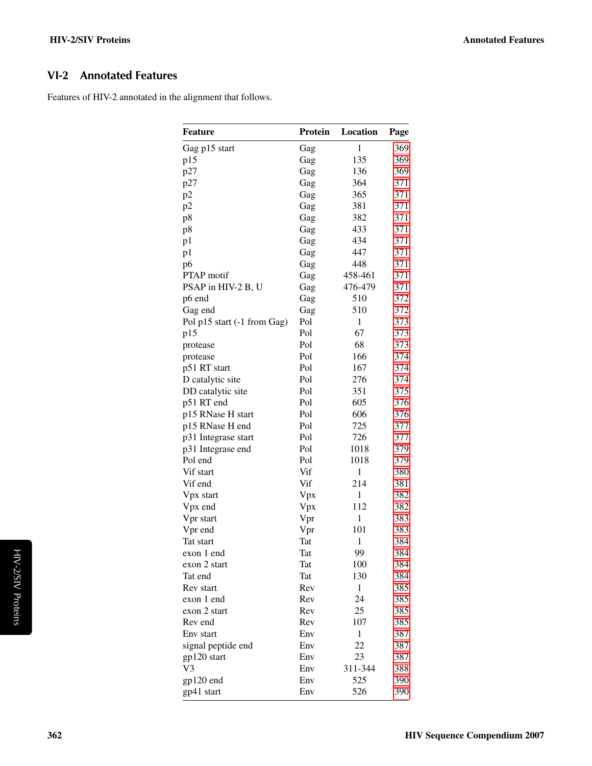## VI-2 Annotated Features

Features of HIV-2 annotated in the alignment that follows.

| Feature | Protein | Location | Page |
|---|---|---|---|
| Gag p15 start | Gag | 1 | 369 |
| p15 | Gag | 135 | 369 |
| p27 | Gag | 136 | 369 |
| p27 | Gag | 364 | 371 |
| p2 | Gag | 365 | 371 |
| p2 | Gag | 381 | 371 |
| p8 | Gag | 382 | 371 |
| p8 | Gag | 433 | 371 |
| p1 | Gag | 434 | 371 |
| p1 | Gag | 447 | 371 |
| p6 | Gag | 448 | 371 |
| PTAP motif | Gag | 458-461 | 371 |
| PSAP in HIV-2 B, U | Gag | 476-479 | 371 |
| p6 end | Gag | 510 | 372 |
| Gag end | Gag | 510 | 372 |
| Pol p15 start (-1 from Gag) | Pol | 1 | 373 |
| p15 | Pol | 67 | 373 |
| protease | Pol | 68 | 373 |
| protease | Pol | 166 | 374 |
| p51 RT start | Pol | 167 | 374 |
| D catalytic site | Pol | 276 | 374 |
| DD catalytic site | Pol | 351 | 375 |
| p51 RT end | Pol | 605 | 376 |
| p15 RNase H start | Pol | 606 | 376 |
| p15 RNase H end | Pol | 725 | 377 |
| p31 Integrase start | Pol | 726 | 377 |
| p31 Integrase end | Pol | 1018 | 379 |
| Pol end | Pol | 1018 | 379 |
| Vif start | Vif | 1 | 380 |
| Vif end | Vif | 214 | 381 |
| Vpx start | Vpx | 1 | 382 |
| Vpx end | Vpx | 112 | 382 |
| Vpr start | Vpr | 1 | 383 |
| Vpr end | Vpr | 101 | 383 |
| Tat start | Tat | 1 | 384 |
| exon 1 end | Tat | 99 | 384 |
| exon 2 start | Tat | 100 | 384 |
| Tat end | Tat | 130 | 384 |
| Rev start | Rev | 1 | 385 |
| exon 1 end | Rev | 24 | 385 |
| exon 2 start | Rev | 25 | 385 |
| Rev end | Rev | 107 | 385 |
| Env start | Env | 1 | 387 |
| signal peptide end | Env | 22 | 387 |
| gp120 start | Env | 23 | 387 |
| V3 | Env | 311-344 | 388 |
| gp120 end | Env | 525 | 390 |
| gp41 start | Env | 526 | 390 |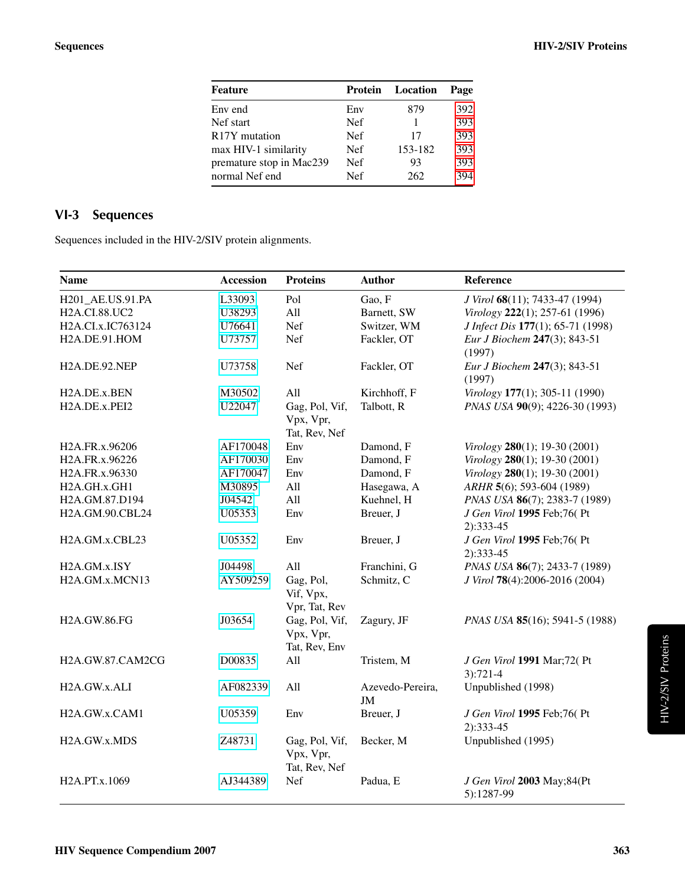| Feature | Protein | Location | Page |
|---|---|---|---|
| Env end | Env | 879 | 392 |
| Nef start | Nef | 1 | 393 |
| R17Y mutation | Nef | 17 | 393 |
| max HIV-1 similarity | Nef | 153-182 | 393 |
| premature stop in Mac239 | Nef | 93 | 393 |
| normal Nef end | Nef | 262 | 394 |

## VI-3 Sequences

Sequences included in the HIV-2/SIV protein alignments.

| Name | Accession | Proteins | Author | Reference |
|---|---|---|---|---|
| H201_AE.US.91.PA | L33093 | Pol | Gao, F | *J Virol* **68**(11); 7433-47 (1994) |
| H2A.CI.88.UC2 | U38293 | All | Barnett, SW | *Virology* **222**(1); 257-61 (1996) |
| H2A.CI.x.IC763124 | U76641 | Nef | Switzer, WM | *J Infect Dis* **177**(1); 65-71 (1998) |
| H2A.DE.91.HOM | U73757 | Nef | Fackler, OT | *Eur J Biochem* **247**(3); 843-51 (1997) |
| H2A.DE.92.NEP | U73758 | Nef | Fackler, OT | *Eur J Biochem* **247**(3); 843-51 (1997) |
| H2A.DE.x.BEN | M30502 | All | Kirchhoff, F | *Virology* **177**(1); 305-11 (1990) |
| H2A.DE.x.PEI2 | U22047 | Gag, Pol, Vif, Vpx, Vpr, Tat, Rev, Nef | Talbott, R | *PNAS USA* **90**(9); 4226-30 (1993) |
| H2A.FR.x.96206 | AF170048 | Env | Damond, F | *Virology* **280**(1); 19-30 (2001) |
| H2A.FR.x.96226 | AF170030 | Env | Damond, F | *Virology* **280**(1); 19-30 (2001) |
| H2A.FR.x.96330 | AF170047 | Env | Damond, F | *Virology* **280**(1); 19-30 (2001) |
| H2A.GH.x.GH1 | M30895 | All | Hasegawa, A | *ARHR* **5**(6); 593-604 (1989) |
| H2A.GM.87.D194 | J04542 | All | Kuehnel, H | *PNAS USA* **86**(7); 2383-7 (1989) |
| H2A.GM.90.CBL24 | U05353 | Env | Breuer, J | *J Gen Virol* **1995** Feb;76( Pt 2):333-45 |
| H2A.GM.x.CBL23 | U05352 | Env | Breuer, J | *J Gen Virol* **1995** Feb;76( Pt 2):333-45 |
| H2A.GM.x.ISY | J04498 | All | Franchini, G | *PNAS USA* **86**(7); 2433-7 (1989) |
| H2A.GM.x.MCN13 | AY509259 | Gag, Pol, Vif, Vpx, Vpr, Tat, Rev | Schmitz, C | *J Virol* **78**(4):2006-2016 (2004) |
| H2A.GW.86.FG | J03654 | Gag, Pol, Vif, Vpx, Vpr, Tat, Rev, Env | Zagury, JF | *PNAS USA* **85**(16); 5941-5 (1988) |
| H2A.GW.87.CAM2CG | D00835 | All | Tristem, M | *J Gen Virol* **1991** Mar;72( Pt 3):721-4 |
| H2A.GW.x.ALI | AF082339 | All | Azevedo-Pereira, JM | Unpublished (1998) |
| H2A.GW.x.CAM1 | U05359 | Env | Breuer, J | *J Gen Virol* **1995** Feb;76( Pt 2):333-45 |
| H2A.GW.x.MDS | Z48731 | Gag, Pol, Vif, Vpx, Vpr, Tat, Rev, Nef | Becker, M | Unpublished (1995) |
| H2A.PT.x.1069 | AJ344389 | Nef | Padua, E | *J Gen Virol* **2003** May;84(Pt 5):1287-99 |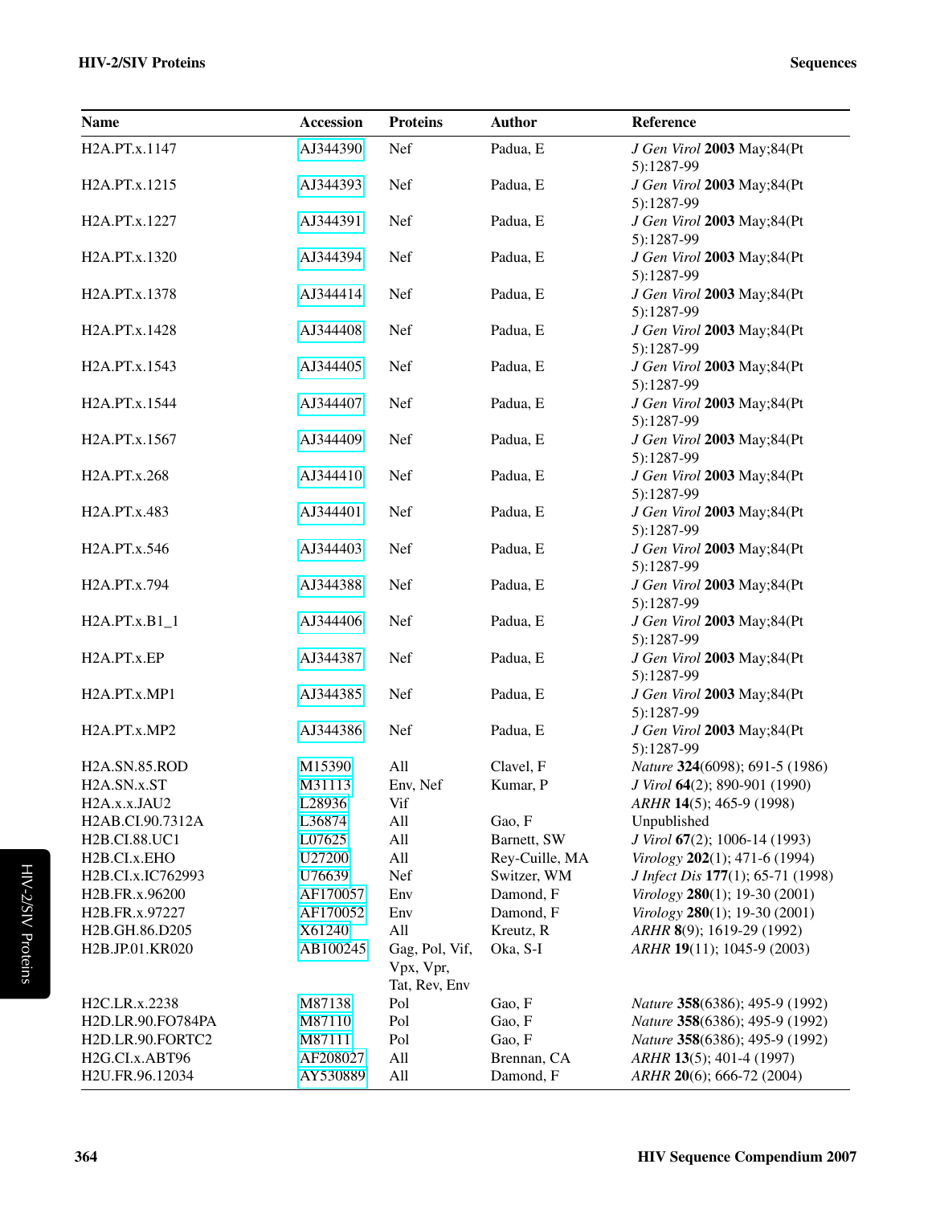| Name | Accession | Proteins | Author | Reference |
|---|---|---|---|---|
| H2A.PT.x.1147 | AJ344390 | Nef | Padua, E | *J Gen Virol* **2003** May;84(Pt 5):1287-99 |
| H2A.PT.x.1215 | AJ344393 | Nef | Padua, E | *J Gen Virol* **2003** May;84(Pt 5):1287-99 |
| H2A.PT.x.1227 | AJ344391 | Nef | Padua, E | *J Gen Virol* **2003** May;84(Pt 5):1287-99 |
| H2A.PT.x.1320 | AJ344394 | Nef | Padua, E | *J Gen Virol* **2003** May;84(Pt 5):1287-99 |
| H2A.PT.x.1378 | AJ344414 | Nef | Padua, E | *J Gen Virol* **2003** May;84(Pt 5):1287-99 |
| H2A.PT.x.1428 | AJ344408 | Nef | Padua, E | *J Gen Virol* **2003** May;84(Pt 5):1287-99 |
| H2A.PT.x.1543 | AJ344405 | Nef | Padua, E | *J Gen Virol* **2003** May;84(Pt 5):1287-99 |
| H2A.PT.x.1544 | AJ344407 | Nef | Padua, E | *J Gen Virol* **2003** May;84(Pt 5):1287-99 |
| H2A.PT.x.1567 | AJ344409 | Nef | Padua, E | *J Gen Virol* **2003** May;84(Pt 5):1287-99 |
| H2A.PT.x.268 | AJ344410 | Nef | Padua, E | *J Gen Virol* **2003** May;84(Pt 5):1287-99 |
| H2A.PT.x.483 | AJ344401 | Nef | Padua, E | *J Gen Virol* **2003** May;84(Pt 5):1287-99 |
| H2A.PT.x.546 | AJ344403 | Nef | Padua, E | *J Gen Virol* **2003** May;84(Pt 5):1287-99 |
| H2A.PT.x.794 | AJ344388 | Nef | Padua, E | *J Gen Virol* **2003** May;84(Pt 5):1287-99 |
| H2A.PT.x.B1_1 | AJ344406 | Nef | Padua, E | *J Gen Virol* **2003** May;84(Pt 5):1287-99 |
| H2A.PT.x.EP | AJ344387 | Nef | Padua, E | *J Gen Virol* **2003** May;84(Pt 5):1287-99 |
| H2A.PT.x.MP1 | AJ344385 | Nef | Padua, E | *J Gen Virol* **2003** May;84(Pt 5):1287-99 |
| H2A.PT.x.MP2 | AJ344386 | Nef | Padua, E | *J Gen Virol* **2003** May;84(Pt 5):1287-99 |
| H2A.SN.85.ROD | M15390 | All | Clavel, F | *Nature* **324**(6098); 691-5 (1986) |
| H2A.SN.x.ST | M31113 | Env, Nef | Kumar, P | *J Virol* **64**(2); 890-901 (1990) |
| H2A.x.x.JAU2 | L28936 | Vif | | *ARHR* **14**(5); 465-9 (1998) |
| H2AB.CI.90.7312A | L36874 | All | Gao, F | Unpublished |
| H2B.CI.88.UC1 | L07625 | All | Barnett, SW | *J Virol* **67**(2); 1006-14 (1993) |
| H2B.CI.x.EHO | U27200 | All | Rey-Cuille, MA | *Virology* **202**(1); 471-6 (1994) |
| H2B.CI.x.IC762993 | U76639 | Nef | Switzer, WM | *J Infect Dis* **177**(1); 65-71 (1998) |
| H2B.FR.x.96200 | AF170057 | Env | Damond, F | *Virology* **280**(1); 19-30 (2001) |
| H2B.FR.x.97227 | AF170052 | Env | Damond, F | *Virology* **280**(1); 19-30 (2001) |
| H2B.GH.86.D205 | X61240 | All | Kreutz, R | *ARHR* **8**(9); 1619-29 (1992) |
| H2B.JP.01.KR020 | AB100245 | Gag, Pol, Vif, Vpx, Vpr, Tat, Rev, Env | Oka, S-I | *ARHR* **19**(11); 1045-9 (2003) |
| H2C.LR.x.2238 | M87138 | Pol | Gao, F | *Nature* **358**(6386); 495-9 (1992) |
| H2D.LR.90.FO784PA | M87110 | Pol | Gao, F | *Nature* **358**(6386); 495-9 (1992) |
| H2D.LR.90.FORTC2 | M87111 | Pol | Gao, F | *Nature* **358**(6386); 495-9 (1992) |
| H2G.CI.x.ABT96 | AF208027 | All | Brennan, CA | *ARHR* **13**(5); 401-4 (1997) |
| H2U.FR.96.12034 | AY530889 | All | Damond, F | *ARHR* **20**(6); 666-72 (2004) |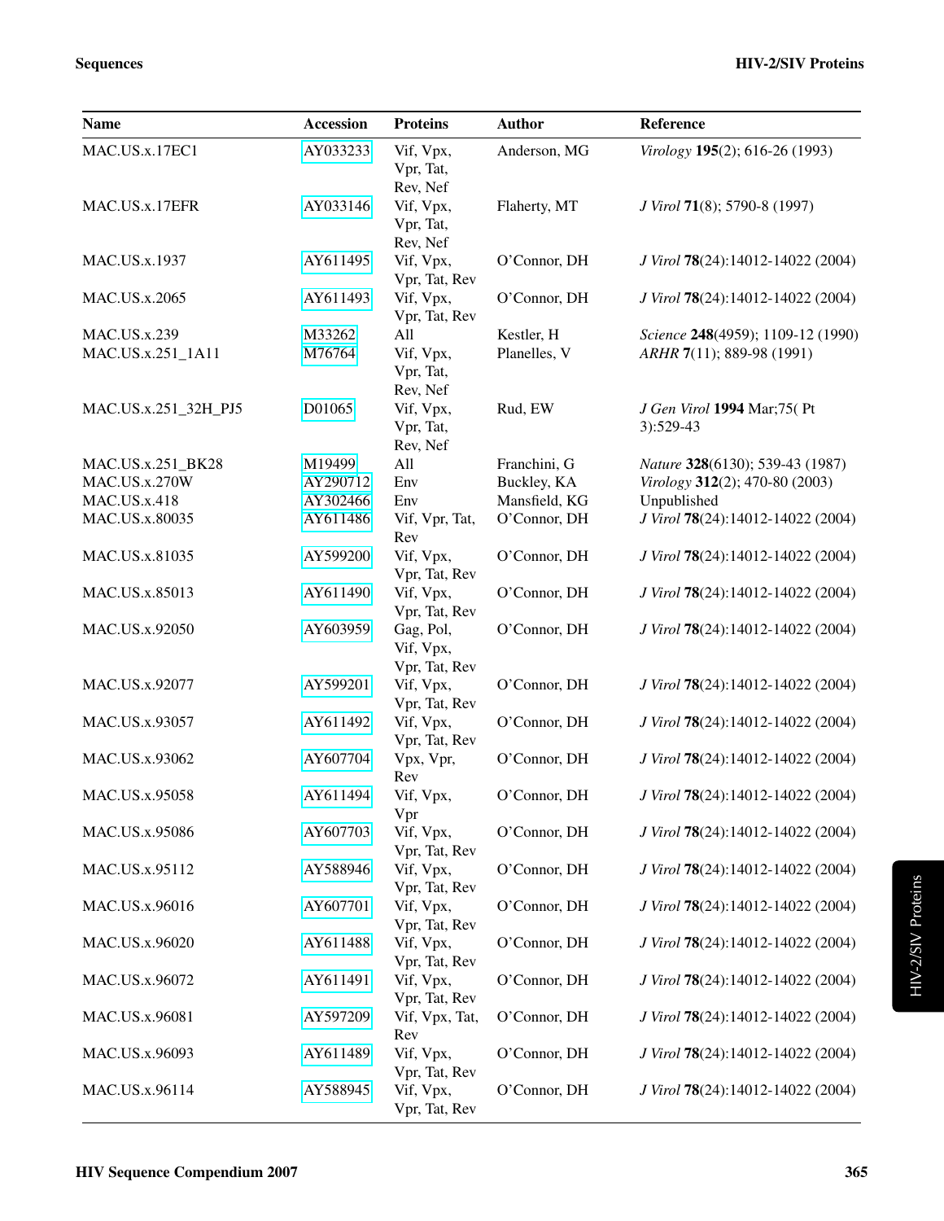| Name | Accession | Proteins | Author | Reference |
|---|---|---|---|---|
| MAC.US.x.17EC1 | AY033233 | Vif, Vpx, Vpr, Tat, Rev, Nef | Anderson, MG | *Virology* **195**(2); 616-26 (1993) |
| MAC.US.x.17EFR | AY033146 | Vif, Vpx, Vpr, Tat, Rev, Nef | Flaherty, MT | *J Virol* **71**(8); 5790-8 (1997) |
| MAC.US.x.1937 | AY611495 | Vif, Vpx, Vpr, Tat, Rev | O'Connor, DH | *J Virol* **78**(24):14012-14022 (2004) |
| MAC.US.x.2065 | AY611493 | Vif, Vpx, Vpr, Tat, Rev | O'Connor, DH | *J Virol* **78**(24):14012-14022 (2004) |
| MAC.US.x.239 | M33262 | All | Kestler, H | *Science* **248**(4959); 1109-12 (1990) |
| MAC.US.x.251_1A11 | M76764 | Vif, Vpx, Vpr, Tat, Rev, Nef | Planelles, V | *ARHR* **7**(11); 889-98 (1991) |
| MAC.US.x.251_32H_PJ5 | D01065 | Vif, Vpx, Vpr, Tat, Rev, Nef | Rud, EW | *J Gen Virol* **1994** Mar;75( Pt 3):529-43 |
| MAC.US.x.251_BK28 | M19499 | All | Franchini, G | *Nature* **328**(6130); 539-43 (1987) |
| MAC.US.x.270W | AY290712 | Env | Buckley, KA | *Virology* **312**(2); 470-80 (2003) |
| MAC.US.x.418 | AY302466 | Env | Mansfield, KG | Unpublished |
| MAC.US.x.80035 | AY611486 | Vif, Vpr, Tat, Rev | O'Connor, DH | *J Virol* **78**(24):14012-14022 (2004) |
| MAC.US.x.81035 | AY599200 | Vif, Vpx, Vpr, Tat, Rev | O'Connor, DH | *J Virol* **78**(24):14012-14022 (2004) |
| MAC.US.x.85013 | AY611490 | Vif, Vpx, Vpr, Tat, Rev | O'Connor, DH | *J Virol* **78**(24):14012-14022 (2004) |
| MAC.US.x.92050 | AY603959 | Gag, Pol, Vif, Vpx, Vpr, Tat, Rev | O'Connor, DH | *J Virol* **78**(24):14012-14022 (2004) |
| MAC.US.x.92077 | AY599201 | Vif, Vpx, Vpr, Tat, Rev | O'Connor, DH | *J Virol* **78**(24):14012-14022 (2004) |
| MAC.US.x.93057 | AY611492 | Vif, Vpx, Vpr, Tat, Rev | O'Connor, DH | *J Virol* **78**(24):14012-14022 (2004) |
| MAC.US.x.93062 | AY607704 | Vpx, Vpr, Rev | O'Connor, DH | *J Virol* **78**(24):14012-14022 (2004) |
| MAC.US.x.95058 | AY611494 | Vif, Vpx, Vpr | O'Connor, DH | *J Virol* **78**(24):14012-14022 (2004) |
| MAC.US.x.95086 | AY607703 | Vif, Vpx, Vpr, Tat, Rev | O'Connor, DH | *J Virol* **78**(24):14012-14022 (2004) |
| MAC.US.x.95112 | AY588946 | Vif, Vpx, Vpr, Tat, Rev | O'Connor, DH | *J Virol* **78**(24):14012-14022 (2004) |
| MAC.US.x.96016 | AY607701 | Vif, Vpx, Vpr, Tat, Rev | O'Connor, DH | *J Virol* **78**(24):14012-14022 (2004) |
| MAC.US.x.96020 | AY611488 | Vif, Vpx, Vpr, Tat, Rev | O'Connor, DH | *J Virol* **78**(24):14012-14022 (2004) |
| MAC.US.x.96072 | AY611491 | Vif, Vpx, Vpr, Tat, Rev | O'Connor, DH | *J Virol* **78**(24):14012-14022 (2004) |
| MAC.US.x.96081 | AY597209 | Vif, Vpx, Tat, Rev | O'Connor, DH | *J Virol* **78**(24):14012-14022 (2004) |
| MAC.US.x.96093 | AY611489 | Vif, Vpx, Vpr, Tat, Rev | O'Connor, DH | *J Virol* **78**(24):14012-14022 (2004) |
| MAC.US.x.96114 | AY588945 | Vif, Vpx, Vpr, Tat, Rev | O'Connor, DH | *J Virol* **78**(24):14012-14022 (2004) |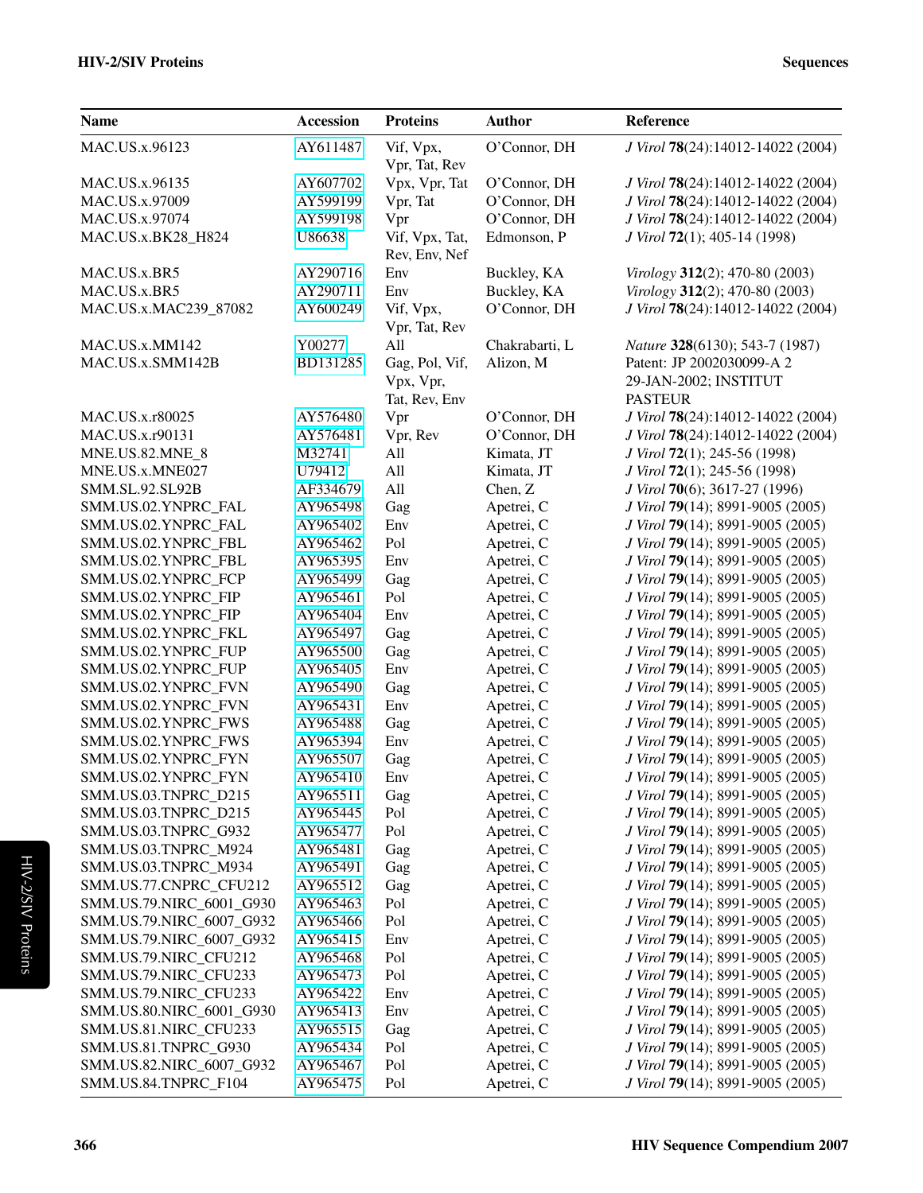| Name | Accession | Proteins | Author | Reference |
|---|---|---|---|---|
| MAC.US.x.96123 | AY611487 | Vif, Vpx, Vpr, Tat, Rev | O'Connor, DH | *J Virol* **78**(24):14012-14022 (2004) |
| MAC.US.x.96135 | AY607702 | Vpx, Vpr, Tat | O'Connor, DH | *J Virol* **78**(24):14012-14022 (2004) |
| MAC.US.x.97009 | AY599199 | Vpr, Tat | O'Connor, DH | *J Virol* **78**(24):14012-14022 (2004) |
| MAC.US.x.97074 | AY599198 | Vpr | O'Connor, DH | *J Virol* **78**(24):14012-14022 (2004) |
| MAC.US.x.BK28_H824 | U86638 | Vif, Vpx, Tat, Rev, Env, Nef | Edmonson, P | *J Virol* **72**(1); 405-14 (1998) |
| MAC.US.x.BR5 | AY290716 | Env | Buckley, KA | *Virology* **312**(2); 470-80 (2003) |
| MAC.US.x.BR5 | AY290711 | Env | Buckley, KA | *Virology* **312**(2); 470-80 (2003) |
| MAC.US.x.MAC239_87082 | AY600249 | Vif, Vpx, Vpr, Tat, Rev | O'Connor, DH | *J Virol* **78**(24):14012-14022 (2004) |
| MAC.US.x.MM142 | Y00277 | All | Chakrabarti, L | *Nature* **328**(6130); 543-7 (1987) |
| MAC.US.x.SMM142B | BD131285 | Gag, Pol, Vif, Vpx, Vpr, Tat, Rev, Env | Alizon, M | Patent: JP 2002030099-A 2 29-JAN-2002; INSTITUT PASTEUR |
| MAC.US.x.r80025 | AY576480 | Vpr | O'Connor, DH | *J Virol* **78**(24):14012-14022 (2004) |
| MAC.US.x.r90131 | AY576481 | Vpr, Rev | O'Connor, DH | *J Virol* **78**(24):14012-14022 (2004) |
| MNE.US.82.MNE_8 | M32741 | All | Kimata, JT | *J Virol* **72**(1); 245-56 (1998) |
| MNE.US.x.MNE027 | U79412 | All | Kimata, JT | *J Virol* **72**(1); 245-56 (1998) |
| SMM.SL.92.SL92B | AF334679 | All | Chen, Z | *J Virol* **70**(6); 3617-27 (1996) |
| SMM.US.02.YNPRC_FAL | AY965498 | Gag | Apetrei, C | *J Virol* **79**(14); 8991-9005 (2005) |
| SMM.US.02.YNPRC_FAL | AY965402 | Env | Apetrei, C | *J Virol* **79**(14); 8991-9005 (2005) |
| SMM.US.02.YNPRC_FBL | AY965462 | Pol | Apetrei, C | *J Virol* **79**(14); 8991-9005 (2005) |
| SMM.US.02.YNPRC_FBL | AY965395 | Env | Apetrei, C | *J Virol* **79**(14); 8991-9005 (2005) |
| SMM.US.02.YNPRC_FCP | AY965499 | Gag | Apetrei, C | *J Virol* **79**(14); 8991-9005 (2005) |
| SMM.US.02.YNPRC_FIP | AY965461 | Pol | Apetrei, C | *J Virol* **79**(14); 8991-9005 (2005) |
| SMM.US.02.YNPRC_FIP | AY965404 | Env | Apetrei, C | *J Virol* **79**(14); 8991-9005 (2005) |
| SMM.US.02.YNPRC_FKL | AY965497 | Gag | Apetrei, C | *J Virol* **79**(14); 8991-9005 (2005) |
| SMM.US.02.YNPRC_FUP | AY965500 | Gag | Apetrei, C | *J Virol* **79**(14); 8991-9005 (2005) |
| SMM.US.02.YNPRC_FUP | AY965405 | Env | Apetrei, C | *J Virol* **79**(14); 8991-9005 (2005) |
| SMM.US.02.YNPRC_FVN | AY965490 | Gag | Apetrei, C | *J Virol* **79**(14); 8991-9005 (2005) |
| SMM.US.02.YNPRC_FVN | AY965431 | Env | Apetrei, C | *J Virol* **79**(14); 8991-9005 (2005) |
| SMM.US.02.YNPRC_FWS | AY965488 | Gag | Apetrei, C | *J Virol* **79**(14); 8991-9005 (2005) |
| SMM.US.02.YNPRC_FWS | AY965394 | Env | Apetrei, C | *J Virol* **79**(14); 8991-9005 (2005) |
| SMM.US.02.YNPRC_FYN | AY965507 | Gag | Apetrei, C | *J Virol* **79**(14); 8991-9005 (2005) |
| SMM.US.02.YNPRC_FYN | AY965410 | Env | Apetrei, C | *J Virol* **79**(14); 8991-9005 (2005) |
| SMM.US.03.TNPRC_D215 | AY965511 | Gag | Apetrei, C | *J Virol* **79**(14); 8991-9005 (2005) |
| SMM.US.03.TNPRC_D215 | AY965445 | Pol | Apetrei, C | *J Virol* **79**(14); 8991-9005 (2005) |
| SMM.US.03.TNPRC_G932 | AY965477 | Pol | Apetrei, C | *J Virol* **79**(14); 8991-9005 (2005) |
| SMM.US.03.TNPRC_M924 | AY965481 | Gag | Apetrei, C | *J Virol* **79**(14); 8991-9005 (2005) |
| SMM.US.03.TNPRC_M934 | AY965491 | Gag | Apetrei, C | *J Virol* **79**(14); 8991-9005 (2005) |
| SMM.US.77.CNPRC_CFU212 | AY965512 | Gag | Apetrei, C | *J Virol* **79**(14); 8991-9005 (2005) |
| SMM.US.79.NIRC_6001_G930 | AY965463 | Pol | Apetrei, C | *J Virol* **79**(14); 8991-9005 (2005) |
| SMM.US.79.NIRC_6007_G932 | AY965466 | Pol | Apetrei, C | *J Virol* **79**(14); 8991-9005 (2005) |
| SMM.US.79.NIRC_6007_G932 | AY965415 | Env | Apetrei, C | *J Virol* **79**(14); 8991-9005 (2005) |
| SMM.US.79.NIRC_CFU212 | AY965468 | Pol | Apetrei, C | *J Virol* **79**(14); 8991-9005 (2005) |
| SMM.US.79.NIRC_CFU233 | AY965473 | Pol | Apetrei, C | *J Virol* **79**(14); 8991-9005 (2005) |
| SMM.US.79.NIRC_CFU233 | AY965422 | Env | Apetrei, C | *J Virol* **79**(14); 8991-9005 (2005) |
| SMM.US.80.NIRC_6001_G930 | AY965413 | Env | Apetrei, C | *J Virol* **79**(14); 8991-9005 (2005) |
| SMM.US.81.NIRC_CFU233 | AY965515 | Gag | Apetrei, C | *J Virol* **79**(14); 8991-9005 (2005) |
| SMM.US.81.TNPRC_G930 | AY965434 | Pol | Apetrei, C | *J Virol* **79**(14); 8991-9005 (2005) |
| SMM.US.82.NIRC_6007_G932 | AY965467 | Pol | Apetrei, C | *J Virol* **79**(14); 8991-9005 (2005) |
| SMM.US.84.TNPRC_F104 | AY965475 | Pol | Apetrei, C | *J Virol* **79**(14); 8991-9005 (2005) |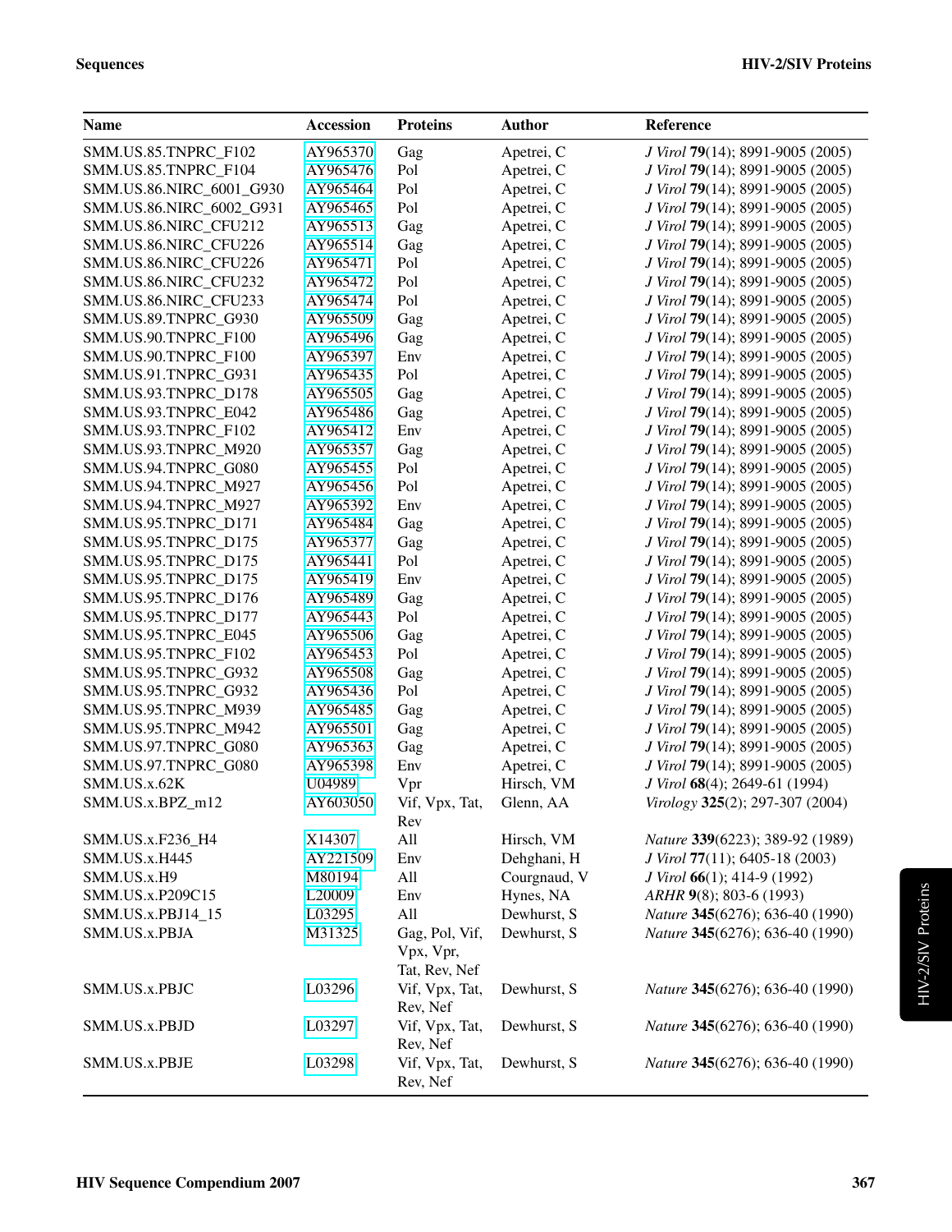| Name | Accession | Proteins | Author | Reference |
|---|---|---|---|---|
| SMM.US.85.TNPRC_F102 | AY965370 | Gag | Apetrei, C | *J Virol* **79**(14); 8991-9005 (2005) |
| SMM.US.85.TNPRC_F104 | AY965476 | Pol | Apetrei, C | *J Virol* **79**(14); 8991-9005 (2005) |
| SMM.US.86.NIRC_6001_G930 | AY965464 | Pol | Apetrei, C | *J Virol* **79**(14); 8991-9005 (2005) |
| SMM.US.86.NIRC_6002_G931 | AY965465 | Pol | Apetrei, C | *J Virol* **79**(14); 8991-9005 (2005) |
| SMM.US.86.NIRC_CFU212 | AY965513 | Gag | Apetrei, C | *J Virol* **79**(14); 8991-9005 (2005) |
| SMM.US.86.NIRC_CFU226 | AY965514 | Gag | Apetrei, C | *J Virol* **79**(14); 8991-9005 (2005) |
| SMM.US.86.NIRC_CFU226 | AY965471 | Pol | Apetrei, C | *J Virol* **79**(14); 8991-9005 (2005) |
| SMM.US.86.NIRC_CFU232 | AY965472 | Pol | Apetrei, C | *J Virol* **79**(14); 8991-9005 (2005) |
| SMM.US.86.NIRC_CFU233 | AY965474 | Pol | Apetrei, C | *J Virol* **79**(14); 8991-9005 (2005) |
| SMM.US.89.TNPRC_G930 | AY965509 | Gag | Apetrei, C | *J Virol* **79**(14); 8991-9005 (2005) |
| SMM.US.90.TNPRC_F100 | AY965496 | Gag | Apetrei, C | *J Virol* **79**(14); 8991-9005 (2005) |
| SMM.US.90.TNPRC_F100 | AY965397 | Env | Apetrei, C | *J Virol* **79**(14); 8991-9005 (2005) |
| SMM.US.91.TNPRC_G931 | AY965435 | Pol | Apetrei, C | *J Virol* **79**(14); 8991-9005 (2005) |
| SMM.US.93.TNPRC_D178 | AY965505 | Gag | Apetrei, C | *J Virol* **79**(14); 8991-9005 (2005) |
| SMM.US.93.TNPRC_E042 | AY965486 | Gag | Apetrei, C | *J Virol* **79**(14); 8991-9005 (2005) |
| SMM.US.93.TNPRC_F102 | AY965412 | Env | Apetrei, C | *J Virol* **79**(14); 8991-9005 (2005) |
| SMM.US.93.TNPRC_M920 | AY965357 | Gag | Apetrei, C | *J Virol* **79**(14); 8991-9005 (2005) |
| SMM.US.94.TNPRC_G080 | AY965455 | Pol | Apetrei, C | *J Virol* **79**(14); 8991-9005 (2005) |
| SMM.US.94.TNPRC_M927 | AY965456 | Pol | Apetrei, C | *J Virol* **79**(14); 8991-9005 (2005) |
| SMM.US.94.TNPRC_M927 | AY965392 | Env | Apetrei, C | *J Virol* **79**(14); 8991-9005 (2005) |
| SMM.US.95.TNPRC_D171 | AY965484 | Gag | Apetrei, C | *J Virol* **79**(14); 8991-9005 (2005) |
| SMM.US.95.TNPRC_D175 | AY965377 | Gag | Apetrei, C | *J Virol* **79**(14); 8991-9005 (2005) |
| SMM.US.95.TNPRC_D175 | AY965441 | Pol | Apetrei, C | *J Virol* **79**(14); 8991-9005 (2005) |
| SMM.US.95.TNPRC_D175 | AY965419 | Env | Apetrei, C | *J Virol* **79**(14); 8991-9005 (2005) |
| SMM.US.95.TNPRC_D176 | AY965489 | Gag | Apetrei, C | *J Virol* **79**(14); 8991-9005 (2005) |
| SMM.US.95.TNPRC_D177 | AY965443 | Pol | Apetrei, C | *J Virol* **79**(14); 8991-9005 (2005) |
| SMM.US.95.TNPRC_E045 | AY965506 | Gag | Apetrei, C | *J Virol* **79**(14); 8991-9005 (2005) |
| SMM.US.95.TNPRC_F102 | AY965453 | Pol | Apetrei, C | *J Virol* **79**(14); 8991-9005 (2005) |
| SMM.US.95.TNPRC_G932 | AY965508 | Gag | Apetrei, C | *J Virol* **79**(14); 8991-9005 (2005) |
| SMM.US.95.TNPRC_G932 | AY965436 | Pol | Apetrei, C | *J Virol* **79**(14); 8991-9005 (2005) |
| SMM.US.95.TNPRC_M939 | AY965485 | Gag | Apetrei, C | *J Virol* **79**(14); 8991-9005 (2005) |
| SMM.US.95.TNPRC_M942 | AY965501 | Gag | Apetrei, C | *J Virol* **79**(14); 8991-9005 (2005) |
| SMM.US.97.TNPRC_G080 | AY965363 | Gag | Apetrei, C | *J Virol* **79**(14); 8991-9005 (2005) |
| SMM.US.97.TNPRC_G080 | AY965398 | Env | Apetrei, C | *J Virol* **79**(14); 8991-9005 (2005) |
| SMM.US.x.62K | U04989 | Vpr | Hirsch, VM | *J Virol* **68**(4); 2649-61 (1994) |
| SMM.US.x.BPZ_m12 | AY603050 | Vif, Vpx, Tat, Rev | Glenn, AA | *Virology* **325**(2); 297-307 (2004) |
| SMM.US.x.F236_H4 | X14307 | All | Hirsch, VM | *Nature* **339**(6223); 389-92 (1989) |
| SMM.US.x.H445 | AY221509 | Env | Dehghani, H | *J Virol* **77**(11); 6405-18 (2003) |
| SMM.US.x.H9 | M80194 | All | Courgnaud, V | *J Virol* **66**(1); 414-9 (1992) |
| SMM.US.x.P209C15 | L20009 | Env | Hynes, NA | *ARHR* **9**(8); 803-6 (1993) |
| SMM.US.x.PBJ14_15 | L03295 | All | Dewhurst, S | *Nature* **345**(6276); 636-40 (1990) |
| SMM.US.x.PBJA | M31325 | Gag, Pol, Vif, Vpx, Vpr, Tat, Rev, Nef | Dewhurst, S | *Nature* **345**(6276); 636-40 (1990) |
| SMM.US.x.PBJC | L03296 | Vif, Vpx, Tat, Rev, Nef | Dewhurst, S | *Nature* **345**(6276); 636-40 (1990) |
| SMM.US.x.PBJD | L03297 | Vif, Vpx, Tat, Rev, Nef | Dewhurst, S | *Nature* **345**(6276); 636-40 (1990) |
| SMM.US.x.PBJE | L03298 | Vif, Vpx, Tat, Rev, Nef | Dewhurst, S | *Nature* **345**(6276); 636-40 (1990) |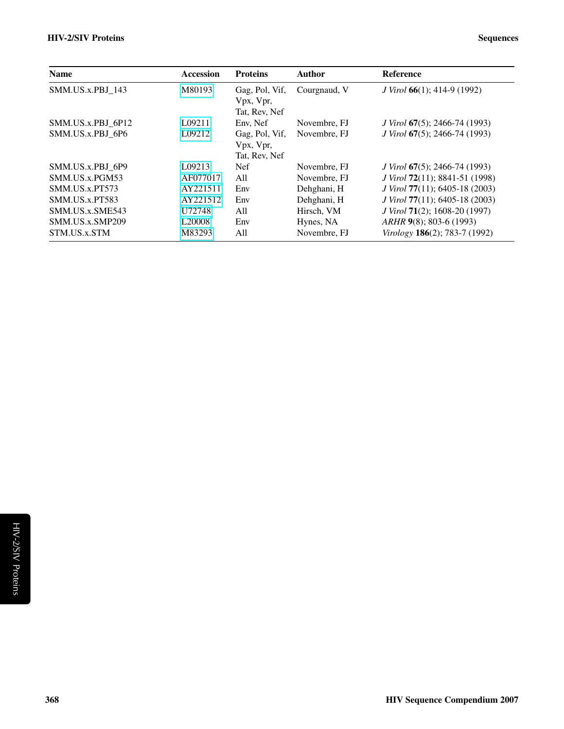| Name | Accession | Proteins | Author | Reference |
|---|---|---|---|---|
| SMM.US.x.PBJ_143 | M80193 | Gag, Pol, Vif, Vpx, Vpr, Tat, Rev, Nef | Courgnaud, V | *J Virol* **66**(1); 414-9 (1992) |
| SMM.US.x.PBJ_6P12 | L09211 | Env, Nef | Novembre, FJ | *J Virol* **67**(5); 2466-74 (1993) |
| SMM.US.x.PBJ_6P6 | L09212 | Gag, Pol, Vif, Vpx, Vpr, Tat, Rev, Nef | Novembre, FJ | *J Virol* **67**(5); 2466-74 (1993) |
| SMM.US.x.PBJ_6P9 | L09213 | Nef | Novembre, FJ | *J Virol* **67**(5); 2466-74 (1993) |
| SMM.US.x.PGM53 | AF077017 | All | Novembre, FJ | *J Virol* **72**(11); 8841-51 (1998) |
| SMM.US.x.PT573 | AY221511 | Env | Dehghani, H | *J Virol* **77**(11); 6405-18 (2003) |
| SMM.US.x.PT583 | AY221512 | Env | Dehghani, H | *J Virol* **77**(11); 6405-18 (2003) |
| SMM.US.x.SME543 | U72748 | All | Hirsch, VM | *J Virol* **71**(2); 1608-20 (1997) |
| SMM.US.x.SMP209 | L20008 | Env | Hynes, NA | *ARHR* **9**(8); 803-6 (1993) |
| STM.US.x.STM | M83293 | All | Novembre, FJ | *Virology* **186**(2); 783-7 (1992) |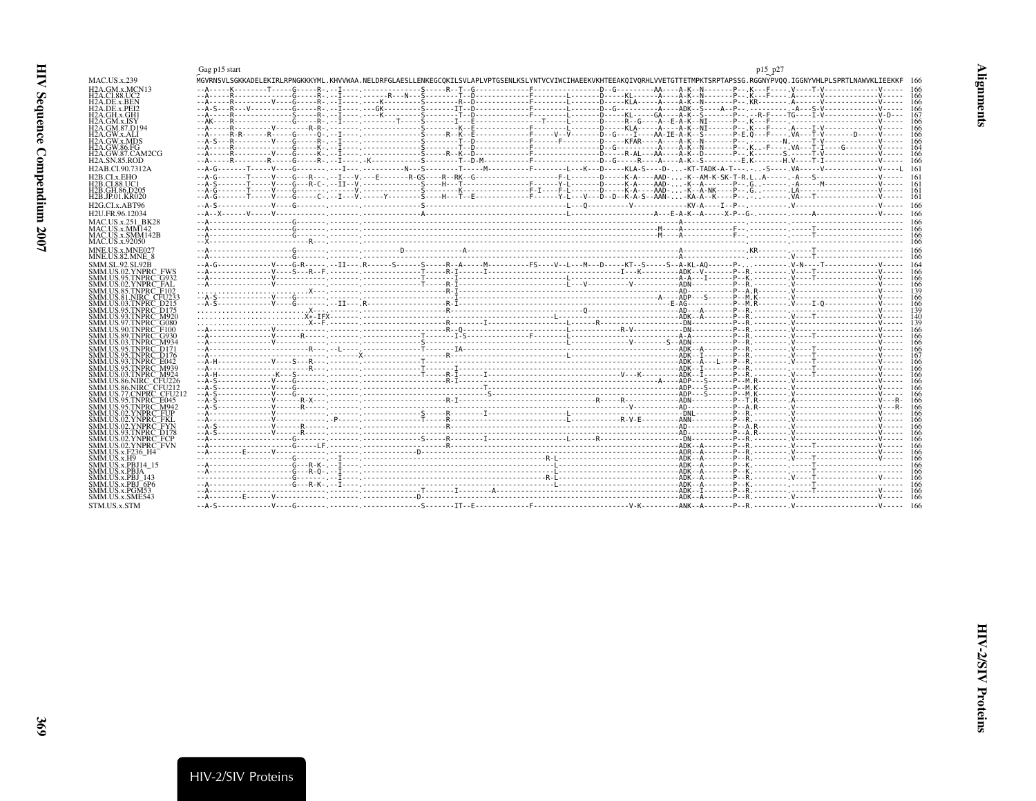Gag p15 start                                                                                                                                                                      p15_p27

```
MAC.US.x.239           MGVRNSVLSGKKADELEKIRLRPNGKKKYML.KHVVWAA.NELDRFGLAESLLENKEGCQKILSVLAPLVPTGSENLKSLYNTVCVIWCIHAEEKVKHTEEAKQIVQRHLVVETGTTETMPKTSRPTAPSSG.RGGNYPVQQ.IGGNYVHLPLSPRTLNAWVKLIEEKKF  166
H2A.GM.x.MCN13         --A-----K--------T-----G-----R-.--I----.-------------S-----R--T--G-------------F----------------D--G---------AA----A-K--N-------P---K---F----.V----T-V--------------V-----  166
H2A.CI.88.UC2          --A-----R--------------G-----R-.--I----.-------R---N---S--------T--D-------------F--------L-------D-----KL-----A----A-K--N-------P---K---F----.A------V--------------V-----  166
H2A.DE.x.BEN           --A-----R---------V----G-----R-.--I----.----K----------S--------R--D-------------F--------L-------D-----KLA-----A----A-K--N-------P---KR-------.A------V--------------V-----  166
H2A.DE.x.PEI2          --A-S---R---V----------G-----R-.--I----.---GK----------S--------IT--D-------------F--------L-------D--G---------A----ADK--S----A--P-.-----------A---S-V--------------V-----  166
H2A.GH.x.GH1           --A-----R--------------S-----R-.--I----.----K----------S--------T--D-------------F--------L-------D-----KL-----GA----A-K--S-------P---.-R-F---TG----I-V--------------V-D---  167
H2A.GM.x.ISY           --AK----R--------------G-----R-.--I----.-------T--------S--------E----------------T-----L-------D-----R--G----A--E-A-K--NI-------P---K---F-----.-------------------V-----  166
H2A.GM.87.D194         --A-----R------------V-------R-R-.------.------------S-----R--K--E-------------F--------L-------D-----KLA-----A----A-K--NI-------P---K---F----.A----I-V--------------V-----  166
H2A.GW.x.ALI           --A-----R-R----R-------G-----Q-.--I----.-------------S-----R--K--E-------------F--------V--V-------D--G----I----AA-IE-A-K--S-------P-E.Q---F----.VA----T-V---------D-------V-----  166
H2A.GW.x.MDS           --A-S---R--------------G-----R-.--I----.-------------S--------T--D-------------F------F----------D-----KFAR-----A----A-K--N-------P---.---------N-------T-V--------------V-----  166
H2A.GW.86.FG           --A-----R--------------G-----K-.--I----.-------------S--------T--D-------------F----------------D--G---------A----A-K--N-------P---K--.-F----.VA---T-I----G---------V-----  164
H2A.GW.87.CAM2CG       --A-----R---------V----G-----K-.--I----.-------------S-----R--K--D-------------F----------------D-----R-AL----AA----A-K--D-------P---K---------S------T-V--------------V-----  166
H2A.SN.85.ROD          --A-----R--------R-----G-----R-.--I----.-K-----------S--------T--D-M-----------F----------------D--G-----R-----A----A-K--S---------E.K--------H.V----T-I--------------V-----  166
H2AB.CI.90.7312A       --A-G-------T-----V----G-------.---I---.----------N---S--------T-----M-----------F--------L---K---D-----KLA-S----D-...-KT-TADK-A-T----.-.-S-----.VA-----V--------------V----L  161
H2B.CI.x.EHO           --A-G-------T-----V----G---R--.---I---V.---E-------R-GS----R--RK--G--------------------F-L-------D-----K-A----AAD-..-K--AM-K-SK-T-R.L..A------.-A---S--------------V-----  161
H2B.CI.88.UC1          --A-S-------T-----V----G---R-C-.--II--V.-------------S----H---T-----------------F-----Y-L-------D-----K-A----AAD-..-K--A--------P---G.-------.-A-----M--------------V-----  161
H2B.GH.86.D205         --A-G-------T-----V----G-------.-------V.-------------S--------K-----------------F-I----F-L-------D-----K-A----AAD-..-K--A-NK-----P---G.-------.LA---------------------V-----  161
H2B.JP.01.KR020        --A-G-------T-----V----G-----C-.--I---V.-----Y-------S----H---T--E-------------F-----Y-L---V---D--D--K-A-S--AAN-..-KA-A--K-----P--.-.-------.VA----T--------------V-----  161
H2G.CI.x.ABT96         --A-S-------------V----G-------.--------.-------------S------------------------------L---Q-----------V--------------KV-A----I--P--.-----------.V---------------------V-----  166
H2U.FR.96.12034        --A--X------V-----V----------.-------.------------A--------------------------------L-------------------------A---E-A-K--A-----X-P--G-.-------.-----A--------------V-----  166
MAC.US.x.251_BK28      --A--------------------G-------.--------.-----------------------------------------------------------------------A---------------------.-----------.-----------------------  166
MAC.US.x.MM142         --A--------------------G-------.--------.------------------------------------------------------------------M----A---------F--.-------.-----T----------------------  166
MAC.US.x.SMM142B       --A--------------------G-------.--------.------------------------------------------------------------------M----A---------F--.-------.-----T----------------------  166
MAC.US.x.92050         --X---------------------R---.-------.-------------------------------------------------------------------------------------------.-------.-----------------------------  166
MNE.US.x.MNE027        --A--------------------G-------.--------.--------D-----------A------------------------------------------------A-----------------KR-------.-----T----------------------  166
MNE.US.82.MNE_8        --A--------------------G-------.--------.----------------------------------------------------------------------A----------------------.V----T----------------------  166
SMM.SL.92.SL92B        --A-G-------------V----G-R-----.--II----R------S------S-----R--A-----M----------FS----V--L---M---D-----KT--S-----S--A-KL-AQ------P--.---------.V-N----T--------------V-----  164
SMM.US.02.YNPRC_FWS    --A---------------V----S---R--F.--------.-------------T-----R-I------I-------------------------I---K---------ADK--V-------P--R.--------.V----T--------------V-----  166
SMM.US.95.TNPRC_G932   --A---------------V----------.-------.-------------T-----R-I-----------------------L-------------------A-A---I-------P--K.---------.V----T--------------V-----  166
SMM.US.02.YNPRC_FAL    --A---------------V----------.-------.-------------T-----R-I-----------------------L--V-----------V---------ADN-------P--R.---------.V-----------------V-----  166
SMM.US.85.TNPRC_F102   ...............X---.-------.-------------------R-I---------------------------------------------AD--------P--A-R.--------.V------------------V-----  139
SMM.US.81.NIRC_CFU233  --A-S-------------V----G-------.-------.-------------------I-----------------------------------------A----ADP---S-----P--M.K-------.V------------------V-----  166
SMM.US.03.TNPRC_D215   --A-S-------------V----G-------.--II---R---------------------R-I--------------------------------------E-AG----------P--M.R-------.V----I-Q--------------V-----  166
SMM.US.95.TNPRC_D175   ........................X-----.-------------------------------------------Q---------------------AD---A-------P--R.--------.V------------------V-----  139
SMM.US.93.TNPRC_M920   ........................X--IFX-.-------------------------------------------L------------------------ADK--A-------P--R.--------.V----T--------------V-----  140
SMM.US.97.TNPRC_G080   ........................X--F---.-------.-------------R-------I-----------------------L-------R--------------DN--------P--R.--------.V------------------V-----  139
SMM.US.90.TNPRC_F100   --A---------------V----------.-------.-------------R--Q------------------------L---------R-V---------DN--------P--R.--------.V------------------V-----  166
SMM.US.89.TNPRC_G930   --A---------------V-------R----.-------.-------------T------I-S-------------F---------L--------------A-A----------P--R.--------.V----T--------------V-----  166
SMM.US.03.TNPRC_M934   --A---------------V----------.-------.-------------S-----------------------------L----------V-------S--ADN--------P--R.--------.V------------------V-----  166
SMM.US.95.TNPRC_D171   --A----------------------R---.--L----.-------------T------IA-----------------------------------------ADK--A-------P--R.--------.V----T--------------V-----  166
SMM.US.95.TNPRC_D176   --A-----------------------------.-------X-------------R---------------------------L------------------ADK--I-------P--R.--------.V----T--------------V-----  167
SMM.US.93.TNPRC_E042   --A-H-------------V----S---R---.-------.-------------T-----------------------------------------------ADK--A---L---P--R.--------.V----T--------------V-----  166
SMM.US.95.TNPRC_M939   --A------------------------R---.-------.-------------T-----I-----------------------------------------ADK--I-------P--R.--------.-----T--------------V-----  166
SMM.US.03.TNPRC_M924   --A-H------------K----S---------.-------.-------------T-----R-I------I-------------------V---K---------ADK--I-------P--R.--------.V----T--------------V-----  166
SMM.US.86.NIRC_CFU226  --A-S-------------V----G-------.-------.-------------------R-I-----------------------------------A----ADP---S-----P--M.R-------.V------------------V-----  166
SMM.US.86.NIRC_CFU212  --A-S-------------V----G-------.-------.------------------------------T-----------------------------------ADP---S-----P--M.K-------.V------------------V-----  166
SMM.US.77.CNPRC_CFU212 --A-S-------------V----G-------.-------.-------------------------------S----------------------------------ADP---S-----P--M.K-------.V------------------V-----  166
SMM.US.95.TNPRC_E045   --A-S-------------V----R-X-----.-------.-------------------R-I-----------------------------R------R------------ADN--------P--T.R-------.A------------------V---R-  166
SMM.US.95.TNPRC_M942   --A-S-------------V----R-------.-------.--------------------------------------------------V------------AD---------P--A.R-------.V------------------V---R-  166
SMM.US.02.YNPRC_FUP    --A---------------V----------.-------.-------------S-----R------I------------------L------------------DNL--------P--R.--------.V------------------V-----  166
SMM.US.02.YNPRC_FKL    --A---------------V---------P-----.-------.-------------T-----R---------------------------L-----------R-V-E---------ANN--------P--R.--------.V------------------V-----  166
SMM.US.02.YNPRC_FYN    --A-S-------------V------R-----.-------.-------------------R-----------------------------------------------AD---------P--A.R-------.V------------------V-----  166
SMM.US.93.TNPRC_D178   --A-S-------------V------R-----.-------.----------------------------------------------------------------AD---------P--A.R-------.V------------------V-----  166
SMM.US.02.YNPRC_FCP    --A--------------------G-------.-------.-------------S-----R------I--------------------L------R---------------DN--------P--R.--------.V------------------V-----  166
SMM.US.02.YNPRC_FVN    --A--------------------G-----LF.-------.-------------------R---------------------------------------------ADK--A-------P--R.--------.V----T--------------V-----  166
SMM.US.x.F236_H4       --A---------E------V----------.-------.-----------D--------------------------------------------------ADR--A-------P--R.--------.V------------------V-----  166
SMM.US.x.H9            -----------------------G-------.--I----.-----------------------------------R-L--------------------------ADK--A-------P--R.--------.V----T--------------V-----  166
SMM.US.x.PBJ14_15      --A--------------------G---R-K-.--I----.--------------------------------------L--------------------------ADK--A-------P--K.--------.-----T----------------------  166
SMM.US.x.PBJA          --A--------------------G---R-Q-.--I----.--------------------------------------L--------------------------ADK--A-------P--K.--------.-----T----------------------  166
SMM.US.x.PBJ_143       -----------------------G-------.--I----.-----------------------------------R-L--------------------------ADK--A-------P--R.--------.V----T--------------V-----  166
SMM.US.x.PBJ_6P6       --A--------------------G---R-K-.--I----.--------------------------------------L--------------------------ADK--A-------P--K.--------.-----T----------------------  166
SMM.US.x.PGM53         --A--------------------------.-------.-------------T--------I---------A---------------------------------ADK--I-------P--R.--------.V----T--------------V-----  166
SMM.US.x.SME543        --A---------E------V----------.-------.-----------D--------------------------------------------------ADK--A-------P--R.--------.V------------------V-----  166
STM.US.x.STM           --A-S-------------V----G-------.-------.-------------S--------IT--E-------------F----------------------V-K----------ANK--A-------P--R.--------.V------------------V-----  166
```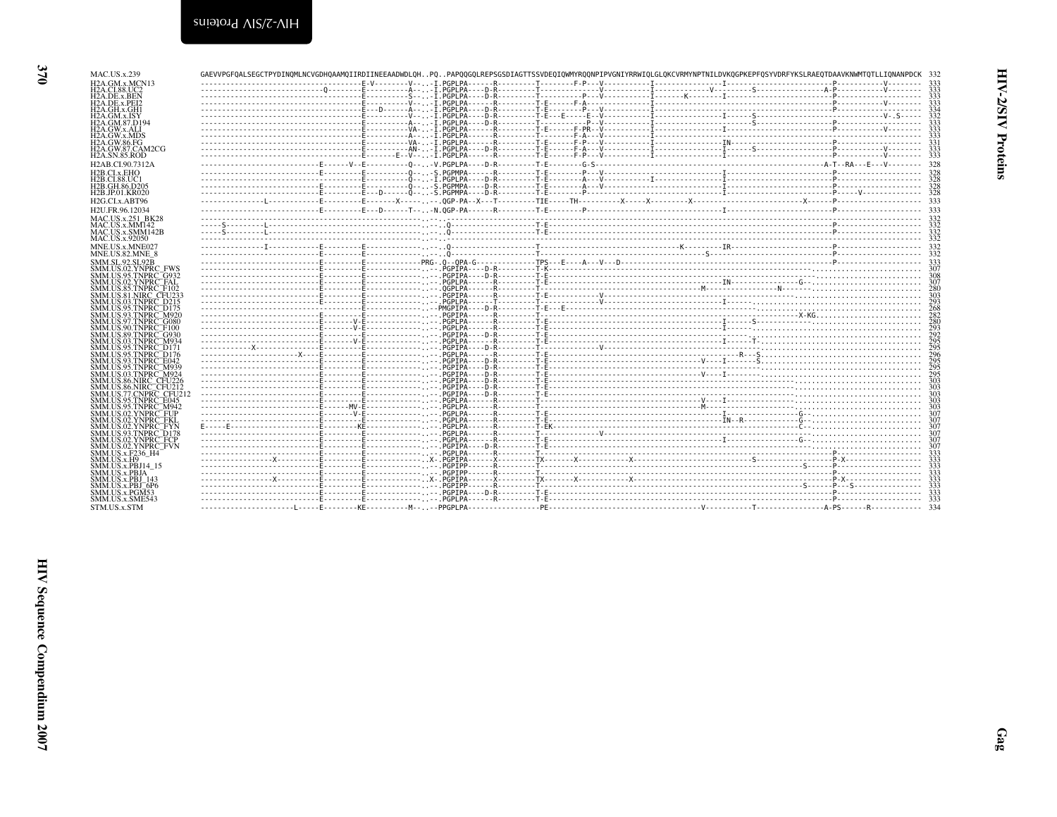```
MAC.US.x.239             GAEVVPGFQALSEGCTPYDINQMLNCVGDHQAAMQIIRDIINEEAADWDLQH..PQ..PAPQQGQLREPSGSDIAGTTSSVDEQIQWMYRQQNPIPVGNIYRRWIQLGLQKCVRMYNPTNILDVKQGPKEPFQSYVDRFYKSLRAEQTDAAVKNWMTQTLLIQNANPDCK 332
H2A.GM.x.MCN13           -------------------------------------E-V--------V--..-I.PGPLPA------R---------T--------F-P---V-----------I---------------I------------------------P-----------V-------- 333
H2A.CI.88.UC2            ----------------------------Q--------E----------A--..-I.PGPLPA----D-R---------T---------------V-----------I------------V-------S---------------A-P-----------V-------- 333
H2A.DE.x.BEN             -------------------------------------E----------S--..-I.PGPLPA----D-R---------T------------P---V-----------I-------K------I------------------------P-------------------- 333
H2A.DE.x.PEI2            -------------------------------------E----------V--..-I.PGPLPA------R---------T-E------F-A-----------------I------------------------------------P-----------V-------- 333
H2A.GH.x.GH1             -------------------------------------E---D------A--..-I.PGPLPA----D-R---------T-E----------P---V-----------I------------------------------------P-------------------- 334
H2A.GM.x.ISY             -------------------------------------E----------V--..-I.PGPLPA----D-R---------T-E---E-----E---V-----------I---------------I------S-----------------------------V-.S---- 332
H2A.GM.87.D194           -------------------------------------E----------A--..-I.PGPLPA----D-R---------T------------P---V-----------I----------------------S-----------------P-------------------- 333
H2A.GW.x.ALI             -------------------------------------E---------VA--..-I.PGPLPA------R---------T-E------F-PR--V-----------I---------------I------------------------P-----------V-------- 333
H2A.GW.x.MDS             -------------------------------------E----------A--..-I.PGPLPA----D-R---------T--------F-A---V-----------I------------------------------------P-------------------- 333
H2A.GW.86.FG             -------------------------------------E---------VA--..-I.PGPLPA------R---------T-E------F-P---V-----------I---------------IN-----------------------P-------------------- 331
H2A.GW.87.CAM2CG         -------------------------------------E---------AN--..-I.PGPLPA----D-R---------T-E------F-A---V-----------I---------------I------S-----------------P-----------V-------- 333
H2A.SN.85.ROD            -------------------------------------E-----E--V--..-I.PGPLPA------R---------T-E------F-P---V-----------I---------------I------------------------P-----------V-------- 333
H2AB.CI.90.7312A         ------------------------E------V--E----------Q--..-V.PGPLPA----D-R---------T-E--------G-S-------------------------------------------------------A-T--RA---E---V-------- 328
H2B.CI.x.EHO             ------------------------E---------E----------Q--..-S.PGMPA------R---------T-E--------P---V-----------------------------I------------------------P-------------------- 328
H2B.CI.88.UC1            ----------------------------------E----------Q--..-I.PGPLPA----D-R---------T-E--------A---V-----------I-----------------I------------------------P-------------------- 328
H2B.GH.86.D205           ------------------------E---------E----------Q--..-S.PGMPA----D-R---------T-E--------A---V-----------------------------I------------------------P-------------------- 328
H2B.JP.01.KR020          ------------------------E---------E---D------Q--..-S.PGMPA----D-R---------T-E--------P-----------------------------------I------------------------P------V------------ 328
H2G.CI.x.ABT96           ------------L-----------E---------E-------X------..--.QGP-PA--X---T---------TIE-----TH---------X-----X---------X----------------------X------P-------------------- 333
H2U.FR.96.12034          ------------------------E---------E---D------T--..-N.QGP-PA------R---------T-E--------P---------------------------------I------------------------P-------------------- 333
MAC.US.x.251_BK28        ------------------------------------------------..--.-------------------------------------------------------------------------------------------------------- 332
MAC.US.x.MM142           -----S---------L-------------------------------..--.Q------------------T-E----------------------------------------------------------------------P-------------------- 332
MAC.US.x.SMM142B         -----S---------L-------------------------------..--.Q------------------T-E----------------------------------------------------------------------P-------------------- 332
MAC.US.x.92050           ------------------------------------------------..--.-------------------------------------------------------------------------------------------------------- 332
MNE.US.x.MNE027          ---------------I-----------E---------E-------------..--.Q------------------T------------------------------------K---------IR---------------------P-------------------- 332
MNE.US.82.MNE_8          ---------------------------E---------E-------------..--.Q------------------T-----------------------------------------S----------------------------P-------------------- 332
SMM.SL.92.SL92B          ---------------------------E---------E-------------PRG-.Q-.QPA-G------------TPS---E----A---V---D---------------------------------------------------P-------------------- 333
SMM.US.02.YNPRC_FWS      ---------------------------E---------E-------------..--.PGPIPA----D-R---------T-K------------------------------------------------------..........................  307
SMM.US.95.TNPRC_G932     ---------------------------E---------E-------------..--.PGPIPA----D-R---------T-E-------------------------------------------------------..........................  308
SMM.US.02.YNPRC_FAL      ---------------------------E---------E-------------..--.PGPLPA------R---------T-E----------------------------------------IN---------------G--.......................  307
SMM.US.85.TNPRC_F102     ---------------------------E---------E-------------..--.QGPLPA------R---------T-------------------------------M-----------------N-------..........................  280
SMM.US.81.NIRC_CFU233    ---------------------------E---------E-------------..--.PGPIPA------R---------T-E--------------V--------------------------------------..........................  303
SMM.US.03.TNPRC_D215     ---------------------------E---------E-------------..--.PGPLPA------T---------T-------------V-----------------------I-------.....................................  293
SMM.US.95.TNPRC_D175     -------------------------------------E-------------..--PMGPIPA----D-R---------T-E---E-----------------------------------..............................................  268
SMM.US.93.TNPRC_M920     ---------------------------E---------E-------------..--.PGPIPA------R---------T-E--------------------------------------------------X-KG........................  282
SMM.US.97.TNPRC_G080     ---------------------------E-------V-E-------------..--.PGPLPA------R---------T-E----------------------------------------I-------S------.........................  280
SMM.US.90.TNPRC_F100     ---------------------------E-------V-E-------------..--.PGPLPA------R---------T-E----------------------------------------I------.....................................  293
SMM.US.89.TNPRC_G930     ---------------------------E---------E-------------..--.PGPIPA----D-R---------T-E----------------------------------------------.....................................  292
SMM.US.03.TNPRC_M934     ---------------------------E-------V-E-------------..--.PGPLPA------R---------T-E----------------------------------------I-------T-.....................................  295
SMM.US.95.TNPRC_D171     -----------X---------------E---------E-------------..--.PGPIPA----D-R---------T-------------V------------------------------------.....................................  295
SMM.US.95.TNPRC_D176     ---------------------X-----E---------E-------------..--.PGPLPA------R---------T-E------------------------------------------R---S.....................................  296
SMM.US.93.TNPRC_E042     ---------------------------E---------E-------------..--.PGPIPA----D-R---------T-E-------------------------------V----I-------S.....................................  295
SMM.US.95.TNPRC_M939     ---------------------------E---------E-------------..--.PGPIPA----D-R---------T-E----------------------------------------------.....................................  295
SMM.US.03.TNPRC_M924     ---------------------------E---------E-------------..--.PGPIPA----D-R---------T-E-------------------------------V----I-------.......................................  295
SMM.US.86.NIRC_CFU226    ---------------------------E---------E-------------..--.PGPIPA----D-R---------T-E----------------------------------------------.....................................  303
SMM.US.86.NIRC_CFU212    ---------------------------E---------E-------------..--.PGPIPA----D-R---------T-E--------------------------------------------------............................  303
SMM.US.77.CNPRC_CFU212   ---------------------------E---------E-------------..--.PGPIPA----D-R---------T-E--------------------------------------------------............................  303
SMM.US.95.TNPRC_E045     ---------------------------E---------E-------------..--.PGPLPA------R---------T-----------------------------------V----I---------------............................  303
SMM.US.95.TNPRC_M942     ---------------------------E------MV-E-------------..--.PGPLPA------R---------T-------------------------------M--------------------............................  303
SMM.US.02.YNPRC_FUP      ---------------------------E-------V-E-------------..--.PGPLPA------R---------T-E----------------------------------------I----------------G--.......................  307
SMM.US.02.YNPRC_FKL      ---------------------------E---------E-------------..--.PGPLPA------R---------T-E----------------------------------------IN--R------------G--.......................  307
SMM.US.02.YNPRC_FYN      E-----E--------------------E---------KE------------..--.PGPLPA------R---------T-EK-----------------------------------------------------C--.......................  307
SMM.US.93.TNPRC_D178     ---------------------------E---------E-------------..--.PGPLPA------R---------T--------------V----------------------------------------..........................  307
SMM.US.02.YNPRC_FCP      ---------------------------E---------E-------------..--.PGPLPA------R---------T-E----------------------------------------I---------------G--.......................  307
SMM.US.02.YNPRC_FVN      ---------------------------E---------E-------------..--.PGPIPA----D-R---------T-E-------------------------------------------------------..........................  307
SMM.US.x.F236_H4         ---------------------------E---------E-------------..--.PGPLPA------R---------T--------------------------------------------------------------P-------------------- 333
SMM.US.x.H9              ----------------X----------E---------E-------------..X-.PGPIPA------X---------TX-------X------------X----------------------------S-----------P-X------------------ 333
SMM.US.x.PBJ14_15        ---------------------------E---------E-------------..--.PGPIPP------R---------T-----------------------------------------------------------S------P-------------------- 333
SMM.US.x.PBJA            ---------------------------E---------E-------------..--.PGPIPP------R---------T--------------------------------------------------------------P-------------------- 333
SMM.US.x.PBJ_143         ----------------X----------E---------E-------------..X-.PGPIPA------X---------TX-------X------------X----------------------------------------P-X------------------ 333
SMM.US.x.PBJ_6P6         ---------------------------E---------E-------------..--.PGPIPP------R---------T-----------------------------------------------------------S------P----S-------------- 333
SMM.US.x.PGM53           ---------------------------E---------E-------------..--.PGPIPA----D-R---------T-E----------------------------------------------------------P-------------------- 333
SMM.US.x.SME543          ---------------------------E---------E-------------..--.PGPLPA------R---------T-E----------------------------------------------------------P-------------------- 333
STM.US.x.STM             ---------------------L-----E---------KE-----------M-..--PPGPLPA----------------PE------------------------------------V-----------T---------------A-PS------R------------ 334
```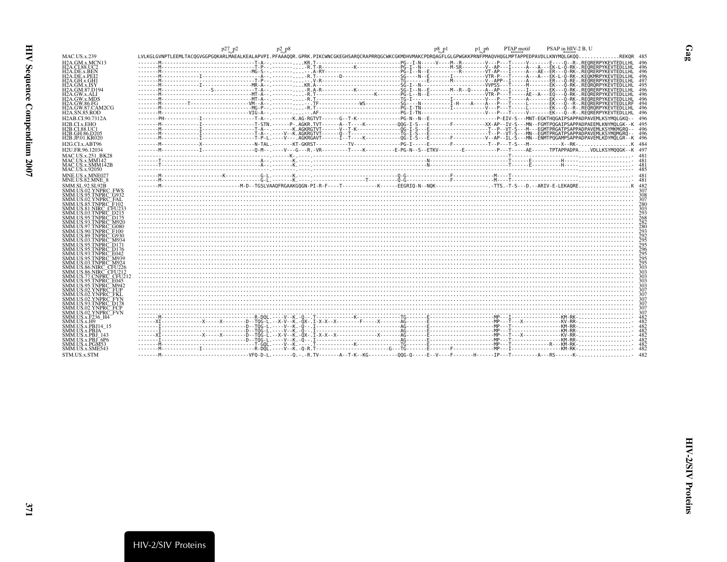```
                         p27_p2          p2_p8                                                             p8_p1           p1_p6      PTAP motif      PSAP in HIV-2 B, U
MAC.US.x.239             LVLKGLGVNPTLEEMLTACQGVGGPGQKARLMAEALKEALAPVPI.PFAAAQQR.GPRK.PIKCWNCGKEGHSARQCRAPRRQGCWKCGKMDHVMAKCPDRQAGFLGLGPWGKKPRNFPMAQVHQGLMPTAPPEDPAVDLLKNYMQLGKQQ..............REKQR  485
H2A.GM.x.MCN13           -------M------------------------------T-A--.----------.KR.T--------------------------PG--I-N-----V----M--R--------V---P---T-----V-------E----Q--R-.REQRERPYKEVTEDLLHL  496
H2A.CI.88.UC2            -------M------------------------------T-P--.----------.-R.T-R----------K-------------PG-I--N----------M-SR--------V--AP---T-----A---A---EK-L-Q-RK-.REQRERPYKEVTEDLLHL  496
H2A.DE.x.BEN             -------M-----------------------------MG-S--.----------.-A-RY---------------------------PG-I--N--E----------R--------VT-AP---I-----A---AE--ER---Q-RK-.REQRERPYKEVTEDLLHL  496
H2A.DE.x.PEI2            -------M------------I-----------------A--.----------.-R.T--------D---------------------SG----N--E-------I-----------VTR-P---T-----A---A---EK-L-Q-RK-.KEQKMRPYKEVTEDLLHL  496
H2A.GH.x.GH1             -------M------------I-----------------T-P--.----------.--V-R----------------------------TG-------E------M-----------V--APP--I-----A-------ER---Q-RE-.REQRERPYKEVTEDLLHL  497
H2A.GM.x.ISY             -------M------------I-----------------MR-A--.----------.KR.A--------------------------SG-I--N----------------------VVPSS---T-----M-------EK---Q-RK-.REQRQRPYKEVTEDLLHL  495
H2A.GM.87.D194           -------M---------------S--------------T-A--.----------.-R.A-R----------K-------------SG-I--N--E--------M--R--Q-----A--AP---I-----I-------EK---Q-RK-.REQRERPYKEVTEDLLHL  496
H2A.GW.x.ALI             -------M------------------------------MT-A--.----------.-R.T-------------------K--------PG-L--N--E------------------VTR-P---T-----AE--A---EQ---Q-RK-.REQRERPYKEVTEDLLHL  496
H2A.GW.x.MDS             -------M------------------------------MT-A--.----------.-R.T---------------------------SG-I--N----------I------------V---P---T-----A-------EK---Q-RK-.REQRERPYKEVTEDLLHL  496
H2A.GW.86.FG             -------M---------T-----------------VM--A--.----------.--.TF---------------WS-----------SG----N---------I-H----A----A---P---T-----L-------EK---Q--R-.REQRERPYKEVTEDLLRF  494
H2A.GW.87.CAM2CG         -------M------------------------------MG-P--.----------.-R.T---------------------------PG-I-TN----------I------------V---P---T-----L-------EK---Q--R-.REQRQRPYKEVTEDLLHL  496
H2A.SN.85.ROD            -------M-----------------------------VIG-A--.----------.AF-------------------------------PG-I-TN--------------------V---P---T-----V-------EK---Q--R-.REQRERPYKEVTEDLLHL  496
H2AB.CI.90.7312A         -------PH-----------I-----------------T-A--.--------K.AG-RGTVT------G--T-K---------------PG-N--N--E-----------------------P-EIV-S---MNT-EGKTHQGAIPSAPPADPAVEMLKSYMQLGKQ--  496
H2B.CI.x.EHO             -------M------------I-----------------T-STN.------P-.AGKR.TVT------A--T----K-----------QQG-I-S---E-------F-----------XX-AP--IV-S---MN--FGMTPQGAIPSAPPADPAEEMLKNYMQLGK--K  495
H2B.CI.88.UC1            -------M------------I-----------------T-A--.--------K.AGKRGTVT------V--T-K---------------QG-I-S---E-------------------T--P--VT-S---M---EGMTPRGATPSAPPADPAVEMLKSYMKMGRQ--  496
H2B.GH.86.D205           -------M------------I-----------------T-A--.-----V--K.AGKRGTVT------Q--T-----------------TG-I-S---E-------------------T--P--VT-S---MN--EGMTPRGATPSAPPADPAVEMLKSYMQMGRQ--  496
H2B.JP.01.KR020          -------M------------I-----------------T-P-L.----V---.AGKRGAVT------I--T----K-------------QG-I-S---E-------F-----------V--AP--IL-S---MN--ENMTPQGAMPSAPPADPAVEMLKDYMQLGR--K  496
H2G.CI.x.ABT96           -------M------------X-----------------N-TAL.--------KT-GKRST------------TV-----------------PG-I-----E-------F-----------T--P---T-S---M----------X--RK-..................K  484
H2U.FR.96.12034          -------M------------I-----------------Q-M--.----V---G---R.-VR----------T----K----------E-PG-N--S--ETKV--------E-----------P---T-----AE------TPTAPPADPA....VDLLKSYMQQGK--K  497
MAC.US.x.251_BK28        ---------------------------------------.-------K-.----.--------------------------------------------------------------------T-----------------------..................  481
MAC.US.x.MM142           -------T------------------------------A--.-------K.----.-------------------------------------N------------------------------T-----E----------H------..................  481
MAC.US.x.SMM142B         -------T------------------------------A--.-------K.----.-------------------------------------N------------------------------T-----E----------H------..................  481
MAC.US.x.92050           ---------------------------------------.----------.----.--------------------------------------------------------------------T-----------------------..................  485
MNE.US.x.MNE027          -------M-------------------K----------G-L.-------K.----.---------------------------------Q-G----------------F--------------M----T-----------------------..................  481
MNE.US.82.MNE_8          -------M------------------------------G-L.-------K.----.--------------------T----------Q-G----------------F--------------M----T-----------------------..................  481
SMM.SL.92.SL92B          -------M---------------------------M-D--TGSLVAAQFGRAAKGQGN-PI-R-F----T------------K------EEGRIQ-N--NQK--------------------.-TTS.-T-S---D.--ARIV-E-LEKAQRE.................K  482
SMM.US.02.YNPRC_FWS      ...........................................................................................................................................................  307
SMM.US.95.TNPRC_G932     ...........................................................................................................................................................  308
SMM.US.02.YNPRC_FAL      ...........................................................................................................................................................  307
SMM.US.85.TNPRC_F102     ...........................................................................................................................................................  280
SMM.US.81.NIRC_CFU233    ...........................................................................................................................................................  303
SMM.US.03.TNPRC_D215     ...........................................................................................................................................................  293
SMM.US.95.TNPRC_D175     ...........................................................................................................................................................  268
SMM.US.93.TNPRC_M920     ...........................................................................................................................................................  282
SMM.US.97.TNPRC_G080     ...........................................................................................................................................................  280
SMM.US.90.TNPRC_F100     ...........................................................................................................................................................  293
SMM.US.89.TNPRC_G930     ...........................................................................................................................................................  292
SMM.US.03.TNPRC_M934     ...........................................................................................................................................................  295
SMM.US.95.TNPRC_D171     ...........................................................................................................................................................  295
SMM.US.95.TNPRC_D176     ...........................................................................................................................................................  296
SMM.US.93.TNPRC_E042     ...........................................................................................................................................................  295
SMM.US.95.TNPRC_M939     ...........................................................................................................................................................  295
SMM.US.03.TNPRC_M924     ...........................................................................................................................................................  295
SMM.US.86.NIRC_CFU226    ...........................................................................................................................................................  303
SMM.US.86.NIRC_CFU212    ...........................................................................................................................................................  303
SMM.US.77.CNPRC_CFU212   ...........................................................................................................................................................  303
SMM.US.95.TNPRC_E045    ...........................................................................................................................................................  303
SMM.US.95.TNPRC_M942     ...........................................................................................................................................................  303
SMM.US.02.YNPRC_FUP     ...........................................................................................................................................................  307
SMM.US.02.YNPRC_FKL     ...........................................................................................................................................................  307
SMM.US.02.YNPRC_FYN     ...........................................................................................................................................................  307
SMM.US.93.TNPRC_D178     ...........................................................................................................................................................  307
SMM.US.02.YNPRC_FCP     ...........................................................................................................................................................  307
SMM.US.02.YNPRC_FVN     ...........................................................................................................................................................  307
SMM.US.x.F236_H4        -------M------------------------------R-DQL.-----V--K.-Q-.-T-------------K----------------TG-------E----------------------MP---I-------------------KM-RK-..................  482
SMM.US.x.H9             ------XI--------------X-----X---------D--TQG-L.--X-V--K.-QX-.I-X-X--X--------F-----X--------AG-------E----------------------MP---T---X-------------KV-RR-..................  482
SMM.US.x.PBJ14_15       -------I------------------------------D--TQG-L.-----V--K.-Q-.-I----------------------------AG-------E----------------------MP---T-------------------KM-RR-..................  482
SMM.US.x.PBJA           -------I------------------------------D--TQG-L.-----V--K.-Q-.-I----------------------------AG-------E----------------------MP---T-------------------KM-RR-..................  482
SMM.US.x.PBJ_143        ------XI--------------X-----X---------D--TQG-L.--X-V--K.-QX-.I-X-X--X--------------X--------AG-------E----------------------MP---T---X-------------KV-RR-..................  482
SMM.US.x.PBJ_6P6        -------I------------------------------D--TQG-L.-----V--K.-Q-.-I----------------------------AG-------E----------------------MP---T-------------------KM-RR-..................  482
SMM.US.x.PGM53          -------M------------------------------T-GQL.-----V--K.----.-T--------------K---------------TG-------E----------------------MP---T-------------R---KM-RK-..................  482
SMM.US.x.SME543         -------M------------I-----------------R-DQL.-----V--K.-Q-R.T------------------------G---TG-------E-------F-------------MP---I-------------------KM-RK-..................  482
STM.US.x.STM            -------M------------------------------VFQ-D-L.--------Q.-.-R.TV--------A--T-K--KG----------QQG-Q------E--V----F--------H------IP---T----------A---RS------K-..................  482
```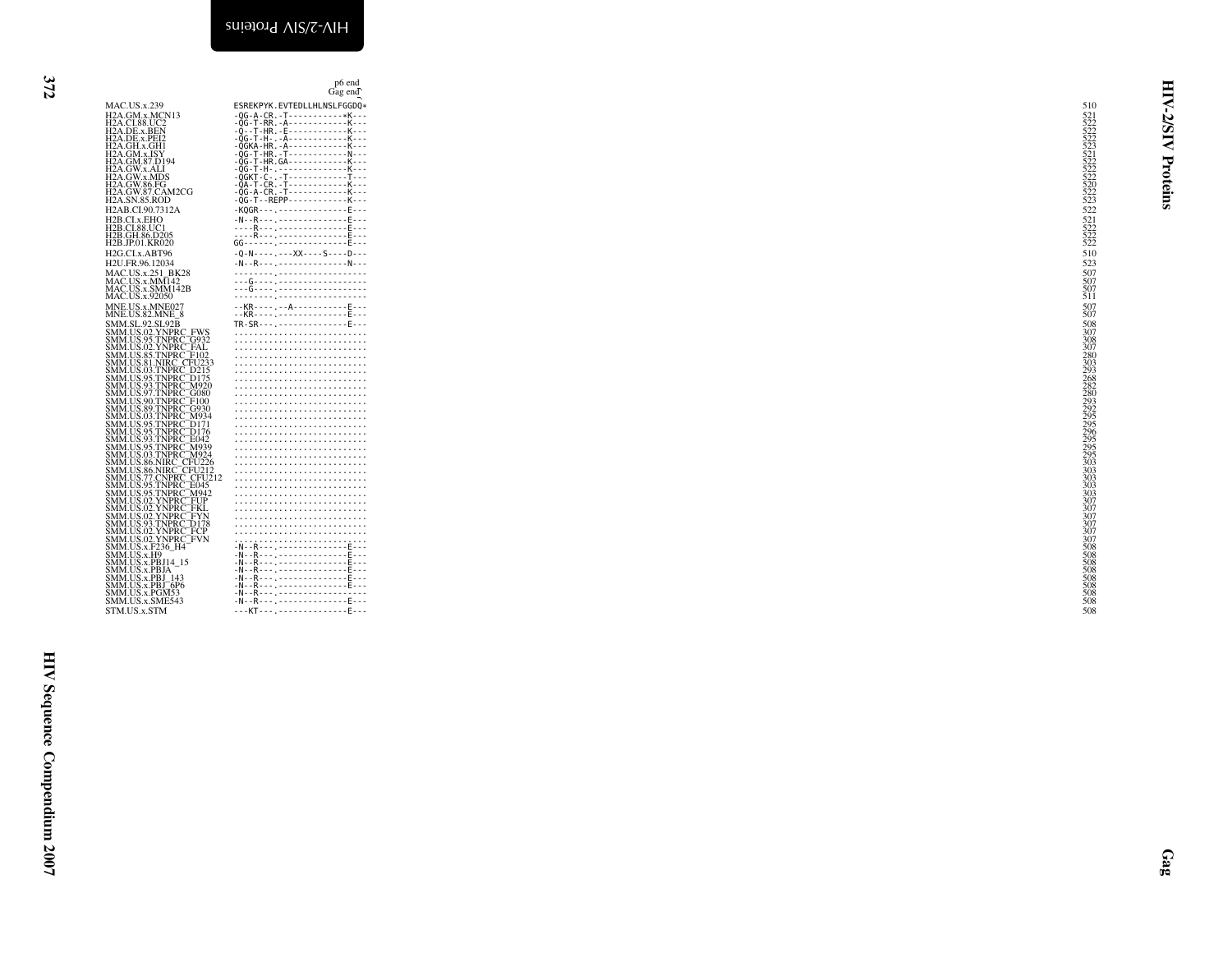```
                          p6 end
                          Gag end
MAC.US.x.239              ESREKPYK.EVTEDLLHLNSLFGGDQ*    510
H2A.GM.x.MCN13            -QG-A-CR.-T-----------*K---    521
H2A.CI.88.UC2             -QG-T-RR.-A-----------K---     522
H2A.DE.x.BEN              -Q--T-HR.-E-----------K---     522
H2A.DE.x.PEI2             -QG-T-H-.-A-----------K---     522
H2A.GH.x.GH1              -QGKA-HR.-A-----------K---     523
H2A.GM.x.ISY              -QG-T-HR.-T-----------N---     521
H2A.GM.87.D194            -QG-T-HR.GA-----------K---     522
H2A.GW.x.ALI              -QG-T-H-.-------------K---     522
H2A.GW.x.MDS              -QGKT-C-.-T-----------T---     522
H2A.GW.86.FG              -QA-T-CR.-T-----------K---     520
H2A.GW.87.CAM2CG          -QG-A-CR.-T-----------K---     522
H2A.SN.85.ROD             -QG-T--REPP-----------K---     523
H2AB.CI.90.7312A          -KQGR---.-------------E---     522
H2B.CI.x.EHO              -N--R---.-------------E---     521
H2B.CI.88.UC1             ----R---.-------------E---     522
H2B.GH.86.D205            ----R---.-------------E---     522
H2B.JP.01.KR020           GG------.-------------E---     522
H2G.CI.x.ABT96            -Q-N----.---XX----S----D---    510
H2U.FR.96.12034           -N--R---.-------------N---     523
MAC.US.x.251_BK28         --------.-----------------     507
MAC.US.x.MM142            ---G----.-----------------     507
MAC.US.x.SMM142B          ---G----.-----------------     507
MAC.US.x.92050            --------.-----------------     511
MNE.US.x.MNE027           --KR----.--A----------E---     507
MNE.US.82.MNE_8           --KR----.-------------E---     507
SMM.SL.92.SL92B           TR-SR---.-------------E---     508
SMM.US.02.YNPRC_FWS       ..........................     307
SMM.US.95.TNPRC_G932      ..........................     308
SMM.US.02.YNPRC_FAL       ..........................     307
SMM.US.85.TNPRC_F102      ..........................     280
SMM.US.81.NIRC_CFU233     ..........................     303
SMM.US.03.TNPRC_D215      ..........................     293
SMM.US.95.TNPRC_D175      ..........................     268
SMM.US.93.TNPRC_M920      ..........................     282
SMM.US.97.TNPRC_G080      ..........................     280
SMM.US.90.TNPRC_F100      ..........................     293
SMM.US.89.TNPRC_G930      ..........................     292
SMM.US.03.TNPRC_M934      ..........................     295
SMM.US.95.TNPRC_D171      ..........................     295
SMM.US.95.TNPRC_D176      ..........................     296
SMM.US.93.TNPRC_E042      ..........................     295
SMM.US.95.TNPRC_M939      ..........................     295
SMM.US.03.TNPRC_M924      ..........................     295
SMM.US.86.NIRC_CFU226     ..........................     303
SMM.US.86.NIRC_CFU212     ..........................     303
SMM.US.77.CNPRC_CFU212    ..........................     303
SMM.US.95.TNPRC_E045      ..........................     303
SMM.US.95.TNPRC_M942      ..........................     303
SMM.US.02.YNPRC_FUP       ..........................     307
SMM.US.02.YNPRC_FKL       ..........................     307
SMM.US.02.YNPRC_FYN       ..........................     307
SMM.US.93.TNPRC_D178      ..........................     307
SMM.US.02.YNPRC_FCP       ..........................     307
SMM.US.02.YNPRC_FVN       ..........................     307
SMM.US.x.F236_H4          -N--R---.-------------E---     508
SMM.US.x.H9               -N--R---.-------------E---     508
SMM.US.x.PBJ14_15         -N--R---.-------------E---     508
SMM.US.x.PBJA             -N--R---.-------------E---     508
SMM.US.x.PBJ_143          -N--R---.-------------E---     508
SMM.US.x.PBJ_6P6          -N--R---.-------------E---     508
SMM.US.x.PGM53            -N--R---.-----------------     508
SMM.US.x.SME543           -N--R---.-------------E---     508
STM.US.x.STM              ---KT---.-------------E---     508
```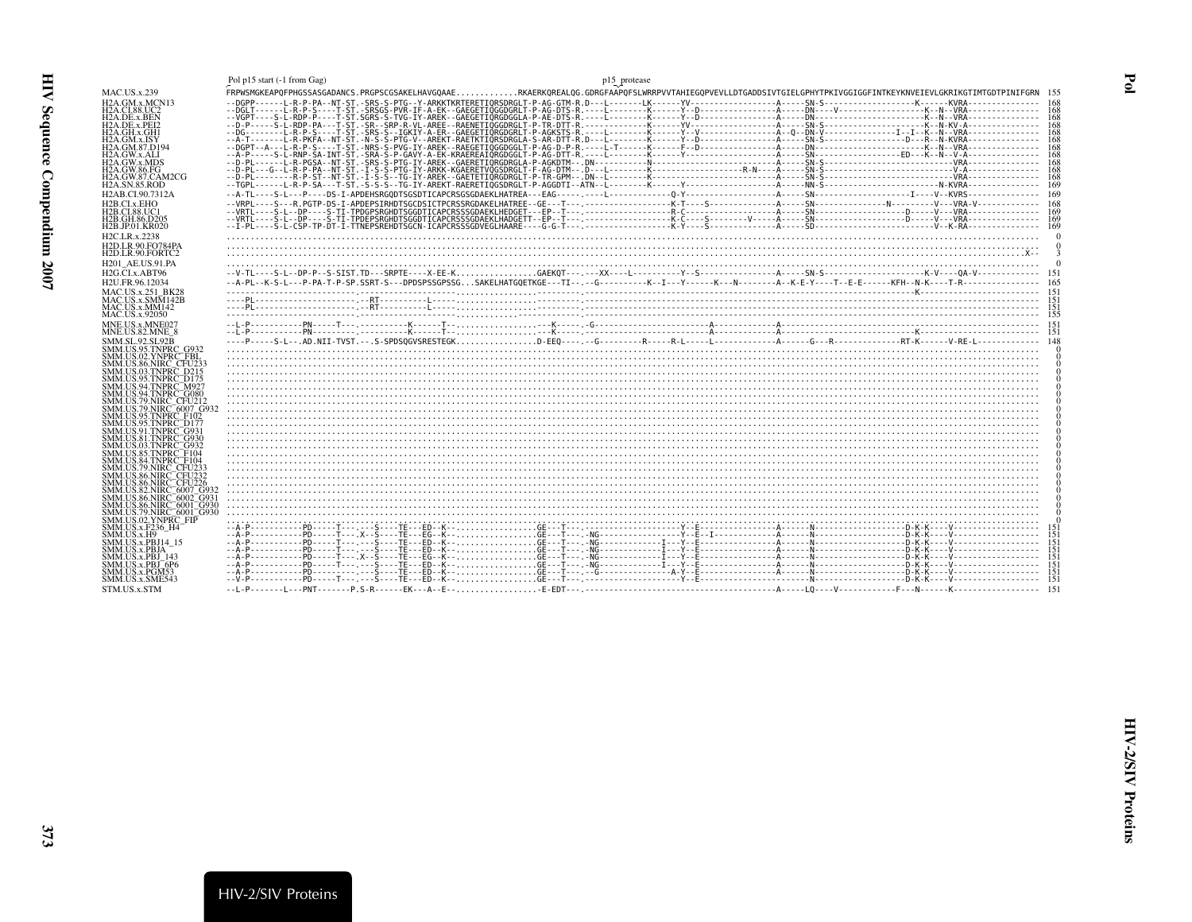```
                    Pol p15 start (-1 from Gag)                                                        p15_protease
MAC.US.x.239        FRPWSMGKEAPQFPHGSSASGADANCS.PRGPSCGSAKELHAVGQAAE............RKAERKQREALQG.GDRGFAAPQFSLWRRPVVTAHIEGQPVEVLLDTGADDSIVTGIELGPHYTPKIVGGIGGFINTKEYKNVEIEVLGKRIKGTIMTGDTPINIFGRN  155
H2A.GM.x.MCN13      --DGPP------L-R-P-PA--NT-ST.-SRS-S-PTG--Y-ARKKTKRTERETIQRSDRGLT-P-AG-GTM-R.D---L-------LK------YV-------------------A-----SN-S--------------------K------KVRA---------------  168
H2A.CI.88.UC2       --DGLT------L-R-P-S----T-ST.-SRSGS-PVR-IF-A-EK--GAEGETIQGGDGRLT-P-AG-DTS-R.----L--------K------Y--D-----------------A-----DN----V----------------K--N--VRA---------------  168
H2A.DE.x.BEN        --VGPT----S-L-RDP-P----T-ST.SGRS-S-TVG-IY-AREK--GAEGETIQRGDGGLA-P-AE-DTS-R.----L--------K------Y--D-----------------A-----DN----------------------K--N--VRA---------------  168
H2A.DE.x.PEI2       --D-P-----S-L-RDP-PA---T-ST.-SR--SRP-R-VL-AREE--RAENETIQGGDRGLT-P-TR-DTT-R.-------------K------YV-------------------A-----SN-S---------------------K--N-KV-A--------------  168
H2A.GH.x.GH1        --DG--------L-R-P-S----T-ST.-SRS-S--IGKIY-A-ER--GAEGETIQRGDRGLT-P-AGKSTS-R.----L--------K------Y--V-----------------A--Q--DN-V--------------I--I--K--N--VRA---------------  168
H2A.GM.x.ISY        --A-T-------L-R-PKFA--NT-ST.-N-S-S-PTG-V--AREKT-RAETKTIQRSDRGLA-S-AR-DTT-R.D---L--------K------Y--D-----------------A-----SN-S---------------D---R--N-KVRA---------------  168
H2A.GM.87.D194      --DGPT--A---L-R-P-S----T-ST.-NRS-S-PVG-IY-AREK--RAEGETIQGGDGGLT-P-AG-D-P-R.----L-T------K------F--D-----------------A-----DN----------------------K--N--VRA---------------  168
H2A.GW.x.ALI        --A-P-----S-L-RNP-SA-INT-ST.-SRA-S-P-GAVY-A-EK-KRAEREAIQRGDGGLT-P-AG-DTT-R.----L--------K------Y-------------------A-----SN-----------------ED---K--N--V-A---------------  168
H2A.GW.x.MDS        --D-PL------L-R-PGSA--NT-ST.-SRS-S-PTG-IY-AREK--GAERETIQRGDRGLA-P-AGKDTM--.DN-----------N--------------------------A-----SN-S----------------------------VRA---------------  168
H2A.GW.86.FG        --D-PL---G--L-R-P-PA--NT-ST.-I-S-S-PTG-IY-ARKK-KGAERETVQGSDRGLT-F-AG-DTM--.D---L--------K-------------------R-N----A-----SN-S---------------------------V-A---------------  168
H2A.GW.87.CAM2CG    --D-PL------R-P-ST--NT-ST.-I-S-S--TG-IY-AREK--GAETETIQRGDRGLT-P-TR-GPM--.DN--L--------K-------------------------A-----SN-S---------------------------VRA---------------  168
H2A.SN.85.ROD       --TGPL------L-R-P-SA---T-ST.-S-S-S--TG-IY-AREKT-RAERETIQSGDRGLT-P-AGGDTI--ATN--L--------K------Y-------------------A-----NN-S------------------------N-KVRA---------------  169
H2AB.CI.90.7312A    --A-TL----S-L---P----DS-I-APDEHSRGQDTSGSDTICAPCRSGSGDAEKLHATREA---EAG-----.----L-------------Q-Y------------------A-----SN-----------------------I-----V--KVRS---------------  169
H2B.CI.x.EHO        --VRPL----S---R.PGTP-DS-I-APDEPSIRHDTSGCDSICTPCRSSRGDAKELHATREE--GE---T---.--------------------K-T---S---------------A-----SN-S-------------N---------V---VRA-V-------------  168
H2B.CI.88.UC1       --VRTL----S-L--DP----S-TI-TPDGPSRGHDTSGGDTICAPCRSSSGDAEKLHEDGET--EP--T---.-----------------R-C------------------A-----SN----------------------D------V---VRA---------------  169
H2B.GH.86.D205      --VRTL----S-L--DP----S-TI-TPDEPSRGHDTSGGDTICAPCRSSSGDAEKLHADGETT--EP--T---.-----------------K-C---S----------V-----A-----SN----------------------D------V---VRA---------------  169
H2B.JP.01.KR020     --I-PL----S-L-CSP-TP-DT-I-TTNEPSREHDTSGCN-ICAPCRSSSGDVEGLHAARE----G-G-T---.-----------------K-Y---S-----------------A-----SD----------------------------V--K-RA---------------  169
H2C.LR.x.2238       ..........................................................................................................................................................................................    0
H2D.LR.90.FO784PA   ..........................................................................................................................................................................................    0
H2D.LR.90.FORTC2    .......................................................................................................................................................................................X--    3
H201_AE.US.91.PA    ..........................................................................................................................................................................................    0
H2G.CI.x.ABT96      --V-TL----S-L--DP-P--S-SIST.TD---SRPTE----X-EE-K................GAEKQT---.---XX----L----------Y--S-----------------A-----SN-S-----------------------K-V----QA-V-------------  151
H2U.FR.96.12034     --A-PL--K-S-L---P-PA-T-P-SP.SSRT-S---DPDSPSSGPSSG...SAKELHATGQETKGE---TI--.--G----------K--I---Y------K---N--------A--K-E-Y----T--E-E------KFH--N-K----T-R----------------  165
MAC.US.x.251_BK28   ----------------------.---------------......................---------.--------------------------------------------------------------------------K------------------------  151
MAC.US.x.SMM142B    ----PL----------------.--RT-----------L-..................---------.------------------------------------------------------------------------------------------------------  151
MAC.US.x.MM142      ----PL----------------.--RT-----------L-..................---------.------------------------------------------------------------------------------------------------------  151
MAC.US.x.92050      ----------------------.---------------......................---------.------------------------------------------------------------------------------------------------------  155
MNE.US.x.MNE027     --L-P----------PN-----T---.---------K------T-...............---K-----.-G-------------------------A------------A-----------------------------------------------------------  151
MNE.US.82.MNE_8     --L-P----------PN-----T---.---------K------T-...............---K-----.--------------------------A------------A------------------------------K---------------------------  151
SMM.SL.92.SL92B     ---P-----S-L--.AD.NII-TVST.--.S-SPDSQGVSRESTEGK................D-EEQ----.--G---------R-----R-L-----L-------------A------G---R-------------RT-K------V-RE-L-------------  148
SMM.US.95.TNPRC_G932   ......................................................................................................................................................................................    0
SMM.US.02.YNPRC_FBL    ......................................................................................................................................................................................    0
SMM.US.86.NIRC_CFU233  ......................................................................................................................................................................................    0
SMM.US.03.TNPRC_D215   ......................................................................................................................................................................................    0
SMM.US.95.TNPRC_D175   ......................................................................................................................................................................................    0
SMM.US.94.TNPRC_M927   ......................................................................................................................................................................................    0
SMM.US.94.TNPRC_G080   ......................................................................................................................................................................................    0
SMM.US.79.NIRC_CFU212  ......................................................................................................................................................................................    0
SMM.US.79.NIRC_6007_G932 ....................................................................................................................................................................................    0
SMM.US.95.TNPRC_F102   ......................................................................................................................................................................................    0
SMM.US.95.TNPRC_D177   ......................................................................................................................................................................................    0
SMM.US.91.TNPRC_G931   ......................................................................................................................................................................................    0
SMM.US.81.TNPRC_G930   ......................................................................................................................................................................................    0
SMM.US.03.TNPRC_G932   ......................................................................................................................................................................................    0
SMM.US.85.TNPRC_F104   ......................................................................................................................................................................................    0
SMM.US.84.TNPRC_F104   ......................................................................................................................................................................................    0
SMM.US.79.NIRC_CFU233  ......................................................................................................................................................................................    0
SMM.US.86.NIRC_CFU232  ......................................................................................................................................................................................    0
SMM.US.86.NIRC_CFU226  ......................................................................................................................................................................................    0
SMM.US.82.NIRC_6007_G932 ....................................................................................................................................................................................    0
SMM.US.86.NIRC_6002_G931 ....................................................................................................................................................................................    0
SMM.US.86.NIRC_6001_G930 ....................................................................................................................................................................................    0
SMM.US.79.NIRC_6001_G930 ....................................................................................................................................................................................    0
SMM.US.02.YNPRC_FIP    ......................................................................................................................................................................................    0
SMM.US.x.F236_H4    --A-P-----------PD-----T---.---S----TE---ED--K-.................GE---T---.-------------------Y--E-----------------A------N--------------------D-K-K----V------------------  151
SMM.US.x.H9         --A-P-----------PD-----T---.X--S----TE---EG--K-.................GE---T---.-NG----------------Y--E--I--------------A------N--------------------D-K-K----V------------------  151
SMM.US.x.PBJ14_15   --A-P-----------PD-----T---.---S----TE---ED--K-.................GE---T---.-NG-------------I---Y--E-----------------A------N--------------------D-K-K----V------------------  151
SMM.US.x.PBJA       --A-P-----------PD-----T---.---S----TE---ED--K-.................GE---T---.-NG-------------I---Y--E-----------------A------N--------------------D-K-K----V------------------  151
SMM.US.x.PBJ_143    --A-P-----------PD-----T---.X--S----TE---EG--K-.................GE---T---.-NG-------------I---Y--E-----------------A------N--------------------D-K-K----V------------------  151
SMM.US.x.PBJ_6P6    --A-P-----------PD-----T---.---S----TE---ED--K-.................GE---T---.-NG-------------I---Y--E-----------------A------N--------------------D-K-K----V------------------  151
SMM.US.x.PGM53      --A-P-----------PD---------.---S----TE---ED--K-.................GE---T---.--G-------------A-Y--E-----------------A------N--------------------D-K-K----V------------------  151
SMM.US.x.SME543     --V-P-----------PD-----T---.---S----TE---ED--K-.................GE---T---.-------------------Y--E-----------------------N--------------------D-K-K----V------------------  151
STM.US.x.STM        --L-P-------L---PNT-------P.S-R------EK---A--E-.................-E-EDT---.-------------------------------------------A-----LQ----V-----------F---N------K-------------------  151
```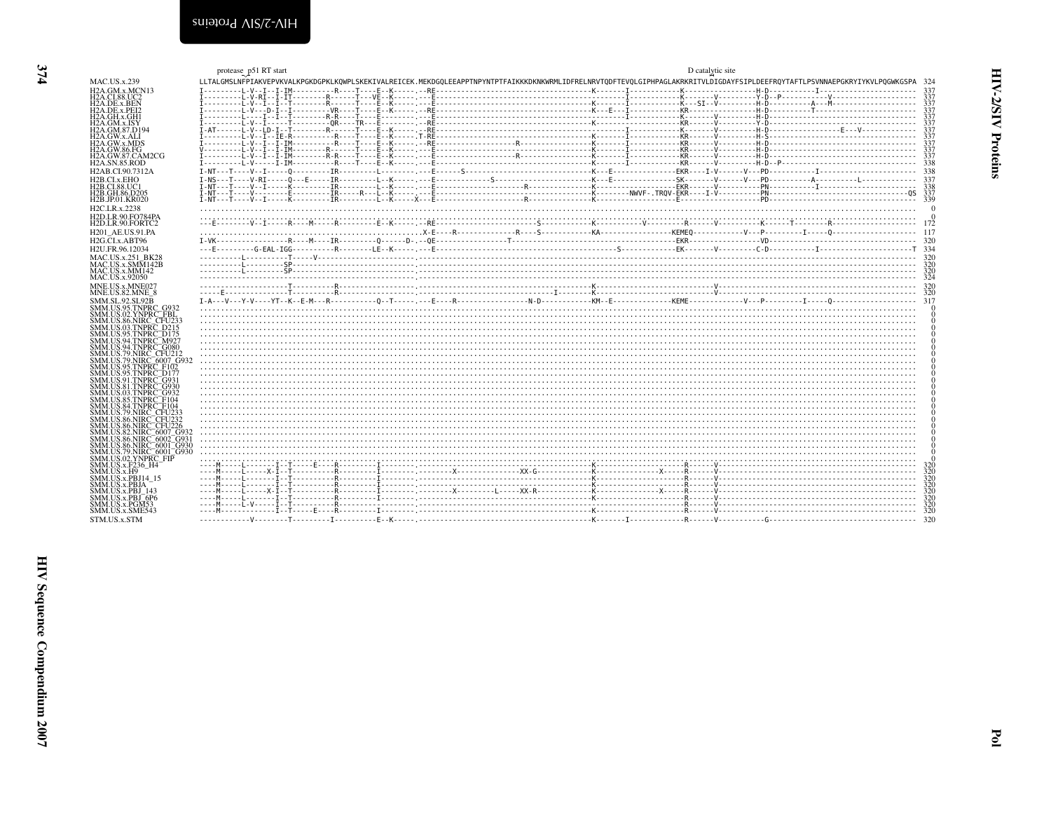protease_p51 RT start D catalytic site

```
MAC.US.x.239              LLTALGMSLNFPIAKVEPVKVALKPGKDGPKLKQWPLSKEKIVALREICEK.MEKDGQLEEAPPTNPYNTPTFAIKKKDKNKWRMLIDFRELNRVTQDFTEVQLGIPHPAGLAKRKRITVLDIGDAYFSIPLDEEFRQYTAFTLPSVNNAEPGKRYIYKVLPQGWKGSPA 324
H2A.GM.x.MCN13            I---------L-V--I--I-IM---------R----T----E--K-----.--RE------------------------------------K-------I-----------K-----------------H-D----------I------------------------- 337
H2A.CI.88.UC2             I---------L-V-RI--I-IT---------R------T---VE--K-----.--E--------------------------------------------I-----------K-------V---------Y-D--P----------V----------------------- 337
H2A.DE.x.BEN              I---------L-V--I--I--T---------R------T----E--K-----.--E------------------------------------K-------I-----------K---SI--V---------H-D--------A---M------------------- 337
H2A.DE.x.PEI2             I---------L-V---D-I--I---------VR----T----E--K-----.--RE------------------------------------K---E---I-----------KR----------------H-D---------T------------------------- 337
H2A.GH.x.GH1              I---------L----I--I--T---------R-R----T----E--------.--E--------------------------------------------I-----------K-------V---------H-D---------------------------------- 337
H2A.GM.x.ISY              I---------L-V--I-----T---------QR----TR---E---------.--RE------------------------------------K-------------------KR------V---------Y-D---------------------------------- 337
H2A.GM.87.D194            I-AT------L-V--LD-I--T---------R------T----E--K-----.--RE-------------------------------------------I-----------K-------V---------H-D-------------------E---V------------ 337
H2A.GW.x.ALI              I---------L-V--I--IE-R---------R------T----E--K-----.T-RE------------------------------------K-------I-----------KR------V---------H-S---------------------------------- 337
H2A.GW.x.MDS              I---------L-V--I--I-IM---------R------T----E--K-----.--RE-----------------R-----------------K-------I-----------KR------V---------H-D---------------------------------- 337
H2A.GW.86.FG              V---------L-V--I--I-IM---------R------T----E--K-----.--E-------------------------------------K-------I-----------KR------V---------H-D---------------------------------- 337
H2A.GW.87.CAM2CG          I---------L-V--I--I-IM---------R-R----T----E--K-----.--E------------------R-----------------K-------I-----------KR------V---------H-D---------------------------------- 337
H2A.SN.85.ROD             I---------L-V-----I-IM---------R------T----E--K-----.--E-------------------------------------K-------I-----------KR------V---------H-D--P------------------------------- 338
H2AB.CI.90.7312A          I-NT---T----V--I-----Q---------IR---------L---------.---E------S-------------------------------K---E--------------EKR----I-V------V---PD-----------I------------------------ 338
H2B.CI.x.EHO              I-NS---T----V-RI-----Q---E-----IR---------L--K-----.---E----------------S---------------------K---E--------------SK-------V------V---PD-----------A---------L---------- 337
H2B.CI.88.UC1             I-NT---T----V--I-----K---------IR---------L--K-----.---E----------------------R-----------------K--------------------EKR-------V----------PN-----------I------------------------ 338
H2B.GH.86.D205            I-NT---T----V--------E---------IR------R---L--K-----.---E----------------------------------------K-----------NWVF-.TRQV-EKR----I-V----------PN---------------------------------QS 337
H2B.JP.01.KR020           I-NT---T----V--I-----K---------IR---------L--K-----X---E----------------------R-----------------K----------------------E----------------PD----------------------------------- 339
H2C.LR.x.2238             ........................................................................................................................................................................... 0
H2D.LR.90.FO784PA         ........................................................................................................................................................................... 0
H2D.LR.90.FORTC2          ---E--------V--I-----R----M----R---------E--K-----.--RE-------------------------S---------------K-----------V--------R-----V---------K-----T------R---------------------- 172
H201_AE.US.91.PA          ...................................................X-E----R-------------R----S-----------KA----------------KEMEQ------------V---P---------I-----Q-------------------- 117
H2G.CI.x.ABT96            I-VK-----------------R----M----IR----------Q------D-.--QE---------------T--------------------------------------EKR--------------------VD---------------------------------- 320
H2U.FR.96.12034           ---E---------G-EAL-IGG---------R---------LE--K-----.--E-------------------------------------------S--------------EK-------V----------C-D-----------I-----------------------T 334
MAC.US.x.251_BK28         ----------L-------------T-----V----------------------.-------------------------------------------------------------------------------------------------------------------- 320
MAC.US.x.SMM142B          ----------L---------SP-------------------------------.-------------------------------------------------------------------------------------------------------------------- 320
MAC.US.x.MM142            ----------L---------SP-------------------------------.-------------------------------------------------------------------------------------------------------------------- 320
MAC.US.x.92050            ----------------------------------------------------.-------------------------------------------------------------------------------------------------------------------- 324
MNE.US.x.MNE027           ---------------------T---------R-----------------------.------------------------------------K---------------------------V--------------------------------------------------- 320
MNE.US.82.MNE_8           ----E----------------T---------R-----------------------.-----------------------------I--------K---------------------------V--------------------------------------------------- 320
SMM.SL.92.SL92B           I-A---V---Y-V----YT--K--E-M---R-----------Q--T-----.---E----R----------------N-D-----------KM--E--------------KEME------------V---P---------I-----Q-------------------- 317
SMM.US.95.TNPRC_G932      ........................................................................................................................................................................... 0
SMM.US.02.YNPRC_FBL       ........................................................................................................................................................................... 0
SMM.US.86.NIRC_CFU233     ........................................................................................................................................................................... 0
SMM.US.03.TNPRC_D215      ........................................................................................................................................................................... 0
SMM.US.95.TNPRC_D175      ........................................................................................................................................................................... 0
SMM.US.94.TNPRC_M927      ........................................................................................................................................................................... 0
SMM.US.94.TNPRC_G080      ........................................................................................................................................................................... 0
SMM.US.79.NIRC_CFU212     ........................................................................................................................................................................... 0
SMM.US.79.NIRC_6007_G932  ........................................................................................................................................................................... 0
SMM.US.95.TNPRC_F102      ........................................................................................................................................................................... 0
SMM.US.95.TNPRC_D177      ........................................................................................................................................................................... 0
SMM.US.91.TNPRC_G931      ........................................................................................................................................................................... 0
SMM.US.81.TNPRC_G930      ........................................................................................................................................................................... 0
SMM.US.03.TNPRC_G932      ........................................................................................................................................................................... 0
SMM.US.85.TNPRC_F104      ........................................................................................................................................................................... 0
SMM.US.84.TNPRC_F104      ........................................................................................................................................................................... 0
SMM.US.79.NIRC_CFU233    ........................................................................................................................................................................... 0
SMM.US.86.NIRC_CFU232     ........................................................................................................................................................................... 0
SMM.US.86.NIRC_CFU226     ........................................................................................................................................................................... 0
SMM.US.82.NIRC_6007_G932  ........................................................................................................................................................................... 0
SMM.US.86.NIRC_6002_G931  ........................................................................................................................................................................... 0
SMM.US.86.NIRC_6001_G930  ........................................................................................................................................................................... 0
SMM.US.79.NIRC_6001_G930  ........................................................................................................................................................................... 0
SMM.US.02.YNPRC_FIP      ........................................................................................................................................................................... 0
SMM.US.x.F236_H4          ----M-----L-------I--T-----E----R---------I--------.-----------------------------------------K---------------------R------V------------------------------------------------- 320
SMM.US.x.H9               ----M-----L-----X-I--T----------R---------I--------.-------X--------------XX-G------------K---------------X------R------V------------------------------------------------- 320
SMM.US.x.PBJ14_15         ----M-----L-------I--T----------R---------I--------.-----------------------------------------K---------------------R------V------------------------------------------------- 320
SMM.US.x.PBJA             ----M-----L-------I--T----------R---------I--------.-----------------------------------------K---------------------R------V------------------------------------------------- 320
SMM.US.x.PBJ_143          ----M-----L-----X-I--T----------R---------I--------.-------X--------L-----XX-R------------K---------------X------R------V------------------------------------------------- 320
SMM.US.x.PBJ_6P6          ----M-----L-------I--T----------R---------I--------.-----------------------------------------K---------------------R------V------------------------------------------------- 320
SMM.US.x.PGM53            ----M-----L-V-----I--T----------R------------------.-----------------------------------------K---------------------R------V------------------------------------------------- 320
SMM.US.x.SME543           ----M-------------I--T-----E----R---------I--------.-----------------------------------------K---------------------R------V------------------------------------------------- 320
STM.US.x.STM              ------------V--------T---------I----------E--K-----.-----------------------------------------K-------I-------------R------V-----------G----------------------------------- 320
```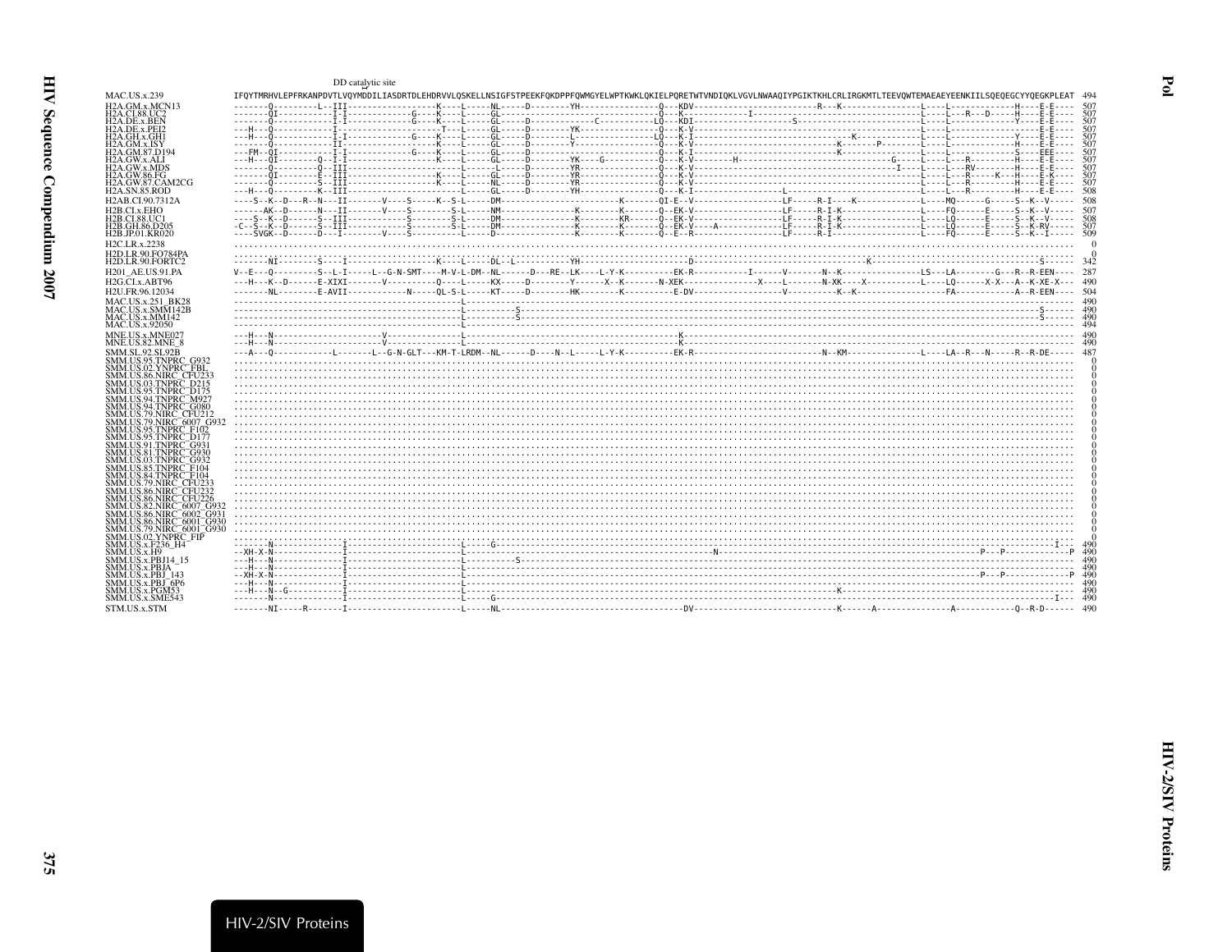DD catalytic site

```
MAC.US.x.239           IFQYTMRHVLEPFRKANPDVTLVQYMDDILIASDRTDLEHDRVVLQSKELLNSIGFSTPEEKFQKDPPFQWMGYELWPTKWKLQKIELPQRETWTVNDIQKLVGVLNWAAQIYPGIKTKHLCRLIRGKMTLTEEVQWTEMAEAEYEENKIILSQEQEGCYYQEGKPLEAT  494
H2A.GM.x.MCN13         -------Q---------L--III------------------K----L-----NL-----D--------YH---------------Q---KDV-------------------------R---K----------------L----L--------------H----E-E----  507
H2A.CI.88.UC2          -------QI-----------I-I------------G-----K----L-----GL-----------------------------------Q---K----------------I-------------------------------L----L---R---D-----H----E-E----  507
H2A.DE.x.BEN           -------Q------------I-I------------G-----K----L-----GL-----D-------------C-----------LQ---KDI-------------------S------------------------------L----L--------------Y----E-E----  507
H2A.DE.x.PEI2          ---H---Q------------I--------------------T----L-----GL-----D--------YK---------------Q---K-V-----------------------------------------------L----L-------------------E-E----  507
H2A.GH.x.GH1           ---H---Q------------I-I------------G-----K----L-----GX-----D--------L---------------LQ---K-I----------------------------K-----------------L----L--------------Y----E-E----  507
H2A.GM.x.ISY           -------Q------------II-------------------K----L-----GL-----D--------Y----------------Q---K-V---------------------------------K------P---------L----L--------------H----E-E----  507
H2A.GM.87.D194         ---FM--QI-----------I-I------------G-----K----L-----GL-----D------------------------Q---K-I-------------------------------K--------------------L----L--------------S----EEE----  507
H2A.GW.x.ALI           ---H---QI---------Q--I-I-----------------K----L-----GL-----D--------YK----G----------Q---K-V----------H---------------G-------K------------L----L---R----------H----E-E----  507
H2A.GW.x.MDS           -------Q----------Q--III-----------------L----L-----D----------YR---------------Q---K-V-------------------------------------------I-------L----L---RV---------H----E-E----  507
H2A.GW.86.FG           -------QI-----------E--III---------------K----L-----GL-----D--------YR---------------Q---K-V--------------------------------------------------L----L---R------K---H----E-K----  507
H2A.GW.87.CAM2CG       -------Q------------S--III---------------K----L-----NL-----D--------YR---------------Q---K-V--------------------------------------------------L----L---R--------H----E-E----  507
H2A.SN.85.ROD          ---H---Q-----------K--III-----------------L-----GL-----D--------YH---------------Q---K-I-------------------L----------------------------------L----L---R---------H----E-E----  508
H2AB.CI.90.7312A       ----S--K--D---R--N---II-------V----S-----K--S-L-----DM-----------------------K-------QI-E--V------------------LF-----R-I----K-------------L----MQ------G-----S--K--V-----  508
H2B.CI.x.EHO           ------AK--D------N---II-------V----S--------S-L-----NM---------------K---------K------Q--EK-V------------------LF-----R-I-K----------------L----FQ------E-----S--K--V-----  507
H2B.CI.88.UC1          ---S--K--D------S---III-----------S--------S-L-----DM---------------K---------KR------Q--EK-V------------------LF-----R-I-K----------------L----LQ------E-----S--K--V-----  508
H2B.GH.86.D205         -C--S--K--D------S---III-----------S--------S-L-----DM---------------K---------K-------Q--EK-V----A------------LF-----R-I-K----------------L----LQ------E-----S--K-RV-----  507
H2B.JP.01.KR020        ----SVGK--D--------D---I-------V----S----------L-----D----------------K---------K-------Q--E--R-----------------LF-----R-I-------------------L----FQ------E-----S--K--I-----  509
H2C.LR.x.2238          ...........................................................................................................................................................................    0
H2D.LR.90.FO784PA      ...........................................................................................................................................................................    0
H2D.LR.90.FORTC2       ------NI---------S----I------------------K----L-----DL--L----------YH----------------D--------------------------------------K---------------------------------------S------  342
H201_AE.US.91.PA       V--E---Q---------S--L-I-----L--G-N-SMT----M-V-L-DM--NL------D---RE--LK----L-Y-K----------EK-R-----------I------V-------N--K----------------LS---LA--------G---R--R-EEN----  287
H2G.CI.x.ABT96         ---H---K--D------E-XIXI-------V----------Q----L-----KX-----D--------Y------X--K-------N-XEK---------------X----L-------N-XK----X-----------L----LQ------X-X---A--K-XE-X---  490
H2U.FR.96.12034        -------NL--------E-AVII-----------N-----QL-S-L-----KT-----D--------HK--------K----------E-DV------------------V----------K--K-----------------FA-----------A--R-EEN----  504
MAC.US.x.251_BK28      -------------------------------------------L--------------------------------------------------------------------------------------------------------------------------------  490
MAC.US.x.SMM142B       -------------------------------------------L---------S-------------------------------------------------------------------------------------------------------S------  490
MAC.US.x.MM142         -------------------------------------------L---------S-------------------------------------------------------------------------------------------------------S------  490
MAC.US.x.92050         -------------------------------------------L--------------------------------------------------------------------------------------------------------------------------------  494
MNE.US.x.MNE027        ---H---N----------------------V--------------L-------------------------------K------------------------------------------------------------------------------------------  490
MNE.US.82.MNE_8        ---H---N----------------------V--------------L-------------------------------K------------------------------------------------------------------------------------------  490
SMM.SL.92.SL92B        ---A---Q-----------L-------L--G-N-GLT---KM-T-LRDM--NL------D----N--L-----L-Y-K----------EK-R-----------------------N--KM---------------L----LA--R---N-----R--R-DE-----  487
SMM.US.95.TNPRC_G932   ...........................................................................................................................................................................    0
SMM.US.02.YNPRC_FBL    ...........................................................................................................................................................................    0
SMM.US.86.NIRC_CFU233  ...........................................................................................................................................................................    0
SMM.US.03.TNPRC_D215   ...........................................................................................................................................................................    0
SMM.US.95.TNPRC_D175   ...........................................................................................................................................................................    0
SMM.US.94.TNPRC_M927   ...........................................................................................................................................................................    0
SMM.US.94.TNPRC_G080   ...........................................................................................................................................................................    0
SMM.US.79.NIRC_CFU212  ...........................................................................................................................................................................    0
SMM.US.79.NIRC_6007_G932 .........................................................................................................................................................................    0
SMM.US.95.TNPRC_F102   ...........................................................................................................................................................................    0
SMM.US.95.TNPRC_D177   ...........................................................................................................................................................................    0
SMM.US.91.TNPRC_G931   ...........................................................................................................................................................................    0
SMM.US.81.TNPRC_G930   ...........................................................................................................................................................................    0
SMM.US.03.TNPRC_G932   ...........................................................................................................................................................................    0
SMM.US.85.TNPRC_F104   ...........................................................................................................................................................................    0
SMM.US.84.TNPRC_F104   ...........................................................................................................................................................................    0
SMM.US.79.NIRC_CFU233  ...........................................................................................................................................................................    0
SMM.US.86.NIRC_CFU232  ...........................................................................................................................................................................    0
SMM.US.86.NIRC_CFU226  ...........................................................................................................................................................................    0
SMM.US.82.NIRC_6007_G932 .........................................................................................................................................................................    0
SMM.US.86.NIRC_6002_G931 .........................................................................................................................................................................    0
SMM.US.86.NIRC_6001_G930 .........................................................................................................................................................................    0
SMM.US.79.NIRC_6001_G930 .........................................................................................................................................................................    0
SMM.US.02.YNPRC_FIP    ...........................................................................................................................................................................    0
SMM.US.x.F236_H4       -------N--------------I-----------------------L-----G------------------------------------------------------------------------------------------------------------I---  490
SMM.US.x.H9            --XH-X-N--------------I-----------------------L-----------------------------------------------N---------------------------------------------------P---P-----------P  490
SMM.US.x.PBJ14_15      ---H---N--------------I-----------------------L-----------S---------------------------------------------------------------------------------------------------------  490
SMM.US.x.PBJA          ---H---N--------------I-----------------------L---------------------------------------------------------------------------------------------------------------------  490
SMM.US.x.PBJ_143       --XH-X-N--------------I-----------------------L-------------------------------------------------------------------------------------------------P---P-----------P  490
SMM.US.x.PBJ_6P6       ---H---N--------------I-----------------------L---------------------------------------------------------------------------------------------------------------------  490
SMM.US.x.PGM53         ---H---N--G-----------I-----------------------L----------------------------------------------------------------K--------------------------------------------------  490
SMM.US.x.SME543        -------N--------------I-----------------------L-----G------------------------------------------------------------------------------------------------------------I---  490
STM.US.x.STM           -------NI-----R-------I-----------------------L-----NL------------------------------------DV-----------------------------K------A---------------A-----------Q--R-D------  490
```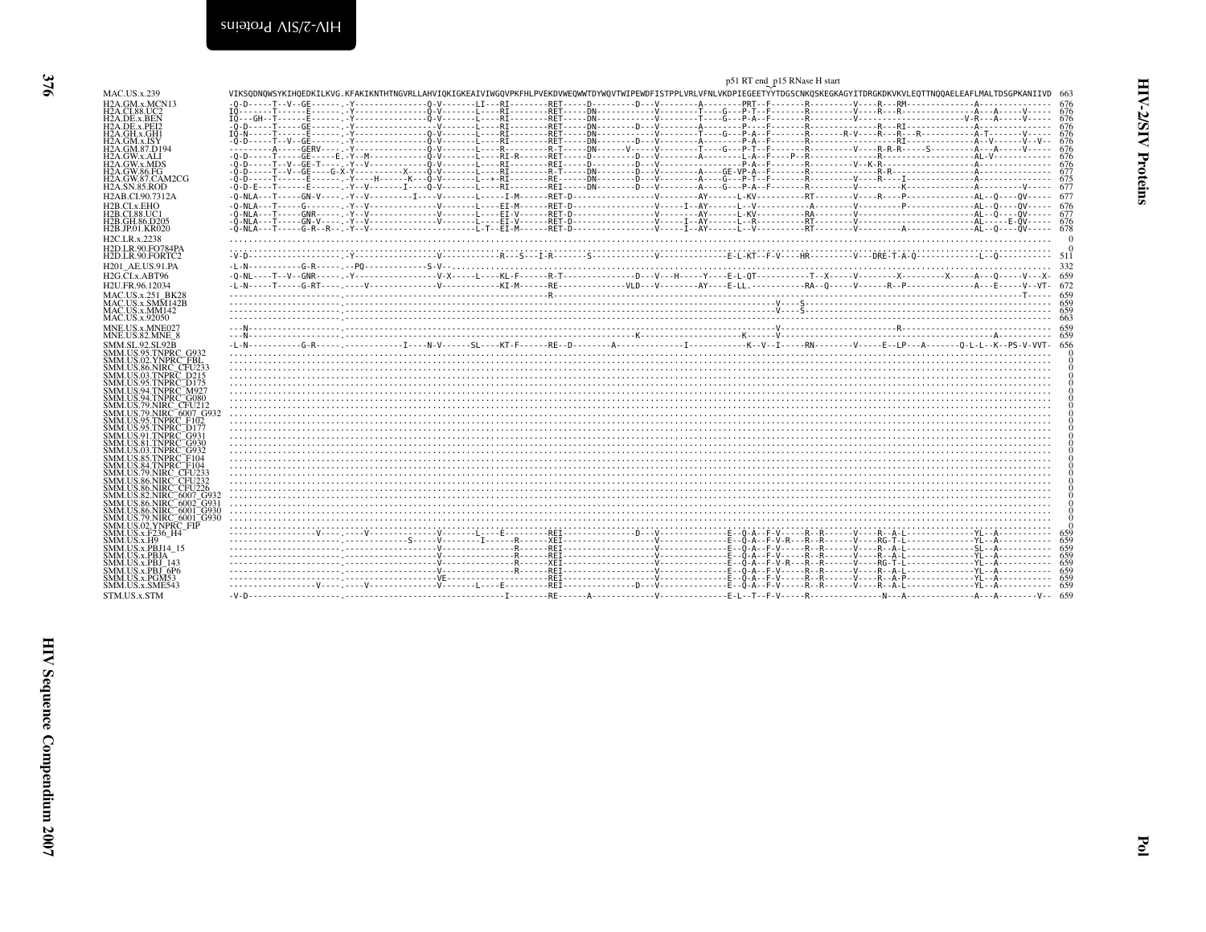p51 RT end p15 RNase H start

```
MAC.US.x.239            VIKSQDNQWSYKIHQEDKILKVG.KFAKIKNTHTNGVRLLAHVIQKIGKEAIVIWGQVPKFHLPVEKDVWEQWWTDYWQVTWIPEWDFISTPPLVRLVFNLVKDPIEGEETYYTDGSCNKQSKEGKAGYITDRGKDKVKVLEQTTNQQAELEAFLMALTDSGPKANIIVD  663
H2A.GM.x.MCN13          -Q-D-----T--V--GE------.-Y-----------------Q-V-------LI---RI--------RET-----D---------D---V--------A--------PRT--F-------R---------V----R---RM-------------A----------------  676
H2A.CI.88.UC2           IQ-------T-----E-------.-Y-----------------Q-V-------L----RI--------RET-----DN-----------V--------T----G---P-T--F-------R---------V----R---R---------------A----A-----V-----  676
H2A.DE.x.BEN            IQ---GH--T-----E-------.-Y-----------------Q-V-------L----RI--------RET-----DN-----------V--------T----G---P-A--F-------R---------V-----------------------V-R---A-----V-----  676
H2A.DE.x.PEI2           -Q-D-----T-----GE------.-Y-------------------V-------L----RI--------RET-----DN--------D---V--------A--------P----F-------R------------------R---RI-------------A----------------  676
H2A.GH.x.GH1            IQ-N-----T-----E-------.-Y-----------------Q-V-------L----RI--------RET-----DN-----------V--------T----G---P-A--F-------R-------R-V----R---R---R---------A-T-------V-----  676
H2A.GM.x.ISY            -Q-D-----T--V--GE------.-Y-----------------Q-V-------L----RI--------RET-----DN--------D---V--------A--------P-A--F-------R----------------------RI-------------A--V------V--V-  676
H2A.GM.87.D194          ---------A-----GERV----.-Y-----------------Q-V-------L----R---------R-T-----DN------V-----V--------T----G---P-T--F-------R---------V----R-R-R-----S---------A----A-----V-----  676
H2A.GW.x.ALI            -Q-D-----T-----GE-----E.-Y--M--------------Q-V-------L----RI-R------RET-----D---------D---V--------A--------L-A--F-----P--R-------------------------------AL-V-------------  676
H2A.GW.x.MDS            -Q-D-----T--V--GE-T----.-Y--V--------------Q-V-------L----RI--------REI-----D---------D---V-----------------P-A--F-------R---------V--K-R------------------A----------------  676
H2A.GW.86.FG            -Q-D-----T--V--GE----G-X-Y----------X----Q-V-------L----RI--------R-T-----DN--------D---V--------A----GE-VP-A--F-------R-------------R-R------------------A----------------  677
H2A.GW.87.CAM2CG        -Q-D-----T-----E-------.-Y----H-------K----Q-V-------L--*-RI--------RE------DN--------D---V--------A----G---P-T--F-------R---------V----R----I--------------A----------------  675
H2A.SN.85.ROD           -Q-D-E---T-----E-------.-Y--V-------I-----Q-V-------L----RI--------REI-----DN--------D---V--------A----G---P-A--F-------R---------V-----------K-------------A---------V-----  677
H2AB.CI.90.7312A        -Q-NLA---T-----GN-V----.-Y--V---------I-----V-------L-----I-M-------RET-D----------------V-------AY------L-KV----------RT--------V----R----P-------------AL--Q----QV-----  677
H2B.CI.x.EHO            -Q-NLA---T-----G-------.-Y--V----------------V-------L----EI-M------RET-D----------------V----I--AY------L--V----------A---------V---------P-------------AL--Q----QV-----  676
H2B.CI.88.UC1           -Q-NLA---T-----GNR-----.-Y--V----------------V-------L----EI-V------RET-D----------------V-------AY------L-KV----------RA--------V-------------------------AL--Q----QV-----  677
H2B.GH.86.D205          -Q-NLA---T-----GN-V----.-Y--V----------------V-------L----EI-V------RET-D----------------V----I--AY------L--R----------RT--------V-------------------------AL-----E-QV-----  676
H2B.JP.01.KR020         -Q-NLA---T-----G-R--R--.-Y--V----------------V-----L-T--EI-M------RET-D----------------V----I--AY------L--V----------RT--------V---------A---------------AL--Q----QV-----  678
H2C.LR.x.2238           ............................................................................................................................................................................  0
H2D.LR.90.FO784PA       ............................................................................................................................................................................  0
H2D.LR.90.FORTC2        -V-D...................Y......................V...............R...S...I.R........S...............V..............E-L-KT--F-V----HR---------V---DRE-T-A-Q--------------L--Q-.........  511
H201_AE.US.91.PA        -L-N-----------G-R-----.--PQ-------------S-V-...............................................................................................................................  332
H2G.CI.x.ABT96          -Q-NL----T--V--GNR-----.-Y-----------------V-X-----L----KL-F------R-T---------------D---V---H-----Y----E-L-QT-----------T--X------V---------X---------X-----A---Q-----V---X-  659
H2U.FR.96.12034         -L-N-----T-----G-RT----.----V--------------V-----------KI-M------RE-------------VLD---V--------AY-----E-LL.----------RA--Q------V------R--P-------------A---E-----V--VT-  672
MAC.US.x.251_BK28       ---------------------------------------------------------R----------------------------------------------------------------------------------------------------T-----  659
MAC.US.x.SMM142B        ---------------------------------------------------------------------------------------------------------------------V----S---------------------------------------------  659
MAC.US.x.MM142          ---------------------------------------------------------------------------------------------------------------------V----S---------------------------------------------  659
MAC.US.x.92050          ------------------------------------------------------------------------------------------------------------------------------------------------------------------------  663
MNE.US.x.MNE027         ---N------------------------------------------------------------------------------------------------------------------V---------------------R----------------------------  659
MNE.US.82.MNE_8         ---N--------------------------------------------------------------------K---------------------------------K-------V-----------------------------------A----------------  659
SMM.SL.92.SL92B         -L-N-----------G-R-----.-----------I----N-V------SL----KT-F------RE--D---------A-------------I-----------K--V--I-----RN---------V-----E--LP---A-------Q-L-L--K--PS-V-VVT-  656
SMM.US.95.TNPRC_G932    ............................................................................................................................................................................  0
SMM.US.02.YNPRC_FBL     ............................................................................................................................................................................  0
SMM.US.86.NIRC_CFU233   ............................................................................................................................................................................  0
SMM.US.03.TNPRC_D215    ............................................................................................................................................................................  0
SMM.US.95.TNPRC_D175    ............................................................................................................................................................................  0
SMM.US.94.TNPRC_M927    ............................................................................................................................................................................  0
SMM.US.94.TNPRC_G080    ............................................................................................................................................................................  0
SMM.US.79.NIRC_CFU212   ............................................................................................................................................................................  0
SMM.US.79.NIRC_6007_G932 ...........................................................................................................................................................................  0
SMM.US.95.TNPRC_F102    ............................................................................................................................................................................  0
SMM.US.95.TNPRC_D177    ............................................................................................................................................................................  0
SMM.US.91.TNPRC_G931    ............................................................................................................................................................................  0
SMM.US.81.TNPRC_G930    ............................................................................................................................................................................  0
SMM.US.03.TNPRC_G932    ............................................................................................................................................................................  0
SMM.US.85.TNPRC_F104    ............................................................................................................................................................................  0
SMM.US.84.TNPRC_F104    ............................................................................................................................................................................  0
SMM.US.79.NIRC_CFU233   ............................................................................................................................................................................  0
SMM.US.86.NIRC_CFU232   ............................................................................................................................................................................  0
SMM.US.86.NIRC_CFU226   ............................................................................................................................................................................  0
SMM.US.82.NIRC_6007_G932 ...........................................................................................................................................................................  0
SMM.US.86.NIRC_6002_G931 ...........................................................................................................................................................................  0
SMM.US.86.NIRC_6001_G930 ...........................................................................................................................................................................  0
SMM.US.79.NIRC_6001_G930 ...........................................................................................................................................................................  0
SMM.US.02.YNPRC_FIP     ............................................................................................................................................................................  0
SMM.US.x.F236_H4        ----------------V----.----V--------------V-------L----E---------REI---------------D---V-------------E--Q-A--F-V-----R--R------V----R--A-L-------------YL--A-----------  659
SMM.US.x.H9             ---------------------.------------S-----V--------I------R-----XEI------------------V-------------E--Q-A--F-V-R---R--R------V----RG-T-L-------------YL--A-----------  659
SMM.US.x.PBJ14_15       ---------------------.-------------------V---------------R-----REI------------------V-------------E--Q-A--F-V-----R--R------V----R--A-L-------------SL--A-----------  659
SMM.US.x.PBJA           ---------------------.-------------------V---------------R-----REI------------------V-------------E--Q-A--F-V-----R--R------V----R--A-L-------------YL--A-----------  659
SMM.US.x.PBJ_143        ---------------------.-------------------V---------------R-----XEI------------------V-------------E--Q-A--F-V-R---R--R------V----RG-T-L-------------YL--A-----------  659
SMM.US.x.PBJ_6P6        ---------------------.-------------------V---------------R-----REI------------------V-------------E--Q-A--F-V-----R--R------V----R--A-L-------------YL--A-----------  659
SMM.US.x.PGM53          ---------------------.------------------VE-------------------REI------------------V-------------E--Q-A--F-V-----R--R------V----R--A-P-------------YL--A-----------  659
SMM.US.x.SME543         ----------------V----.----V--------------V-------L----E---------REI---------------D---V-------------E--Q-A--F-V-----R--R------V----R--A-L-------------YL--A-----------  659
STM.US.x.STM            -V-D-------------------.-----------------------------I--------RE------A-------------V-------------E-L--T--F-V-----R---------------N---A--------------A---A--------V--  659
```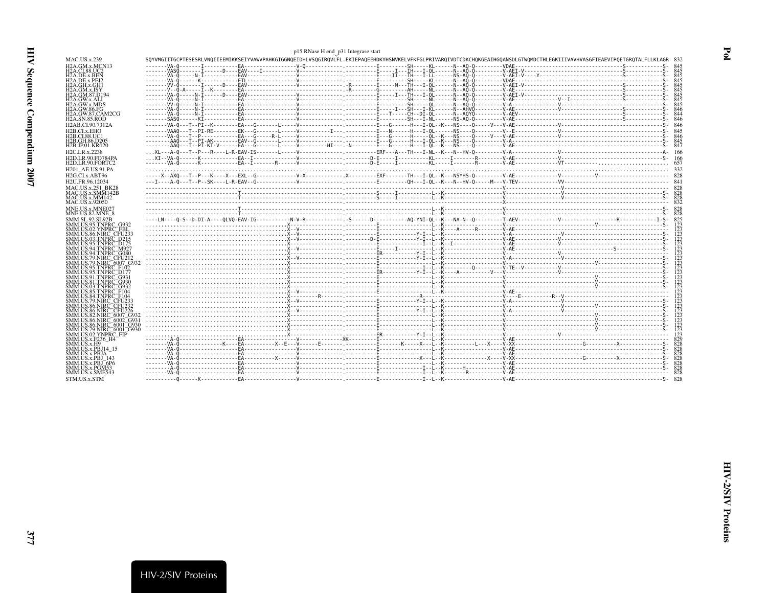p15 RNase H end_p31 Integrase start

```
MAC.US.x.239              SQYVMGIITGCPTESESRLVNQIIEEMIKKSEIYVAWVPAHKGIGGNQEIDHLVSQGIRQVLFL.EKIEPAQEEHDKYHSNVKELVFKFGLPRIVARQIVDTCDKCHQKGEAIHGQANSDLGTWQMDCTHLEGKIIIVAVHVASGFIEAEVIPQETGRQTALFLLKLAGR  832
H2A.GM.x.MCN13            -------VA-Q-------I-----------EA-----------------V-Q-----------.----------E---------SH-----KL------N--AQ-Q---------VDAE-------------------------------------------S------------S-  845
H2A.CI.88.UC2             -------VASQ-------I-------D----EAV-----I---------V--------------.----------E-----I---IH----I-QL------N--AQ-Q---------V-AEI-V-------------------------------S------------S-  845
H2A.DE.x.BEN              -------VA-Q-----N-I-----------EAV----------------V--------------.----------E----II---TH----I-LL------NS-AQ-Q---------V-AEI-V----Y----------------------------S------------S-  845
H2A.DE.x.PEI2             -------VA-Q------K------------ETL----------------V--------------.----------E---------SH-----KL------N--AQ-Q---------VDAE-------------------------------------------------S-  845
H2A.GH.x.GH1              -------VV-Q-------I-------D----EAV----------------V--------------.-R---------E-----M---TH---I-QL------N--AQ-Q---------V-AEI-V-------------------------------S------------S-  845
H2A.GM.x.ISY              -------V--Q-A-----I--K--------EA-----------------V--------------.-R---------G---------AH-----NL------N--AQ-Q---------V-AE--------------------------------S------------S-  845
H2A.GM.87.D194            -------VA-Q-----N-I-------D----EAV----------------V--------------.----------E-----I---TH---I-QL------N--AQ-Q---------V-AEI-V-------------------------------S------------S-  845
H2A.GW.x.ALI              -------VA-Q-----N-I-----------EA-----------------V--------------.----------E---------SH-----NL------N--AQ-Q---------V-AE-------------V--I--------------------S------------S-  845
H2A.GW.x.MDS              -------VV-Q-----N-I-----------EA-----------------V--------------.----------E---------SH-----QL------N--AQ-Q---------V-A----------------------------------------------S-  845
H2A.GW.86.FG              -------VA-Q-----N-I-----------EA-----------------V--------------.----------E-----I---SH---I-KL------N--AHVQ---------V-AE-------------V-------------------------S------------S-  846
H2A.GW.87.CAM2CG          -------VA-Q-----N-I-----------EA-----------------V--------------.----------E---T-----CH--DI-QL------N--AQYQ---------V-AEV--------------------------------S------------S-  844
H2A.SN.85.ROD             -------SASQ------KI-----------EA-----------------V--------------.----------E---------SH---I-NL------NS-AQ-Q---------V-AE----------------------------------S------------S-  846
H2AB.CI.90.7312A          -------VA-Q---T--PI--K--------EA---G-------L------V--------------.----------E---G------H---I-QL--K---NS----Q-----V---V-AE-------------V---------------------------------S-  846
H2B.CI.x.EHO              -------VAAQ---T--PI-RE--------EK---G-------L------V-----------I---.----------E---N------H---I-QL------NS----Q---------V--E-------------V---------------------------------S-  845
H2B.CI.88.UC1             -------VA-Q---T--P------------EA---G------R-L-----V--------------.----------E---G------H-----QL--K---NS----Q-----V---V-AE-------------V---------------------------------S-  846
H2B.GH.86.D205            --------AAQ---T--PI-AK--------EAV--G-------L------V--------------.----------E---G------H---I-QL--K---NS----Q---------V-A----------------------------------------------S-  845
H2B.JP.01.KR020           --------AAQ---T--PI-KT-V------EA---G-------L------V---------HI---.-N--------E---G------H---I-QL--K---NS----Q---------V-AE-------------V---------------------------------S-  847
H2C.LR.x.2238             ...XL---A-Q---T--P---R----L-R-EAV-IS-------L------V--------------.----------ERF---A---TH---I-NL--K---N--HV-Q---------V-A--------------V---------------------------------A-  166
H2D.LR.90.FO784PA         ...XI--VA-Q-------K-----------EA--I---------------V--------------.---------D-E-----I----------KL-----I--------R---------V-AE-------------V---------------------------------S-  166
H2D.LR.90.FORTC2          -------VA-Q-------K-----------EA--I-------R-------V--------------.---------D-E-----I----------KL-----I--------R---------V-AE-------------VT----------------------------------  657
H201_AE.US.91.PA          .......................................................................................................................................................................  332
H2G.CI.x.ABT96            -----X--AXQ---T--P---K----X---EXL--G-------------V-X-------------.X---------EXF-------TH---I-QL--K---NSYHS-Q---------V-AE-------------V-----------V-----------------------  828
H2U.FR.96.12034           ---I----A-Q---T--P--SK----L-R-EAV--G--------------V--------------.----------E---------QH---I-QL--K---N--HV-Q-----M---V-TEV------------VV--------------------------------  841
MAC.US.x.251_BK28         ----------------------------------------------------------------.-------------------------------------------------V-----------------V---------------------------------  828
MAC.US.x.SMM142B          ------------------T---------------------------------------------.----------S-----I----------L--K-------------------V-----------------V---------------------------------S-  828
MAC.US.x.MM142            ------------------T---------------------------------------------.----------S-----I----------L--K-------------------V-----------------V---------------------------------S-  828
MAC.US.x.92050            ----------------------------------------------------------------.-------------------------------------------------X-----------------V---------------------------------  832
MNE.US.x.MNE027           ------------------T---------------------------------------------.------------------------L--K-------------------V---------------------------------------------------S-  828
MNE.US.82.MNE_8           ------------------T---------------------------------------------.------------------------L--K-------------------V---------------------------------------------------S-  828
SMM.SL.92.SL92B           ----LN----Q-S--D-DI-A----QLVQ-EAV-IG----------N-V-R-------------.-S------D-----------AQ-YNI-QL--K---NA-N--Q---------T-AEV------------V-------------------R------------I-S-  825
SMM.US.95.TNPRC_G932      .........................................X------------------------.----------E------------L--K-------------------V-------------------------V-------------------S-  123
SMM.US.02.YNPRC_FBL       .........................................X--V---------------------.----------E------------L--K-----A-----R--------V-AE-----------------------------------------------  123
SMM.US.86.NIRC_CFU233     .........................................X--V---------------------.----------E---------Y-I--L--K-------------------V-A-----------------V---------------------------S-  123
SMM.US.03.TNPRC_D215      .........................................X--V---------------------.---------D-E---------Y-I--L--K-------------------V-AE----------------V---------------------------S-  123
SMM.US.95.TNPRC_D175      .........................................X--V---------------------.----------E------------I--L--K--I----------------V-AE----------------V---------------------------S-  123
SMM.US.94.TNPRC_M927      .........................................X--V---------------------.----------E-----I----------L--K-------------------V-AE---------------------------------S---------S-  123
SMM.US.94.TNPRC_G080      .........................................X------------------------.----------ER---------Y-I--L--K-------------------V-----------------V---------------------------S-  123
SMM.US.79.NIRC_CFU212     .........................................X--V---------------------.----------E---------Y-I--L--K-------------------V-A-----------------V---------------------------S-  123
SMM.US.79.NIRC_6007_G932  .........................................X------------------------.----------E------------L--K-------------------V-------------------------V-------------------S-  123
SMM.US.95.TNPRC_F102      .........................................X------------------------.----------E------------I--L--K---------Q-------V-TE--V-----------V---------------------------S-  123
SMM.US.95.TNPRC_D177      .........................................X------------------------.----------ER---------Y-I--L--K-----A---------V---V-----------------V---------------------------S-  123
SMM.US.91.TNPRC_G931      .........................................X------------------------.----------E------------L--K-------------------V-------------------------V-------------------S-  123
SMM.US.81.TNPRC_G930      .........................................X------------------------.----------E------------L--K-------------------V-------------------------V-------------------S-  123
SMM.US.03.TNPRC_G932      .........................................X------------------------.----------E------------L--K-------------------V-------------------------V-------------------S-  123
SMM.US.85.TNPRC_F104      .........................................X--V---------------------.----------E------------L--K-------------------V-AE---------------------------------------------  123
SMM.US.84.TNPRC_F104      .........................................X----------R-------------.-------------------R---------------------------V----E----------R--V---------------------------  123
SMM.US.79.NIRC_CFU233     .........................................X--V---------------------.----------E---------Y-I--L--K-------------------V-A-----------------V---------------------------S-  123
SMM.US.86.NIRC_CFU232     .........................................X------------------------.----------E------------L--K-------------------V-----------------V-------V-------------------S-  123
SMM.US.86.NIRC_CFU226     .........................................X--V---------------------.----------E---------Y-I--L--K-------------------V-A-----------------V---------------------------S-  123
SMM.US.82.NIRC_6007_G932  .........................................X------------------------.----------E------------L--K-------------------V-------------------------V-------------------S-  123
SMM.US.86.NIRC_6002_G931  .........................................X------------------------.----------E------------L--K-------------------V-------------------------V-------------------S-  123
SMM.US.86.NIRC_6001_G930  .........................................X------------------------.----------E------------L--K-------------------V-------------------------V-------------------S-  123
SMM.US.79.NIRC_6001_G930  .........................................X------------------------.----------E------------L--K-------------------V-------------------------V-------------------S-  123
SMM.US.02.YNPRC_FIP       .........................................X------------------------.----------ER---------Y-I--L--K-------------------V-----------------V---------------------------  123
SMM.US.x.F236_H4          --------A-Q-------------------EA-----------------V------------XX-.----------E------------L--K-------------------V-AE-----------------------------------------------  829
SMM.US.x.H9               -------VA-Q--------------K----EA----------X--E---V------E-------.----------E-------K-----X---L--K----------L-----X----V-XX-------------------G---------X-------------S-  828
SMM.US.x.PBJ14_15         -------VA-Q-------------------EA-----------------V--------------.----------E------------L--K-------------------V-AE---------------------------------------------S-  828
SMM.US.x.PBJA             -------VA-Q-------------------EA-----------------V--------------.----------E------------L--K-------------------V-AE---------------------------------------------S-  828
SMM.US.x.PBJ_143          -------VA-Q-------------------EA----------X------V--------------.----------E-----------X---L--K------------X----V-XX-------------------G---------X-------------S-  828
SMM.US.x.PBJ_6P6          -------VA-Q-------------------EA-----------------V--------------.----------E------------L--K-------------------V-AE---------------------------------------------S-  828
SMM.US.x.PGM53            --------A-Q-------------------EA-----------------V--------------.----------E----------I--L--K------H------------V-AE---------------------------------------------S-  828
SMM.US.x.SME543           -------VA-Q-------------------EA-----------------V--------------.----------E----------I--L--K-------R-----------V-AE-----------------------------------------------  828
STM.US.x.STM              ----------Q------K------------EA-----------------V--------------.----------E--------------I--L--K-------------------V-AE---------------------------------------------S-  828
```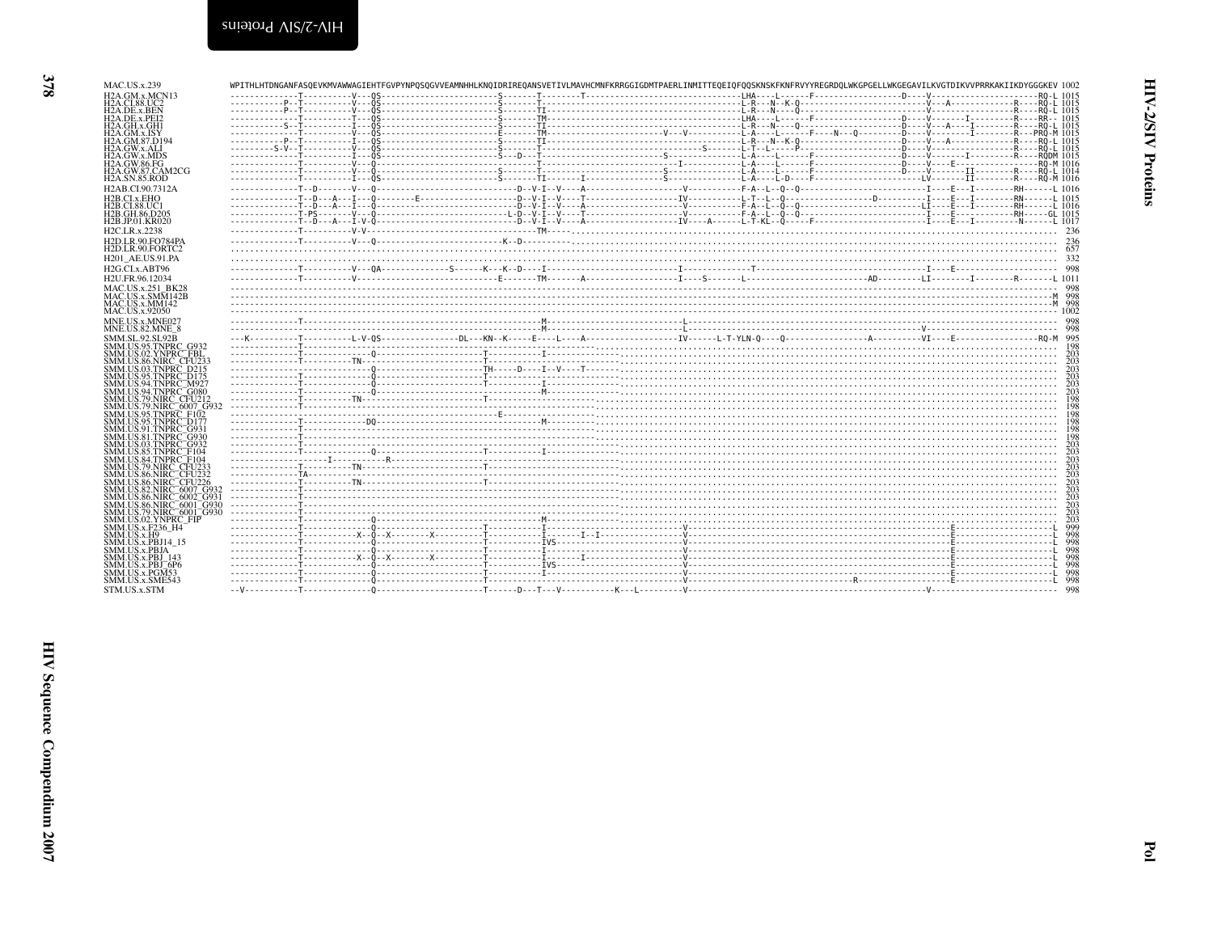```
MAC.US.x.239              WPITHLHTDNGANFASQEVKMVAWWAGIEHTFGVPYNPQSQGVVEAMNHHLKNQIDRIREQANSVETIVLMAVHCMNFKRRGGIGDMTPAERLINMITTEQEIQFQQSKNSKFKNFRVYYREGRDQLWKGPGELLWKGEGAVILKVGTDIKVVPRRKAKIIKDYGGGKEV 1002
H2A.GM.x.MCN13            -------------T----------V---QS------------------------S-------T-------T------------------------------LHA----L------F-----------------D-----V----------------------RQ-L 1015
H2A.CI.88.UC2             ----------P--T----------V---QS------------------------S-------T-------------------------------------L-R---N--K-Q-------------------------V-----A-------------R-----RQ-L 1015
H2A.DE.x.BEN              ----------P--T----------V---QS------------------------S-------TI-----------------------------------L-R---N----Q-------------------------V-------------------R-----RQ-L 1015
H2A.DE.x.PEI2             -------------T----------T---QS------------------------S-------TM-----------------------------------LHA----L------F-----------------D-----V--------I---------RR-- 1015
H2A.GH.x.GH1              ----------S--T----------I---QS------------------------S-------TI-----------------------------------L-R---N----Q-------------------D-----V----A----I---------R-----RQ-L 1015
H2A.GM.x.ISY              -------------T----------V---QS------------------------E-------TM-------------------------V---V-----L-A----L------F----N---Q----------D-----V---------I-------R---PRQ-M 1015
H2A.GM.87.D194            ----------P--T----------I---QS------------------------S-------TI-----------------------------------L-R---N--K-Q-------------------D-----V----A---------------R-----RQ-L 1015
H2A.GW.x.ALI              ---------S-V--T---------V---QS------------------------S-------T------------------------------S-----L-T--L------P-------------------D-----V-------------------R-----RQ-L 1015
H2A.GW.x.MDS              -------------T----------I---QS------------------------S---D---T--------------------------S----------L-A----L------F-----------------D-----V--------I---------R-----RQDM 1015
H2A.GW.86.FG              -------------T----------V---Q-------------------------------T-------------------------I------------L-A----L------F-----------------D-----V-----E-------------RQ-M 1016
H2A.GW.87.CAM2CG          -------------T----------V---Q-------------------------S-------T--------------------------S----------L-A----L------F-----------------D-----V-------II--------R-----RQ-L 1014
H2A.SN.85.ROD             -------------T----------I---QS------------------------S-------TI------I------------------S----------L-A----L-D----F-----------------LV-------II--------R-----RQ-M 1016
H2AB.CI.90.7312A          -------------T--D-------V---Q-----------------------------D--V-I--V----A---------------------V-----------F-A--L--Q--Q---------------------------I-----E---I--------RH------L 1016
H2B.CI.x.EHO              -------------T--D---A---I---Q--------E----------------------D--V-I--V----T-------------------IV----------L-T--L--Q-------------------D-----------I-----E---I--------RN------L 1015
H2B.CI.88.UC1             -------------T--D---A---I---Q-------------------------------D--V-I--V----A-------------------V-----------F-A--L--Q--Q--------------------------LI-----E---I--------RH------L 1016
H2B.GH.86.D205            -------------T-PS-------V---Q-----------------------------L-D--V-I--V----T-------------------V-----------F-A--L--Q--Q---------------------------I-----E--------------RH-----GL 1015
H2B.JP.01.KR020           -------------T--D---A---I-V-Q-----------------------------D--V-I--V----A-------------------IV----A------L-T-KL--Q-----F-------------------------I-----E---I--------N-------L 1017
H2C.LR.x.2238             -------------T----------V-V-----------------------------------TM-----.............................................................................................. 236
H2D.LR.90.FO784PA         -------------T----------V---Q-----------------------K--D----------.......................................................................................................... 236
H2D.LR.90.FORTC2          .................................................................................................................................................................. 657
H201_AE.US.91.PA          .................................................................................................................................................................. 332
H2G.CI.x.ABT96            -------------T----------V---QA-------------S------K---K--D----I----------------------------I---------------T-----------------------------------------I-----E---------------------- 998
H2U.FR.96.12034           -------------T----------V-----------------------------E-------TM-------A-------------------I----S--------L-----------------------AD----------LI--------I--------R-------L 1011
MAC.US.x.251_BK28         ---------------------------------------------------------------------------------------------------------------------------------------------------------- 998
MAC.US.x.SMM142B          ---------------------------------------------------------------------------------------------------------------------------------------------------------M 998
MAC.US.x.MM142            ---------------------------------------------------------------------------------------------------------------------------------------------------------M 998
MAC.US.x.92050            ---------------------------------------------------------------------------------------------------------------------------------------------------------- 1002
MNE.US.x.MNE027           -------------T----------------------------------------M---------------------L-------------------------------------------------------------------------------- 998
MNE.US.82.MNE_8           --------------------------------------------------------M---------------------L-----------------------------------------V----------------------------------- 998
SMM.SL.92.SL92B           ---K---------T----------L-V-QS-------------DL---KN--K-----E----L----A------------------IV------L-T-YLN-Q----Q-----------------A----------VI----E-----------------RQ-M 995
SMM.US.95.TNPRC_G932      -------------T--------------------------------------..................................................................................................... 198
SMM.US.02.YNPRC_FBL       -------------T------------Q---------------------T---------I------------.......................................................................................... 203
SMM.US.86.NIRC_CFU233     -------------T----------TN----------------------T-------------------------.......................................................................................... 203
SMM.US.03.TNPRC_D215      ------------------------Q-------------------------TH-----D----I--V----T---.......................................................................................... 203
SMM.US.95.TNPRC_D175      -------------T-------------Q---------------------T---------------------.......................................................................................... 203
SMM.US.94.TNPRC_M927      -------------T-------------Q---------------------T---------I------------.......................................................................................... 203
SMM.US.94.TNPRC_G080      -------------T-------------Q--------------------------------M-----------.......................................................................................... 203
SMM.US.79.NIRC_CFU212     -------------T----------TN-----------------------T---------------------.......................................................................................... 198
SMM.US.79.NIRC_6007_G932  -------------T----------------------------------------------------.......................................................................................... 198
SMM.US.95.TNPRC_F102      ------------------------------------------------E-----------------.......................................................................................... 198
SMM.US.95.TNPRC_D177      -------------T--------------DQ-----------------------------M---------.......................................................................................... 198
SMM.US.91.TNPRC_G931      -------------T--------------------------------------------------.......................................................................................... 198
SMM.US.81.TNPRC_G930      -------------T--------------------------------------------------.......................................................................................... 198
SMM.US.03.TNPRC_G932      -------------T----------------------------------------------------.......................................................................................... 203
SMM.US.85.TNPRC_F104      -------------T-------------Q--------------------T---------I----------.......................................................................................... 203
SMM.US.84.TNPRC_F104      ------------------I-----------R----------------------------------------.......................................................................................... 203
SMM.US.79.NIRC_CFU233     -------------T----------TN-----------------------T---------------------.......................................................................................... 203
SMM.US.86.NIRC_CFU232     -------------TA--------------------------------------------------------.......................................................................................... 203
SMM.US.86.NIRC_CFU226     -------------T----------TN-----------------------T---------------------.......................................................................................... 203
SMM.US.82.NIRC_6007_G932  -------------T----------------------------------------------------.......................................................................................... 203
SMM.US.86.NIRC_6002_G931  -------------T----------------------------------------------------.......................................................................................... 203
SMM.US.86.NIRC_6001_G930  -------------T----------------------------------------------------.......................................................................................... 203
SMM.US.79.NIRC_6001_G930  -------------T----------------------------------------------------.......................................................................................... 203
SMM.US.02.YNPRC_FIP      -------------T-------------Q--------------------------------M----------.......................................................................................... 203
SMM.US.x.F236_H4          -------------T-------------Q--------------------T---------I----------------------V------------------------------------------------------------E--------------------L 999
SMM.US.x.H9               -------------T----------X--Q--X--------X----------T---------I------I--I-------------V------------------------------------------------------------E--------------------L 998
SMM.US.x.PBJ14_15         -------------T-------------Q--------------------T---------IVS----------------------V------------------------------------------------------------E--------------------L 998
SMM.US.x.PBJA             -------------T-------------Q--------------------T---------I------------------------V------------------------------------------------------------E--------------------L 998
SMM.US.x.PBJ_143          -------------T----------X--Q--X--------X----------T---------I--------I-------------V------------------------------------------------------------E--------------------L 998
SMM.US.x.PBJ_6P6          -------------T-------------Q--------------------T---------IVS----------------------V------------------------------------------------------------E--------------------L 998
SMM.US.x.PGM53            -------------T-------------Q--------------------T---------I------------------------V------------------------------------------------------------E--------------------L 998
SMM.US.x.SME543           -------------T-------------Q--------------------T----------------------------------V-------------------------------------R-------------------E--------------------L 998
STM.US.x.STM              --V-----------T-------------Q--------------------T------D---T---V-----------K---L----------V--------------------------------------------------V--------------------------- 998
```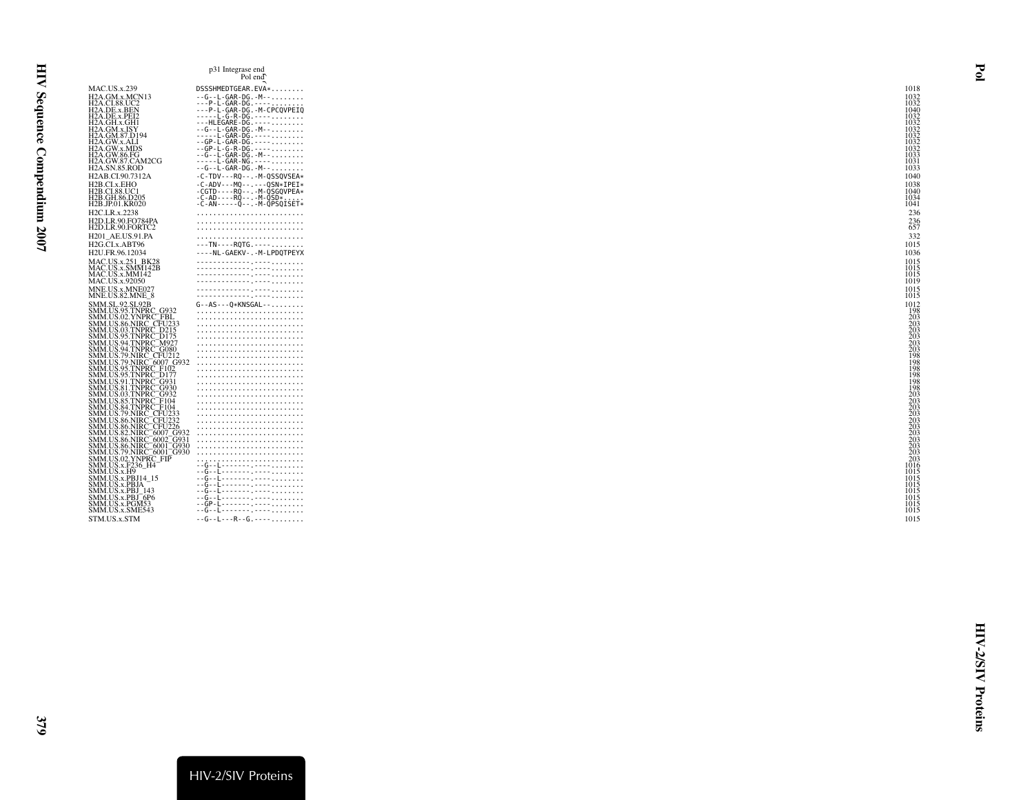p31 Integrase end
Pol end

```
MAC.US.x.239                DSSSHMEDTGEAR.EVA*........    1018
H2A.GM.x.MCN13              --G--L-GAR-DG.-M--........    1032
H2A.CI.88.UC2               ---P-L-GAR-DG.-----------     1032
H2A.DE.x.BEN                ---P-L-GAR-DG.-M-CPCQVPEIQ    1040
H2A.DE.x.PEI2               ----L-G-R-DG.------------     1032
H2A.GH.x.GH1                ---HLEGARE-DG.-----------     1032
H2A.GM.x.ISY                --G--L-GAR-DG.-M--........    1032
H2A.GM.87.D194              ----L-GAR-DG.------------     1032
H2A.GW.x.ALI                --GP-L-GAR-DG.-----------     1032
H2A.GW.x.MDS                --GP-L-G-R-DG.-----------     1032
H2A.GW.86.FG                --G--L-GAR-DG.-M--........    1033
H2A.GW.87.CAM2CG            ----L-GAR-NG.------------     1031
H2A.SN.85.ROD               --G--L-GAR-DG.-M--........    1033
H2AB.CI.90.7312A            -C-TDV---RQ--.-M-QSSQVSEA*    1040
H2B.CI.x.EHO                -C-ADV---MQ--.---QSN*IPEI*    1038
H2B.CI.88.UC1               -CGTD----RQ--.-M-QSGQVPEA*    1040
H2B.GH.86.D205              -C-AD----RQ--.-M-QSD*.....    1034
H2B.JP.01.KR020             -C-AN-----Q--.-M-QPSQISET*    1041
H2C.LR.x.2238               ..........................     236
H2D.LR.90.FO784PA           ..........................     236
H2D.LR.90.FORTC2            ..........................     657
H201_AE.US.91.PA            ..........................     332
H2G.CI.x.ABT96              ---TN----RQTG.-----------     1015
H2U.FR.96.12034             ----NL-GAEKV-.-M-LPDQTPEYX    1036
MAC.US.x.251_BK28           -------------.-----------     1015
MAC.US.x.SMM142B            -------------.-----------     1015
MAC.US.x.MM142              -------------.-----------     1015
MAC.US.x.92050              -------------.-----------     1019
MNE.US.x.MNE027             -------------.-----------     1015
MNE.US.82.MNE_8             -------------.-----------     1015
SMM.SL.92.SL92B             G--AS---Q*KNSGAL--........    1012
SMM.US.95.TNPRC_G932        ..........................     198
SMM.US.02.YNPRC_FBL         ..........................     203
SMM.US.86.NIRC_CFU233       ..........................     203
SMM.US.03.TNPRC_D215        ..........................     203
SMM.US.95.TNPRC_D175        ..........................     203
SMM.US.94.TNPRC_M927        ..........................     203
SMM.US.94.TNPRC_G080        ..........................     203
SMM.US.79.NIRC_CFU212       ..........................     198
SMM.US.79.NIRC_6007_G932    ..........................     198
SMM.US.95.TNPRC_F102        ..........................     198
SMM.US.95.TNPRC_D177        ..........................     198
SMM.US.91.TNPRC_G931        ..........................     198
SMM.US.81.TNPRC_G930        ..........................     198
SMM.US.03.TNPRC_G932        ..........................     203
SMM.US.85.TNPRC_F104        ..........................     203
SMM.US.84.TNPRC_F104        ..........................     203
SMM.US.79.NIRC_CFU233       ..........................     203
SMM.US.86.NIRC_CFU232       ..........................     203
SMM.US.86.NIRC_CFU226       ..........................     203
SMM.US.82.NIRC_6007_G932    ..........................     203
SMM.US.86.NIRC_6002_G931    ..........................     203
SMM.US.86.NIRC_6001_G930    ..........................     203
SMM.US.79.NIRC_6001_G930    ..........................     203
SMM.US.02.YNPRC_FIP         ..........................     203
SMM.US.x.F236_H4            --G--L-------.-----------     1016
SMM.US.x.H9                 --G--L-------.-----------     1015
SMM.US.x.PBJ14_15           --G--L-------.-----------     1015
SMM.US.x.PBJA               --G--L-------.-----------     1015
SMM.US.x.PBJ_143            --G--L-------.-----------     1015
SMM.US.x.PBJ_6P6            --G--L-------.-----------     1015
SMM.US.x.PGM53              --GP-L-------.-----------     1015
SMM.US.x.SME543             --G--L-------.-----------     1015
STM.US.x.STM                --G--L---R--G.-----------     1015
```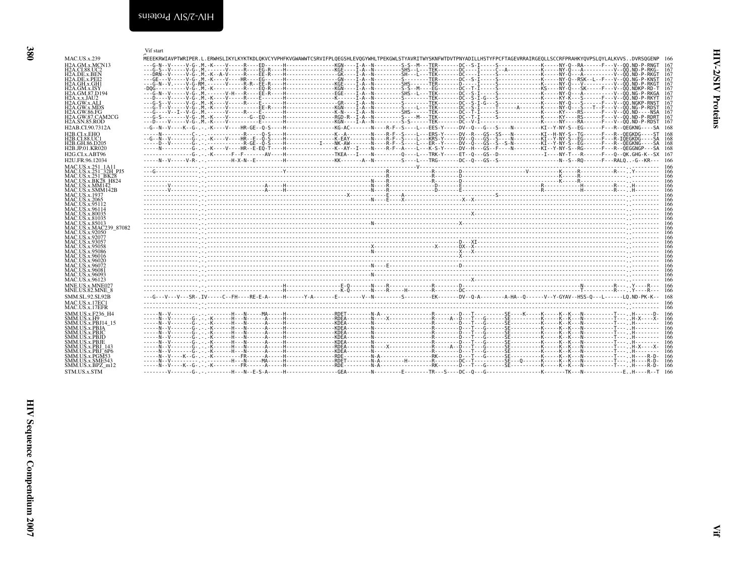Vif start

```
MAC.US.x.239          MEEEKRWIAVPTWRIPER.L.ERWHSLIKYLKYKTKDLQKVCYVPHFKVGWAWWTCSRVIFPLQEGSHLEVQGYWHLTPEKGWLSTYAVRITWYSKNFWTDVTPNYADILLHSTYFPCFTAGEVRRAIRGEQLLSCCRFPRAHKYQVPSLQYLALKVVS..DVRSQGENP  166
H2A.GM.x.MCN13        ---G-N--V-----V-G-.M.-K----V-----R----ED-----H---------------KGN----I-A--N---------S-S--M---TER-------DC--S-I-----S-------------K-----NY-Q--RA------F---V--QQ.ND-P-RNGT  167
H2A.CI.88.UC2         ---G-S--V-----V-G-.M.-----V-----R----EG-R----H---------------KGE----I-A--N---------SHS--L---TEK-------DC---I-----C--A------------K-----NY-Q---A----------V--QQ.ND-P-RKG-  167
H2A.DE.x.BEN          ---DRN--V-----V-G-.M.-K--A-V-----R----EE-R----H---------------GK----I-A--N---------SH---L---TEK-------DC----I-----S-------------K-----NY-Q---A----------V--QQ.ND-P-RKGT  167
H2A.DE.x.PEI2         ---GE---V-----V-G-.M.-K----V-----HR----EG-----H---------------GN----I-A--N---------S---------TER-------DC--S-I-----S-------------K-----NY-Q--RSK--L--F---V--QQ.NG-P-KNST  167
H2A.GH.x.GH1          ---G-N--V-----V-G-RM.-----V-----R-R---EE-R----H---------------KGE----I-A--N---------SHS------TER-------D----I-----S-------------K-----NY-Q---V----------V--QQ.ND-P-RKGT  167
H2A.GM.x.ISY          -DQG-----------V-G-.M.-K---------R----EQ-R----H---------------KGN----I-A--N---------S-S--M----EG-------DC--T-I-----S-------------KS----NY-Q---SK-----F---V--QQ.NDKP-RD-T  167
H2A.GM.87.D194        ---G-N--V-----V-G-.M.------V-H---R----EE-R----H---------------EGE----I-A--N---------SHS--L---TEK-------DC--S-I-----S-------------K-----NY-Q---A----------V--QQ.NG-P-RKGA  167
H2A.x.x.JAU2          ---D----V-----V-G-.M.-K----V-----R----E-------H---------------K-----I-A--N---------S---------TEK-------DC--S-I-G---S-------------K-----KY-K---S------F---V--QQ.ND-P-RKYT  167
H2A.GW.x.ALI          ---G-S--V-----V-G-.M.-K----V-----R----E-------H---------------GR----I-A--N---------S---------TEK-------DC--S-I-G---S-------------K-----NY-Q---S------F---V--QQ.NGKP-RNST  167
H2A.GW.x.MDS          ---G-T--V-----V-G-.M.-K----V----------EE-R----H---------------KGN----I-A--N---------S-----L---TEK-------DC--S-I-----T------A-------K-----NY-Q---S---T--F---V--QQ.NG-P-RDST  167
H2A.GW.86.FG          ---G----V--I--V-G-.M.-----V-----R----E-------H---------------K-N----I-A--N---------SHS------TEK-------DC--T-I-----S-------------K-----KY----RS------F---V--QQ.ND----NSA  167
H2A.GW.87.CAM2CG      ---G-S--------V-G-.M.-K----V-------G--EQ------H---------------RGD-R--I-A--N---------S---M---TEK-------DC--T-I-----S-------------K-----KY----RS------F---V--QQ.ND-P-RDRT  167
H2A.SN.85.ROD         ---D----V-----V-G-.M.-K----V-----------E------H---------------KGN----I-A--N---------S-S------TEK-------DC--V-I-------------------K-----NY----RA------F---V--QQ.ND-P-RDST  167
H2AB.CI.90.7312A      --G--N--V----K--G-.-.-K----V----HR-GE--Q-S----H---------------KG-AC-------N----R-F--S----L---EES-Y-----DV--Q---G---S----N---------KI--Y-NY-S--EG------F---R--QEGKNG----SA  168
H2B.CI.x.EHO          -----N-------C-.-.-------------R------Q-S----H---------------K--A---------N----R-F--S----L---ERS-Y-----DV--R---GS--SS---N---------KI--H-NY-S--TG------F---R--QEGKDG----ST  168
H2B.CI.88.UC1         --G--N--V------G-.-.-K----V----HR--E--Q-S----H---------------K-EAY--------N----R-F--S----L---KRS-Y-----DV--Q---GS--S----N---------KI--Y-NY-S--EG------F---R--IQEGKDG----SA  168
H2B.GH.86.D205        -----D--V------G-.-.-------------R-GE--Q-S----H---------I-----NK-AW-------N----R-F--S----L---ER--Y-----DV--Q---GS--S--S-N---------KI--Y-NY-S--EG------F---R--QEGKNG----SA  168
H2B.JP.01.KR020       -----N---------G-.-.-K----V----HR--E-EQ-T-----H---------------K--AY--I-----N----R-F--A----L---K-S-Y-----DV--H---GS--F----N---------KI--Y-NY-S--RG------F---R--QEGGNGP---SA  168
H2G.CI.x.ABT96        ---------------G-.-.-K-------F--F-------AV----H---------------TKEA---I----N---------Q----L---TRK-Y-----ET--Q---GS--D--------------I----NY-T---A------F---Q--QK.GHG-K--SX  167
H2U.FR.96.12034       -----N--V-----V-R-.-.---------H-X-N--E--------H---------------KK------A--N---------S----L---TRG-------DC--Q---GS--S----------------------N--S--RQ------F---RALQ..G--KR---  166
MAC.US.x.251_1A11     ---------------.-.-------------------------------------------------------------V---------------------------------------------------------------------------.---------  166
MAC.US.x.251_32H_PJ5  --G------------.-.---------------------------Y---------------------------R---------------R-------D--------------------V-----------K-----R-----------R----.--Y---------  166
MAC.US.x.251_BK28     ---------------.-.-------------------------------------------------------R---------------R-------D----------------------------------K-----R------------------.---------  166
MAC.US.x.BK28_H824    ---------------.-.-------------------------------------------------------N---R---------------R-------D----------------------------------K-----R------------------.---------  166
MAC.US.x.MM142        --------V------.-.------------------------A------H------------------N---R---------------D-------E---------------------------R------------H---------R----.H---------  166
MAC.US.x.SMM142B      --------V------.-.------------------------A------H------------------N---R---------------D-------E---------------------------R------------H---------R----.H---------  166
MAC.US.x.1937         ---------------.-.-------------------------------------------X---------------------------------------S---------------------------------------------------.---------  166
MAC.US.x.2065         ---------------.-.-------------------------------------------------N---E---A----------------------------------------------------------------------------.---------  166
MAC.US.x.95112        ---------------.-.----------------------------------------------------------------------X--X-----------------------------------------------------------.---------  166
MAC.US.x.96114        ---------------.-.----------------------------------------------------------------------------------------------------------------------------------------.---------  166
MAC.US.x.80035        ---------------.-.--------------------------------------------------------------------------X----------------------------------------------------------.---------  166
MAC.US.x.81035        ---------------.-.----------------------------------------------------------------------------------------------------------------------------------------.---------  166
MAC.US.x.85013        ---------------.-.-------------------------------------------------N---------------------X-------------------------------------------------------------.---------  166
MAC.US.x.MAC239_87082 ---------------.-.----------------------------------------------------------------------------------------------------------------------------------------.---------  166
MAC.US.x.92050        ---------------.-.----------------------------------------------------------------------------------------------------------------------------------------.---------  166
MAC.US.x.92077        ---------------.-.----------------------------------------------------------------------------------------------------------------------------------------.---------  166
MAC.US.x.93057        ---------------.-.---------------------------------------------------------------------D---XI----------------------------------------------------------.---------  166
MAC.US.x.95058        ---------------.-.----------------------------------------------X------------------X-----DX--X----------------------------------------------------------.---------  166
MAC.US.x.95086        ---------------.-.-------------------------------------------------N---------------------X---X----------------------------------------------------------.---------  166
MAC.US.x.96016        ---------------.-.---------------------------------------------------------------------X----------------------------------------------------------------.---------  166
MAC.US.x.96020        ---------------.-.----------------------------------------------------------------------------------------------------------------------------------------.---------  166
MAC.US.x.96072        ---------------.-.-------------------------------------------------N-----E---------------D------------------------------------------------------------.---------  166
MAC.US.x.96081        ---------------.-.----------------------------------------------------------------------------------------------------------------------------------------.---------  166
MAC.US.x.96093        ---------------.-.-------------------------------------------------N--------------------------------------------------------------------------------------.---------  166
MAC.US.x.96123        ---------------.-.------------------------------------------------------------------------X-------------------------------------------------------------.---------  166
MNE.US.x.MNE027       ---------------.-.---------------------------H---------------E-Q-------N----R--------------R-------D------------------------------------N----------R----.--Y----R---  166
MNE.US.82.MNE_8       ---------------.-.---------------------------H---------------K-Q-------N----R-----H--------R-------DC-----------------------------------T----------R----.--Y----R---  166
SMM.SL.92.SL92B       ---G---V---V---SR-.IV-----C--FH----RE-E-A-----H-----Y-A-------E--------V--N---------S---------EK-------DV--Q-A--------A-HA--Q------V--Y-GYAV--HSS-Q---L------LQ.ND-PK-K--  168
MAC.US.x.17EC1        ---------------.-.----------------------------------------------------------------------------------------------------------------------------------------.---------  166
MAC.US.x.17EFR        ---------------.-.----------------------------------------------------------------------------------------------------------------------------------------.---------  166
SMM.US.x.F236_H4      -----N--V--------.-.---------H---N-----MA-----H---------------RDET--------N-A----------------R--------D---T-----------SE----K-----K---K---N----------T---.H-----D-  166
SMM.US.x.H9           -----N--V------G-.-.-K-----H---N------A-----H---------------RDEA--------N-----X-------------R------A--D---T---G------SE---------K-----K---K---N----------T---.H-X----X-  166
SMM.US.x.PBJ14_15     -----N--V------G-.-.-K-----H---N------A-----H---------------KDEA--------N------------------R--------D---T---G------SE---------K-----K---K---N----------T---.H--------  166
SMM.US.x.PBJA         -----N--V------G-.-.-K-----H---N------A-----H---------------KDEA--------N------------------R--------D---T---G------SE---------K-----K---K---N----------T---.H--------  166
SMM.US.x.PBJC         -----N--V------G-.-.-K-----H---N------A-----H---------------KDEA--------N------------------R--------D---T---G------SE---------K-----K---K---N----------T---.H--------  166
SMM.US.x.PBJD         -----N--V------G-.-.-K-----H---N------A-----H---------------KDEA--------N------------------R--------D---T---G------SE---------K-----K---K---N----------T---.H--------  166
SMM.US.x.PBJE         -----N--V------G-.-.-K-----H---N------A-----H---------------KDEA--------N------------------R--------D---T---G------SE---------K-----K---K---N----------T---.H--------  166
SMM.US.x.PBJ_143      -----N--V------G-.-.-K-----H---N------A-----H---------------RDEA--------N-----X-------------R------A--D---T---G------SE---------K-----K---K---N----------T---.H-X----X-  166
SMM.US.x.PBJ_6P6      -----N--V------G-.-.-K-----H---N------A-----H---------------KDEA--------N------------------R--------D---T---G------SE---------K-----K---K---N----------T---.H--------  166
SMM.US.x.PGM53        -----N--V---K--G-.-.-K---------FR------A-----H---------------RDE---------N-A----------------RK-------D---T---G------SE---------K-----K---K---N----------T---.H----R-D-  166
SMM.US.x.SME543       -----N--V--------.-.---------H---N-----MA-----H---------------RDET--------N-A---------H---------R--------DC--T-----------SE---Q------K-----K---K---N----------T---.H----R-D-  166
SMM.US.x.BPZ_m12      -----N--V---K--G-.-.-K---------FR------A-----H---------------RDE---------N-A----------------RK-------D---T---G------SE---------K-----K---K---N----------T---.H----R-D-  166
STM.US.x.STM          --------V------G-.-.---------H---N--E-S-A-----H---------------GEA---------N---------E--------TR---S----DC--Q---G------------------K-------TK---N-------------E..H----R--T  166
```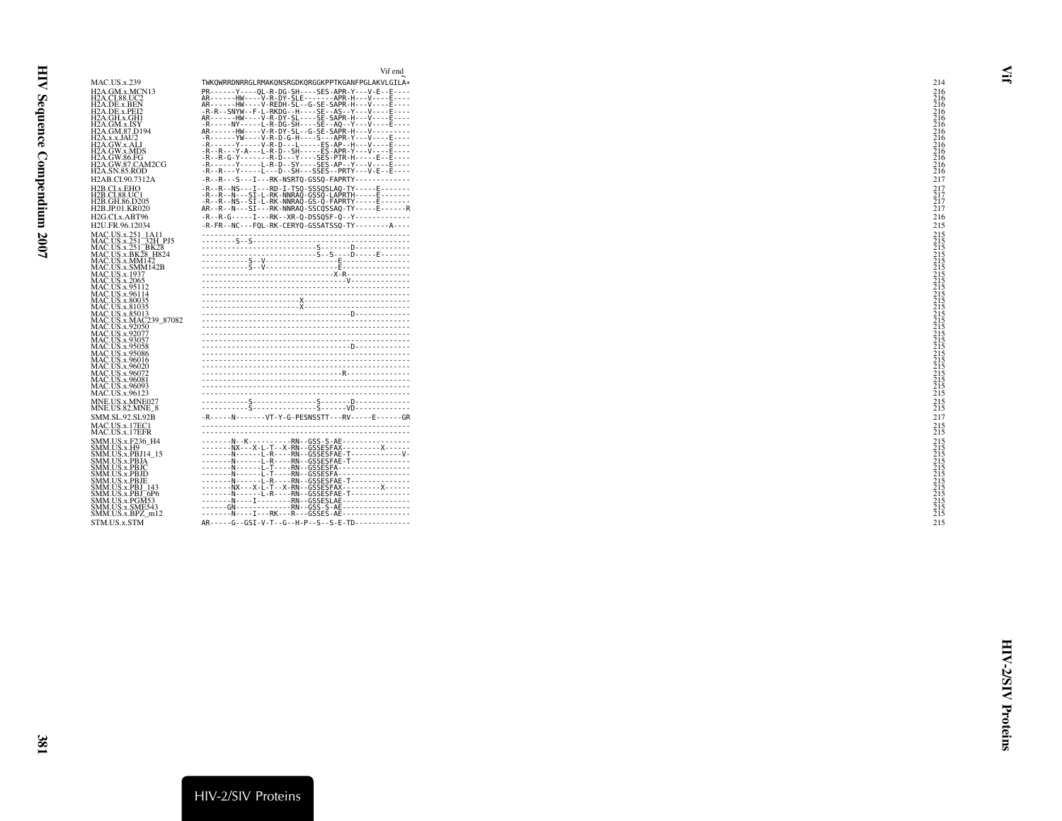```
                                                                      Vif end
MAC.US.x.239            TWKQWRRDNRRGLRMAKQNSRGDKQRGGKPPTKGANFPGLAKVLGILA*       214
H2A.GM.x.MCN13          PR------Y----QL-R-DG-SH----SES-APR-Y---V-E--E----       216
H2A.CI.88.UC2           AR------HW----V-R-DY-SLE-------APR-H---V----E----       216
H2A.DE.x.BEN            AR------HW----V-REDH-SL--G-SE-SAPR-H---V----E----       216
H2A.DE.x.PEI2           -R-R--SNYW--F-L-RKDG--H----SE--AS--Y---V----E----       216
H2A.GH.x.GH1            AR------HW----V-R-DY-SL----SE-SAPR-H---V----E----       216
H2A.GM.x.ISY            -R------NY-----L-R-DG-SH----SE--AQ--Y---V----E----      216
H2A.GM.87.D194          AR------HW----V-R-DY-SL--G-SE-SAPR-H---V---------       216
H2A.x.x.JAU2            -R------YW----V-R-D-G-H----S---APR-Y---V----E----       216
H2A.GW.x.ALI            -R------Y-----V-R-D---L-----ES-AP--H---V----E----       216
H2A.GW.x.MDS            -R--R---Y-A---L-R-D--SH-----ES-APR-Y---V----E----       216
H2A.GW.86.FG            -R--R-G-Y-------R-D---Y----SES-PTR-H-----E--E----       216
H2A.GW.87.CAM2CG        -R------Y-----L-R-D--SY----SES-AP--Y---V----E----       216
H2A.SN.85.ROD           -R--R---Y-----L---D--SH---SSES--PRTY---V-E--E----       216
H2AB.CI.90.7312A        -R--R---S---I---RK-NSRTQ-GSSQ-FAPRTY-------------       217
H2B.CI.x.EHO            -R--R--NS---I---RD-I-TSQ-SSSQSLAQ-TY-----E-------       217
H2B.CI.88.UC1           -R--R--N---SI-L-RK-NNRAQ-GSSQ-LAPRTH-----E-------       217
H2B.GH.86.D205          -R--R--NS--SI-L-RK-NNRAQ-GS-Q-FAPRTY-----E-------       217
H2B.JP.01.KR020         AR--R--N---SI---RK-NNRAQ-SSCQSSAQ-TY-----E------R       217
H2G.CI.x.ABT96          -R--R-G-----I---RK--XR-Q-DSSQSF-Q--Y-------------       216
H2U.FR.96.12034         -R-FR--NC---FQL-RK-CERYQ-GSSATSSQ-TY--------A----       215
MAC.US.x.251_1A11       -------------------------------------------------       215
MAC.US.x.251_32H_PJ5    --------S--S-------------------------------------       215
MAC.US.x.251_BK28       -----------------------------S--------D----------       215
MAC.US.x.BK28_H824      -----------------------------S--S----D-----E-----       215
MAC.US.x.MM142          -----------S--V-----------------E----------------       215
MAC.US.x.SMM142B        -----------S--V-----------------E----------------       215
MAC.US.x.1937           --------------------------------X-R--------------       215
MAC.US.x.2065           -------------------------------------V-----------       215
MAC.US.x.95112          -------------------------------------------------       215
MAC.US.x.96114          -------------------------------------------------       215
MAC.US.x.80035          -----------------------X-------------------------       215
MAC.US.x.81035          -----------------------X-------------------------       215
MAC.US.x.85013          --------------------------------------D----------       215
MAC.US.x.MAC239_87082   -------------------------------------------------       215
MAC.US.x.92050          -------------------------------------------------       215
MAC.US.x.92077          -------------------------------------------------       215
MAC.US.x.93057          -------------------------------------------------       215
MAC.US.x.95058          --------------------------------------D----------       215
MAC.US.x.95086          -------------------------------------------------       215
MAC.US.x.96016          -------------------------------------------------       215
MAC.US.x.96020          -------------------------------------------------       215
MAC.US.x.96072          ----------------------------------R--------------       215
MAC.US.x.96081          -------------------------------------------------       215
MAC.US.x.96093          -------------------------------------------------       215
MAC.US.x.96123          -------------------------------------------------       215
MNE.US.x.MNE027         -----------S---------------S-------D-------------       215
MNE.US.82.MNE_8         -----------S---------------S------VD-------------       215
SMM.SL.92.SL92B         -R-----N-------VT-Y-G-PESNSSTT---RV-----E------GR       217
MAC.US.x.17EC1          -------------------------------------------------       215
MAC.US.x.17EFR          -------------------------------------------------       215
SMM.US.x.F236_H4        -------N--K----------RN--GSS-S-AE----------------       215
SMM.US.x.H9             -------NX---X-L-T--X-RN--GSSESFAX---------X------       215
SMM.US.x.PBJ14_15       -------N------L-R----RN--GSSESFAE-T------------V-       215
SMM.US.x.PBJA           -------N------L-R----RN--GSSESFAE-T--------------       215
SMM.US.x.PBJC           -------N------L-T----RN--GSSESFA-----------------       215
SMM.US.x.PBJD           -------N------L-T----RN--GSSESFA-----------------       215
SMM.US.x.PBJE           -------N------L-R----RN--GSSESFAE-T--------------       215
SMM.US.x.PBJ_143        -------NX---X-L-T--X-RN--GSSESFAX---------X------       215
SMM.US.x.PBJ_6P6        -------N------L-R----RN--GSSESFAE-T--------------       215
SMM.US.x.PGM53          -------N----I--------RN--GSSESLAE----------------       215
SMM.US.x.SME543         ------GN-------------RN--GSS-S-AE----------------       215
SMM.US.x.BPZ_m12        -------N----I---RK---R---GSSES-AE----------------       215
STM.US.x.STM            AR-----G--GSI-V-T--G--H-P--S--S-E-TD-------------       215
```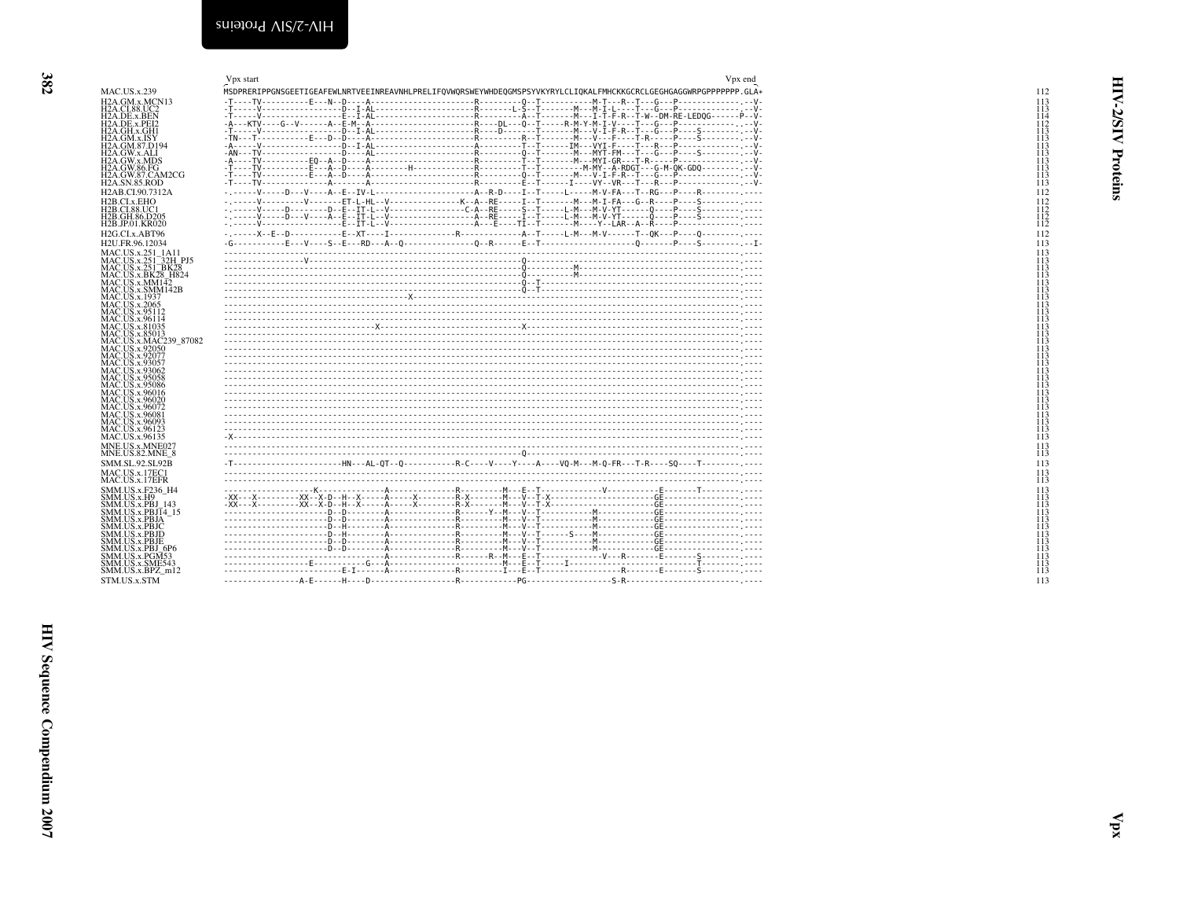Vpx start Vpx end

```
MAC.US.x.239          MSDPRERIPPGNSGEETIGEAFEWLNRTVEEINREAVNHLPRELIFQVWQRSWEYWHDEQGMSPSYVKYRYLCLIQKALFMHCKKGCRCLGEGHGAGGWRPGPPPPPPP.GLA*   112
H2A.GM.x.MCN13        -T----TV----------E---N--D----A----------------------R---------Q--T----------M-T---R--T---G---P--------------.--V-   113
H2A.CI.88.UC2         -T-----V-----------------D--I-AL---------------------R--------L-S--T-------M---M-I-L----T---G---P--------------.--V-   113
H2A.DE.x.BEN          -T-----V-----------------E--I-AL---------------------R---------A--T-------M---I-T-F-R--T-W--DM-RE-LEDQG------P--V-   114
H2A.DE.x.PEI2         -A---KTV----G--V-------A--E-M--A---------------------R-----DL---Q--T-----R-M-Y-M-I-V----T---G---P--------------.--V-   112
H2A.GH.x.GH1          -T-----V-----------------D--I-AL---------------------R-----D-------T-------M---V-I-F-R--T---G---P------S-------.--V-   113
H2A.GM.x.ISY          -TN---T-----------E---D--D----A----------------------R---------R--T-------M---V---F----T-R-----P------S-------.--V-   113
H2A.GM.87.D194        -A-----V-----------------D--I-AL---------------------R---------T--T------IM---VYI-F----T---R---P--------------.--V-   113
H2A.GW.x.ALI          -AN---TV-----------------D----AL---------------------R---------Q--T-------M---MYT-FM---T---G---P------S-------.--V-   113
H2A.GW.x.MDS          -A----TV----------EQ--A--D----A----------------------R---------T--T-------M---MYI-GR---T-R-----P--------------.--V-   113
H2A.GW.86.FG          -T----TV----------E---A--D----A---------H------------R---------T--T---------M-MY--A-RDGT---G-M-QK-GDQ----------.--V-   113
H2A.GW.87.CAM2CG      -T----TV----------E---A--D----A----------------------R---------Q--T-------M---V-I-F-R--T---G---P--------------.--V-   113
H2A.SN.85.ROD         -T----TV-----------------A-------A-------------------R---------E--T------I----VY--VR---T---R---P--------------.--V-   113
H2AB.CI.90.7312A      -.-----V-----D---V----A--E--IV-L---------------------A--R-D----I--T-----L-----M-V-FA---T--RG---P-----R---------.----  112
H2B.CI.x.EHO          -.-----V-----------V-------ET-L-HL--V---------------K--A--RE-----I--T-------M---M-I-FA---G--R-----P-----S-------.----  112
H2B.CI.88.UC1         -.-----V-----D---------D--E--IT-L--V-----------------C-A--RE-----S--T-----L-M---M-V-YT------Q-----P-----S-------.----  112
H2B.GH.86.D205        -.-----V-----D---V----A--E--IT-L--V------------------A--RE-----I--T-----L-M---M-V-YT------Q-----P-----S-------.----  112
H2B.JP.01.KR020       -.-----V-----------------E--IT-L--V------------------A---E-----TI--T-------M-----Y--LAR--A--R-----P---------------.----  112
H2G.CI.x.ABT96        -.-----X--E--D-----------E--XT----I------------------R--------------A--T-----L-M---M-V-------T--QK---P-----Q-------.----  112
H2U.FR.96.12034       -G-----------E---V----S--E---RD---A--Q----------------Q--R------E--T----------------------Q-------P-----S-------.--I-   113
MAC.US.x.251_1A11     ----------------------------------------------------------------------------------------------------------------.----  113
MAC.US.x.251_32H_PJ5  ----------------V-----------------------------------------Q-----------------------------------------------------.----  113
MAC.US.x.251_BK28     ----------------------------------------------------------Q----------M------------------------------------------.----  113
MAC.US.x.BK28_H824    ----------------------------------------------------------Q----------M------------------------------------------.----  113
MAC.US.x.MM142        ----------------------------------------------------------Q--T--------------------------------------------------.----  113
MAC.US.x.SMM142B      ----------------------------------------------------------Q--T--------------------------------------------------.----  113
MAC.US.x.1937         ----------------------------------------X-----------------------------------------------------------------------.----  113
MAC.US.x.2065         ----------------------------------------------------------------------------------------------------------------.----  113
MAC.US.x.95112        ----------------------------------------------------------------------------------------------------------------.----  113
MAC.US.x.96114        ----------------------------------------------------------------------------------------------------------------.----  113
MAC.US.x.81035        --------------------------------X---------------------------X---------------------------------------------------.----  113
MAC.US.x.85013        ----------------------------------------------------------------------------------------------------------------.----  113
MAC.US.x.MAC239_87082 ----------------------------------------------------------------------------------------------------------------.----  113
MAC.US.x.92050        ----------------------------------------------------------------------------------------------------------------.----  113
MAC.US.x.92077        ----------------------------------------------------------------------------------------------------------------.----  113
MAC.US.x.93057        ----------------------------------------------------------------------------------------------------------------.----  113
MAC.US.x.93062        ----------------------------------------------------------------------------------------------------------------.----  113
MAC.US.x.95058        ----------------------------------------------------------------------------------------------------------------.----  113
MAC.US.x.95086        ----------------------------------------------------------------------------------------------------------------.----  113
MAC.US.x.96016        ----------------------------------------------------------------------------------------------------------------.----  113
MAC.US.x.96020        ----------------------------------------------------------------------------------------------------------------.----  113
MAC.US.x.96072        ----------------------------------------------------------------------------------------------------------------.----  113
MAC.US.x.96081        ----------------------------------------------------------------------------------------------------------------.----  113
MAC.US.x.96093        ----------------------------------------------------------------------------------------------------------------.----  113
MAC.US.x.96123        ----------------------------------------------------------------------------------------------------------------.----  113
MAC.US.x.96135        -X--------------------------------------------------------------------------------------------------------------.----  113
MNE.US.x.MNE027       ----------------------------------------------------------------------------------------------------------------.----  113
MNE.US.82.MNE_8       ----------------------------------------------------------Q-----------------------------------------------------.----  113
SMM.SL.92.SL92B       -T----------------------HN---AL-QT--Q-----------R-C----V----Y----A----VQ-M---M-Q-FR---T-R----SQ----T-----------.----  113
MAC.US.x.17EC1        ----------------------------------------------------------------------------------------------------------------.----  113
MAC.US.x.17EFR        ----------------------------------------------------------------------------------------------------------------.----  113
SMM.US.x.F236_H4      ------------------K---------------A-------------R---------M---E--T-------------V-----------E-------T-----------.----  113
SMM.US.x.H9           -XX---X---------XX--X-D--H--X-----A-----X-------R-X-------M---V--T-X----------------------GE-------------------.----  113
SMM.US.x.PBJ_143      -XX---X---------XX--X-D--H--X-----A-----X-------R-X-------M---V--T-X----------------------GE-------------------.----  113
SMM.US.x.PBJ14_15     ---------------------D--D---------A-------------R------Y--M---V--T-----------M------------GE-------------------.----  113
SMM.US.x.PBJA         ---------------------D--D---------A-------------R---------M---V--T-----------M------------GE-------------------.----  113
SMM.US.x.PBJC         ---------------------D--H---------A-------------R---------M---V--T-----------M------------GE-------------------.----  113
SMM.US.x.PBJD         ---------------------D--H---------A-------------R---------M---V--T------S----M------------GE-------------------.----  113
SMM.US.x.PBJE         ---------------------D--D---------A-------------R---------M---V--T-----------M------------GE-------------------.----  113
SMM.US.x.PBJ_6P6      ---------------------D--D---------A-------------R---------M---V--T-----------M------------GE-------------------.----  113
SMM.US.x.PGM53        ----------------------------------A-------------R------R--M---E--T-------------V---R-------E-------S-----------.----  113
SMM.US.x.SME543       ------------------E-----------G---A----------------------M---E--T-------I---------------------------T-----------.----  113
SMM.US.x.BPZ_m12      ----------------------E-I---------A-------------R---------I---E--T---------------R-------E-------S-----------.----  113
STM.US.x.STM          ---------------A-E------H----D------------------R-------------PG-----------------S-R-------------------------.----  113
```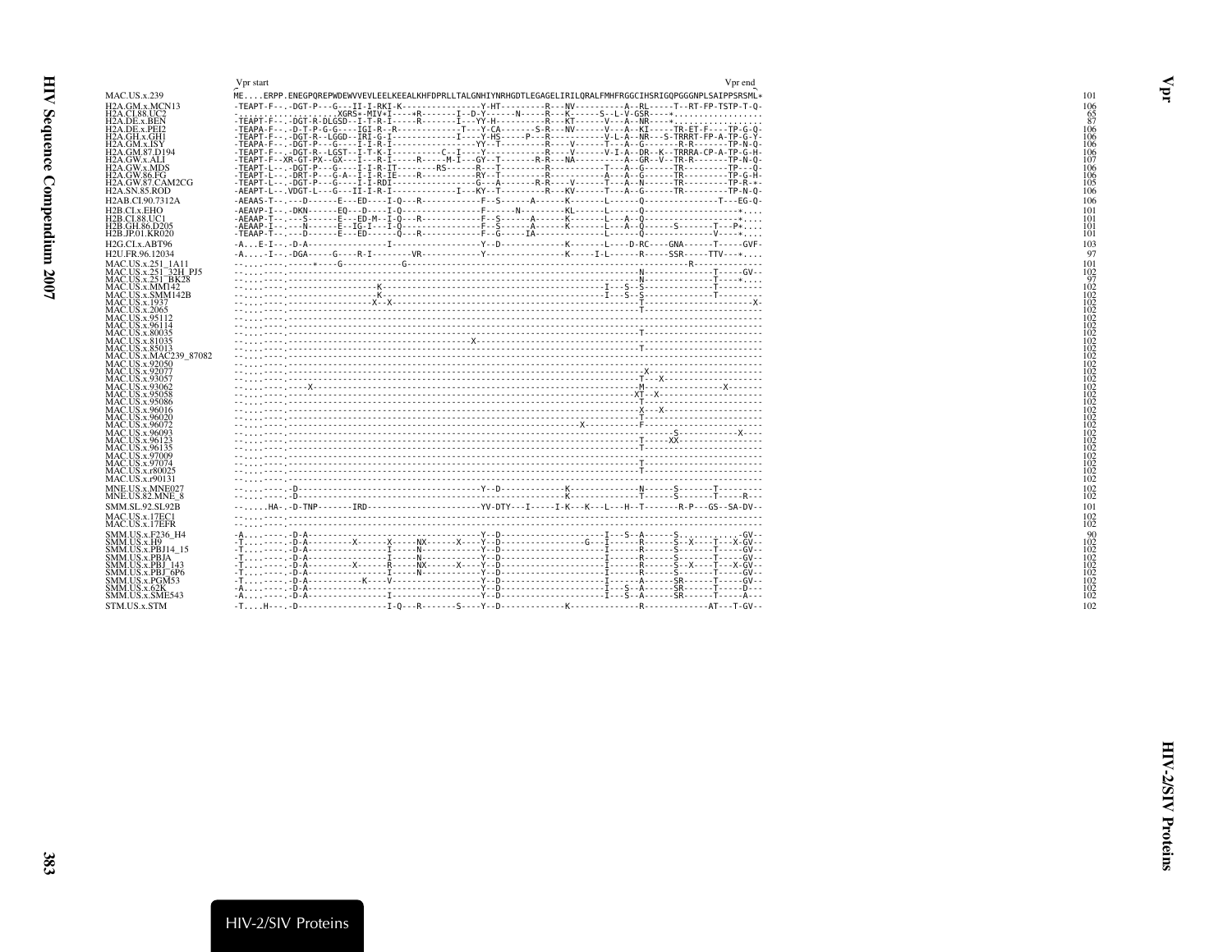```
                          Vpr start                                                                                                        Vpr end
MAC.US.x.239              ME....ERPP.ENEGPQREPWDEWVVEVLEELKEEALKHFDPRLLTALGNHIYNRHGDTLEGAGELIRILQRALFMHFRGGCIHSRIGQPGGGNPLSAIPPSRSML*    101
H2A.GM.x.MCN13            -TEAPT-F--.-DGT-P---G---II-I-RKI-K----------------Y-HT---------R---NV----------A--RL-----T--RT-FP-TSTP-T-Q-    106
H2A.CI.88.UC2             -.........-.........XGRS*-MIV*I----*R-------I--D-Y------N-----R---K------S--L-V-GSR----*..................    65
H2A.DE.x.BEN              -TEAPT-F-.-DGT-R-DLGSD--I-T-R-I-----R-------I---YY-H---------R---KT------V---A--NR----*..................    87
H2A.DE.x.PEI2             -TEAPA-F--.-D-T-P-G-G----IGI-R--R------------T---Y-CA-------S-R---NV------V---A--KI-----TR-ET-F----TP-G-Q-    106
H2A.GH.x.GH1              -TEAPT-F--.-DGT-R--LGGD--IRI-G-I-------------I----Y-HS------P---R-----------V-L-A--NR---S-TRRRT-FP-A-TP-G-Y-    106
H2A.GM.x.ISY              -TEAPA-F--.-DGT-P---G----I-I-R-I-----------------YY--T---------R----V------T---A--G-------R-R-------TP-N-Q-    106
H2A.GM.87.D194            -TEAPT-F--.-DGT-R--LGST--I-T-K-I----------C--I----Y------------R----V------V-I-A--DR--K--TRRRA-CP-A-TP-G-H-    106
H2A.GW.x.ALI              -TEAPT-F--XR-GT-PX--GX---I---R-I-----R-----M-I---GY--T-------R-R---NA-----------A--GR--V--TR-R-------TP-N-Q-    107
H2A.GW.x.MDS              -TEAPT-L--.-DGT-P---G----I-I-R-IT-------RS-------R---T---------R-----------T---A--G------TR---------TP---Q-    106
H2A.GW.86.FG              -TEAPT-L--.-DRT-P---G-A--I-I-R-IE----R-----------RY--T---------R-----------A---A--G------TR---------TP-G-H-    106
H2A.GW.87.CAM2CG          -TEAPT-L--.-DGT-P---G----I-I-RDI-------------G---A----------R-R-----V------T---A--N------TR---------TP-R-*-    105
H2A.SN.85.ROD             -AEAPT-L--.VDGT-L---G---II-I-R-I-------------I---KY--T---------R---KV------T---A--G------TR---------TP-N-Q-    106
H2AB.CI.90.7312A          -AEAAS-T--.---D------E---ED----I-Q---R-------------F--S------A------K-------L------Q---------------T---EG-Q-    106
H2B.CI.x.EHO              -AEAVP-I--.-DKN------EQ---D----I-Q----------------F------N--------KL------L------Q-------------------*....    101
H2B.CI.88.UC1             -AEAAP-T--.---S------E---ED-M--I-Q---R-------------F--S------A------K-------L---A--Q-------------------*....    101
H2B.GH.86.D205            -AEAAP-I--.---N------E--IG-I---I-Q---------------F--S------A------K-------L---A--Q-----S-------T---P*....    101
H2B.JP.01.KR020           -TEAAP-T--.---D------E---ED------Q---R-------------F--G-----IA-------------L------Q-------------V----*....    101
H2G.CI.x.ABT96            -A...E-I--.-D-A-----------------I------------------Y--D------------K-------L----D-RC----GNA------T-----GVF-    103
H2U.FR.96.12034           -A.....I--.-DGA-----G----R-I--------VR------------Y--------------K-----I-L------R-----SSR-----TTV---*....    97
MAC.US.x.251_1A11         -..........-.....*----G-------------G--------------------------------------------------R--------------    101
MAC.US.x.251_32H_PJ5      -..........-.-----------------------------------------------------------------N--------------T-----GV-    102
MAC.US.x.251_BK28         -..........-.-----------------------------------------------------------------N--------------T----*....    97
MAC.US.x.MM142            -..........-.-----------------K-------------------------------------I---S--S---------------T---------    102
MAC.US.x.SMM142B          -..........-.-----------------K-------------------------------------I---S--S---------------T---------    102
MAC.US.x.1937             -..........-.---------------X--X-----------------------------------------------T---------------------X-    102
MAC.US.x.2065             -..........-.---------------------------------------------------------------T------------------------    102
MAC.US.x.95112            -..........-.----------------------------------------------------------------------------------------    102
MAC.US.x.96114            -..........-.----------------------------------------------------------------------------------------    102
MAC.US.x.80035            -..........-.---------------------------------------------------------------T------------------------    102
MAC.US.x.81035            -..........-.--------------------------------------X--------------------------------------------------    102
MAC.US.x.85013            -..........-.---------------------------------------------------------------T------------------------    102
MAC.US.x.MAC239_87082     -..........-.----------------------------------------------------------------------------------------    102
MAC.US.x.92050            -..........-.----------------------------------------------------------------------------------------    102
MAC.US.x.92077            -..........-.----------------------------------------------------------------X-----------------------    102
MAC.US.x.93057            -..........-.---------------------------------------------------------------T---X--------------------    102
MAC.US.x.93062            -..........-.-----X-------------------------------------------------------M-----------------X-------    102
MAC.US.x.95058            -..........-.-----------------------------------------------------------XT--X----------------------    102
MAC.US.x.95086            -..........-.---------------------------------------------------------------T------------------------    102
MAC.US.x.96016            -..........-.---------------------------------------------------------------X--X---------------------    102
MAC.US.x.96020            -..........-.---------------------------------------------------------------T------------------------    102
MAC.US.x.96072            -..........-.--------------------------------------------------X------------F------------------------    102
MAC.US.x.96093            -..........-.-------------------------------------------------------------------S-----------X----    102
MAC.US.x.96123            -..........-.---------------------------------------------------------------T-----XX-----------------    102
MAC.US.x.96135            -..........-.---------------------------------------------------------------T------------------------    102
MAC.US.x.97009            -..........-.----------------------------------------------------------------------------------------    102
MAC.US.x.97074            -..........-.---------------------------------------------------------------T------------------------    102
MAC.US.x.r80025           -..........-.---------------------------------------------------------------T------------------------    102
MAC.US.x.r90131           -..........-.----------------------------------------------------------------------------------------    102
MNE.US.x.MNE027           -..........-.-D-----------------------------------Y--D------------K-------------N------S-------T---------    102
MNE.US.82.MNE_8           -..........-.-D----------------------------------------------------K-------------T------S-------T-----R---    102
SMM.SL.92.SL92B           -......HA-.-D-TNP-------IRD-----------------------YV-DTY---I-----I-K---K---L---H--T-------R-P---GS--SA-DV--    101
MAC.US.x.17EC1            -..........-.----------------------------------------------------------------------------------------    102
MAC.US.x.17EFR            -..........-.----------------------------------------------------------------------------------------    102
SMM.US.x.F236_H4          -A.........-.-D-A--------------------------------Y--D-------------------I---S--A------S..............-GV--    90
SMM.US.x.H9               -T.........-.-D-A---------X------X-----NX------X----Y--D-----------------G---I------R------S--X----T---X-GV--    102
SMM.US.x.PBJ14_15         -T.........-.-D-A---------------I-----N------------Y--D---------------------I------R------S-------T-----GV--    102
SMM.US.x.PBJA             -T.........-.-D-A---------------I-----N------------Y--D---------------------I------R------S-------T-----GV--    102
SMM.US.x.PBJ_143          -T.........-.-D-A---------X------R-----NX------X----Y--D---------------------I------R------S--X----T---X-GV--    102
SMM.US.x.PBJ_6P6          -T.........-.-D-A---------------I-----N------------Y--D---------------------I------R------S-------T-----GV--    102
SMM.US.x.PGM53            -T.........-.-D-A-----------K-----V----------------Y--D---------------------I------A------SR------T-----GV--    102
SMM.US.x.62K              -A.........-.-D-A----------------------------------Y--D---------------------I---S--A------SR------T-----D---    102
SMM.US.x.SME543           -A.........-.-D-A---------------I------------------Y--D---------------------I---S--A------SR------T-----A---    102
STM.US.x.STM              -T....H---.-D------------------I-Q---R-------S----Y--D------------K--------------R-------------AT---T-GV--    102
```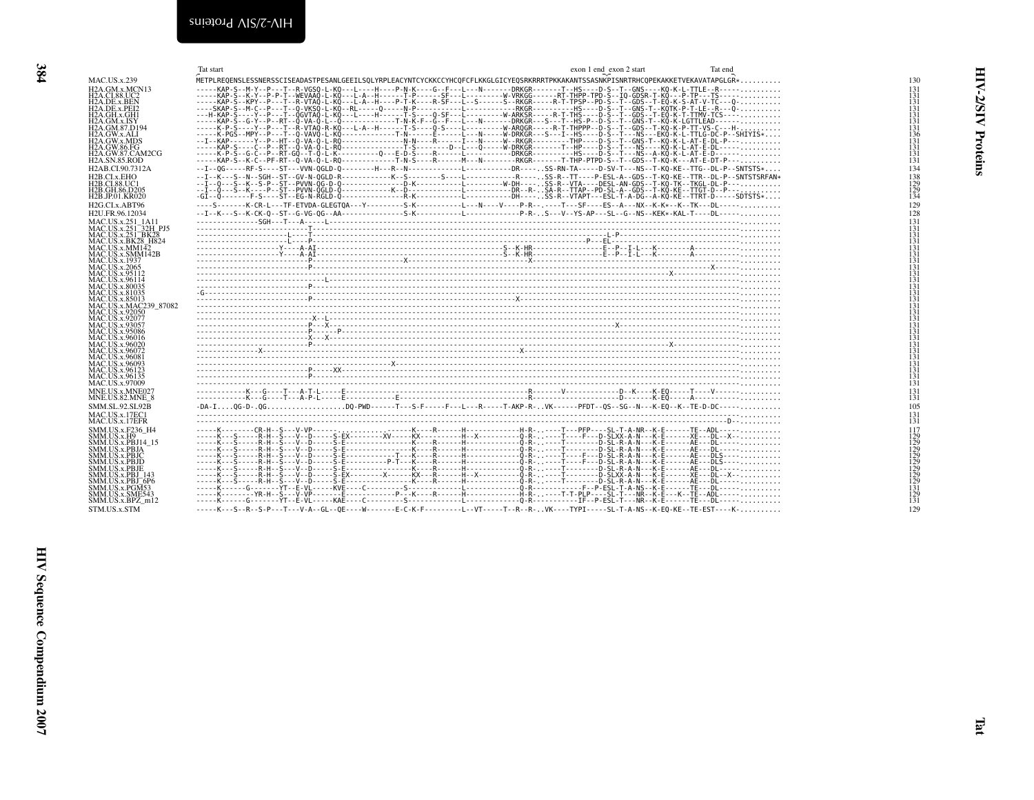```
                 Tat start                                                                                                      exon 1 end exon 2 start          Tat end
MAC.US.x.239     METPLREQENSLESSNERSSCISEADASTPESANLGEEILSQLYRPLEACYNTCYCKKCCYHCQFCFLKKGLGICYEQSRKRRRTPKKAKANTSSASNKPISNRTRHCQPEKAKKETVEKAVATAPGLGR*..........  130
H2A.GM.x.MCN13   -----KAP-S--M-Y--P---T--R-VGSQ-L-KQ---L----H----P-N-K----G--F---L---N-------DRKGR-------T--HS----D-S--T--GNS----KQ-K-L-TTLE--R-----..........  131
H2A.CI.88.UC2    -----KAP-S--K-Y--P-P-T--WEVAAQ-L-KQ---L-A--H------T-P------SF---L---------W-VRKGG------RT-THPP-TPD-S--IQ-GDSR-T-KQ---P-TP---TS-----..........  131
H2A.DE.x.BEN     -----KAP-S--KPY--P---T--R-VTAQ-L-KQ---L-A--H----P-T-K----R-SF---L--S------S--RKGR------R-T-TPSP--PD-S--T--GDS--T-EQ-K-S-AT-V-TC---Q-.........  131
H2A.DE.x.PEI2    ----SKAP-S--M-C--P---T--Q-VKSQ-L-KQ--RL------Q-----N-P-----------L------------RKGR----------HS----D-S--T--GNS-T-KQTK-P-T-LE--R---Q-.........  131
H2A.GH.x.GH1     ---H-KAP-S----Y--P---T--QGVTAQ-L-KQ---L----H------T-S----Q-SF---L---------W-ARKSR-----R-T-THS----D-S--T--GDS--T-EQ-K-T-TTMV-TCS----..........  131
H2A.GM.x.ISY     -----KAP-S--G-Y--P--RT--Q-VA-Q-L--Q-------------T-N-K-F--G--F---L---N-------DRKGR----S---T--HS-P--D-S--T--GNS-T--KQ-K-LGTTLEAD------..........  131
H2A.GM.87.D194   -----K-P-S----Y--P---T--R-VTAQ-R-KQ---L-A--H------T-S-----Q-S-----L---------W-ARQGR-----R-T-THPPP--D-S--T--GDS--T-KQ-K-P-TT-VS-C---H-.........  131
H2A.GW.x.ALI     -----K-PGS--MPY--P---T--Q-VAVQ-L-KQ-------------T-N------E------L---N-------W-DRKGR----S---I--HS----D-S--T---NS---EKQ-K-L-TTLG-DC-P--SHIYIS*....  136
H2A.GW.x.MDS     --I--KAP------Y--P--HT--Q-VA-Q-L-RQ----------------N-N----R------I---N------W--RKGR---------THP----D-S--T--GNS-T--KQ-K-L-AT-E-DL-P---..........  131
H2A.GW.86.FG     -----KAP-S----C--P--RT--Q-VA-Q-L-RQ--------------T-S--------D--L---Q------W-DRKGR-------T--HP----D-S--T---NS----KQ-K-L-AT-E-DL-----..........  131
H2A.GW.87.CAM2CG -----K-P-S--G-C--P--RT-GQ--T-Q-L-K---------Q----E-D-S----R------L--------------DRKGR----------HS----D-S--T---NS--A-KQ-K-L-AT-E-D------..........  131
H2A.SN.85.ROD    -----KAP-S--K-C--PF-RT--Q-VA-Q-L-RQ------------T-N-S----R------M---N--------RKGR-------T-THP-PTPD-S--T--GDS--T-KQ-K---AT-E-DT-P----..........  131
H2AB.CI.90.7312A --I--QG-----RF-S----ST---VVN-QGLD-Q--------H---R--N------------L-----------DR-----.SS-RN-TA-----D-SV-T---NS--T-KQ-KE--TTG--DL-P--SNTSTS*....  134
H2B.CI.x.EHO     --I--K---S--N--SGH--ST--GV-N-QGLD-R------------K--S--------S----L-----------R-----.SS-R--TT-----P-ESL-A--GDS--T-KQ-KE--TTR--DL-P--SNTSTSRFAN*  138
H2B.CI.88.UC1    --I--Q---S--K--S-P--ST--PVVN-QG-D-Q--------------D-K------------L----------W-DH-----.SS-R--VTA----DESL-AN-GDS--T-KQ-TK--TKGL-DL-P---.........  129
H2B.GH.86.D205   --I--Q---S--K----P--ST--PVVN-QGLD-Q------------K--D-------------L-----------DR--R-..SA-R--TTAP--PD-SL-A--GDS--T-KQ-KE--TTGT-D--P--..........  129
H2B.JP.01.KR020  -GI--Q-------F-S----ST--EG-N-RGLD-Q--------------R-K------------L-----------DH-----.SS-R--VTAPT---ESL-T-A-DG--A-KQ-KE--TTRT-D-----SDTSTS*....  134
H2G.CI.x.ABT96   ----S-------K-CR-L---TF-ETVDA-GLEGTQA---Y---------S-K------------L---N----V----P-R--.----T---SF----ES--A---NX--K-K*--K--TK---DL------..........  129
H2U.FR.96.12034  --I--K---S--K-CK-Q--ST--G-VG-QG--AA--------------S-K------------L-------------P-R-..S---V--YS-AP---SL--G--NS--KEK*-KAL-T----DL------..........  128
MAC.US.x.251_1A11 ---------------SGH---T---A-----L--------------------------------------------------------------------------------------------------..........  131
MAC.US.x.251_32H_PJ5 --------------------------T-------------------------------------------------------------------------------------------------------..........  131
MAC.US.x.251_BK28 -------------------L----T-------------------------------------------------------------------------------L-P---------------------..........  131
MAC.US.x.BK28_H824 -------------------L----P--------------------------------------------------------------------------P---EL------------------------..........  131
MAC.US.x.MM142   ---------------------Y----A-AI--------------------------------------------S--K-HR-----------------E--P--I-L---K---------A------------..........  131
MAC.US.x.SMM142B ---------------------Y----A-AI--------------------------------------------S--K-HR-----------------E--P--I-L---K---------A------------..........  131
MAC.US.x.1937    --------------------------P-------------------X--------------------------------------X--------------------------------------------..........  131
MAC.US.x.2065    --------------------------P-------------------------------------------------------------------------------------------X----------..........  131
MAC.US.x.95112   ---------------------------------------------------------------------------------------------------------------X-----------------..........  131
MAC.US.x.96114   ----------------------------L-------------------------------------------------------------------------------------------------------..........  131
MAC.US.x.80035   --------------------------P---------------------------------------------------------------------------------------------------------..........  131
MAC.US.x.81035   -G----------------------------------------------------------------------------------------------------------------------------------..........  131
MAC.US.x.85013   --------------------------P-------------------------------------------------X------------------------------------------------------..........  131
MAC.US.x.MAC239_87082 ------------------------------------------------------------------------------------------------------------------------------------..........  131
MAC.US.x.92050   ------------------------------------------------------------------------------------------------------------------------------------..........  131
MAC.US.x.92077   --------------------------X--L------------------------------------------------------------------------------------------------------..........  131
MAC.US.x.93057   --------------------------P---X-------------------------------------------------------------------X--------------------------------..........  131
MAC.US.x.95086   --------------------------P-------P-------------------------------------------------------------------------------------------------..........  131
MAC.US.x.96016   --------------------------X---X-------------------------------------------------------------------------------------------------------..........  131
MAC.US.x.96020   --------------------------P-------------------------------------------------------------------------------X------------------------..........  131
MAC.US.x.96072   ---------------X------------------------------------------------------------X---------------------------------------------------------..........  131
MAC.US.x.96081   ------------------------------------------------------------------------------------------------------------------------------------..........  131
MAC.US.x.96093   ----------------------------------------------X-----------------------------------------------------------------------------------------..........  131
MAC.US.x.96123   --------------------------P-----XX------------------------------------------------------------------------------------------------..........  131
MAC.US.x.96135   --------------------------P---------------------------------------------------------------------------------------------------------..........  131
MAC.US.x.97009   ------------------------------------------------------------------------------------------------------------------------------------..........  131
MNE.US.x.MNE027  ------------K---G----T---A-T-L-----E----------------------------------------R-------V-------------D--K----K-EQ-----T----V------..........  131
MNE.US.82.MNE_8  ------------K---G----T---A-P-L-----E----------------E--------------------------R---------------------D-------K-EQ-----A-----------..........  131
SMM.SL.92.SL92B  -DA-I....QG-D-.QG..................DQ-PWD-------T---S-F-----F---L---R-----T-AKP-R-..VK------PFDT--QS--SG--N---K-EQ--K--TE-D-DC------..........  105
MAC.US.x.17EC1   -----------------------------------------------------------------------------------------------------------------------------------..........  131
MAC.US.x.17EFR   -----------------------------------------------------------------------------------------------------------------------------D--..........  131
SMM.US.x.F236_H4 -----K--------CR-H--S---V-VP-----------------------K----R------H-------------H-R-.-----T---PFP----SL-T-A-NR--K-E------TE--ADL-----..........  117
SMM.US.x.H9      -----K---S-----R-H--S---V--D-----S-EX--------XV-----KX------------H--X-----------Q-R-.-----T----F---D-SLXX-A-N---K-E------XE---DL--X--..........  129
SMM.US.x.PBJ14_15 -----K---S-----R-H--S---V--D-----S-E----------------K----R------H-------------Q-R-.-----T--------D-SL-R-A-N---K-E------AE---DL------..........  129
SMM.US.x.PBJA    -----K---S-----R-H--S---V--D-----S-E----------------K----R------H-------------Q-R-.-----T--------D-SL-R-A-N---K-E------AE---DL------..........  129
SMM.US.x.PBJC    -----K---S-----R-H--S---V--D-----S-E-------------T---K----R------H-------------Q-R-.-----T----F---D-SL-R-A-N---K-E------AE---DLS-----..........  129
SMM.US.x.PBJD    -----K---S-----R-H--S---V--D-----S-E-------------P-T---K----R------H-------------Q-R-.-----T----F---D-SL-R-A-N---K-E------AE---DLS-----..........  129
SMM.US.x.PBJE    -----K---S-----R-H--S---V--D-----S-E----------------K----R------H-------------Q-R-.-----T--------D-SL-R-A-N---K-E------AE---DL------..........  129
SMM.US.x.PBJ_143 -----K---S-----R-H--S---V--D-----S-EX--------X------KX------R------H--X-----------Q-R-.-----T--------D-SLXX-A-N---K-E------XE---DL--X--..........  129
SMM.US.x.PBJ_6P6 -----K---S-----R-H--S---V--D-----S-E----------------K----R------H-------------Q-R-.-----T--------D-SL-R-A-N---K-E------AE---DL------..........  129
SMM.US.x.PGM53   -----K------G-------YT--E-VL-----KVE----C---------S-------------L-------------Q-R-----------F--P-ESL-T-A-NS--K-E------TE---DL------..........  131
SMM.US.x.SME543  -----K--------YR-H--S---V-VP-----------E-----------P---K----R------H-------------H-R-.-----T-T-PLP----SL-T---NR--K-E---K--TE--ADL-----..........  129
SMM.US.x.BPZ_m12 -----K------G-------YT--E-VL-----KAE----C---------S-------------L-------------Q-R----------IF--P-ESL-T---NR--K-E------TE---DL------..........  131
STM.US.x.STM     -----K---S--R--S-P---T---V-A--GL--QE----W-------E-C-K-F----------L--VT-----T--R--R-.VK----TYPI-----SL-T-A-NS--K-EQ-KE--TE-EST----K-..........  129
```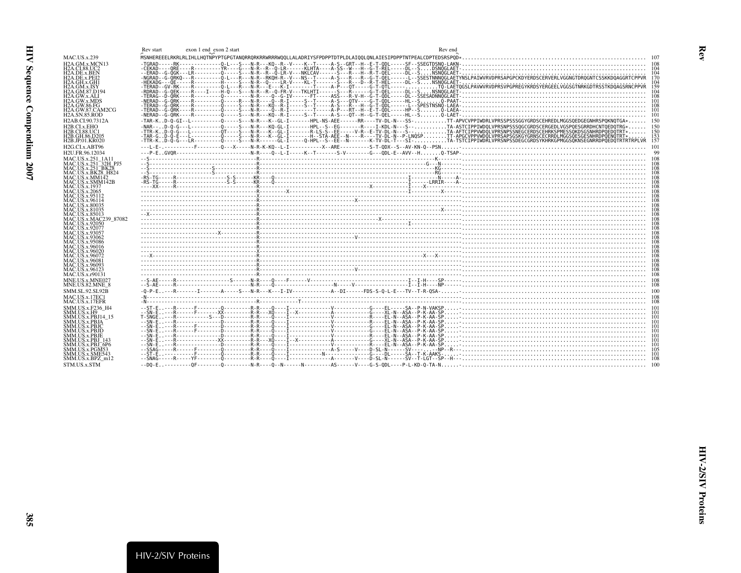```
                    Rev start          exon 1 end exon 2 start                                                                         Rev end
MAC.US.x.239        MSNHEREEELRKRLRLIHLLHQTNPYPTGPGTANQRRQRKRRWRRRWQQLLALADRIYSFPDPPTDTPLDLAIQQLQNLAIESIPDPPTNTPEALCDPTEDSRSPQD*.............................................................  107
H2A.GM.x.MCN13      -TGRAD-----RK--------------Q-L---S---N-R---KQ--R--V-----K--T-----A-S--GRT--H--E-T-QDL-----SF--SSEGTDSNQ-LAKN-...........................................................  108
H2A.CI.88.UC2       -CEKAD----QRE-----R---------YR----G---N-R--R--Q-LR------KLHTA----A-SS--W---H--G-T-REL-----DL--S....DSNQGLAET-.........................................................  104
H2A.DE.x.BEN        --ERAD--G-QGK---LR---------Q-----S---N-R--R--Q-LR-V---NKLCAV-----S---R---H--R-T-QEL-----DL--S....NSNQGLAET-.........................................................  104
H2A.DE.x.PEI2       -NGRAD--G-QRKQ---R---------Q-L---R---N-R--RKQH-R--V---NS--T------A-S---R---R--G-T-QEL------L--SSESTNNNQGLAETYNSLPAIWVRVDPRSAPGPCKDYERDSCERVERLVGGNGTDRQGNTCSSKKDQAGGRTCPPVR  170
H2A.GH.x.GH1        -HEKADG---QE------R--------H-----S---N-R--Q-----LR-V----KL-T------S---R---D--R-T-HEL-----DL--S....NSNQGLAET-.........................................................  104
H2A.GM.x.ISY        -TERAD--GV-RK----R---------Q-L---R---N-R---E---K-I--------T------A-P---QT-----G-T-QTL------...........TQ-LAETQGSLPAVWVRVDPRSVPGPREGYKRDSYERGEELVGGSGTNRKGDTRSSTKDQAGSRNCPPVR  159
H2A.GM.87.D194      -RDRAD--G-QEK----R----I----H-Q---S---N-R--R--Q-FR-V---TKLHTI------S---R---------G-T-QEL-----DL--S....NSNQGLAET-.........................................................  104
H2A.GW.x.ALI        -TERAG--D-QRK----R---------Q-----S---N-R---Q--G-IV-----FT------ASS---R-V-H--G-T-QDL-----DL--SSESADNNQGLAET-.....................................................  108
H2A.GW.x.MDS        -NERAD--G-QRK----R---------Q-----R---N-R---Q--R-I------S--T-----A-S---QTV----G-T-QDL-----HL--S.........Q-PAAT-...................................................  101
H2A.GW.86.FG        -TERAD--G-QRK----R---------Q-----S---N-R---KQ--R-I-----S--T-----A-S---R---H--G-T-QDL-----L--SPESTNSNQ-LAEA-........................................................  108
H2A.GW.87.CAM2CG    -TERAD--G-QRK----R---------Q-----S---N-R---Q--R-I-------T-----A-P---RT--H--E-T-QDL-----HP--S.........Q-LAEA-...................................................  101
H2A.SN.85.ROD       -NERAD--G-QRK----R---------Q-----S---N-R---KQ--R-I-----S--T-----A-S---QT--H--G-T-QEL-----HL--S.........Q-LAET-...................................................  101
H2AB.CI.90.7312A    -TAR-K..D-Q-GI--L----------Q-----S---N-R---K--GL-I-------HPL-NS-AEE------RR----TV-DL-N---SS-...........TT-APVCVPPIWDRLVPRSSPSSSGGYGRDSCEHREDLMGGSQEDGEGNHRSPQKNQTGA*......  150
H2B.CI.x.EHO        -NAR-...D-Q-G---L----------Q-----S---N-R---KQ-GL-I-------HPL--S--EG-------R----I-KDL-N---S-...........TA-ASTCIPPIWDQLVPRSNPSSSQGCGRDSCERGEDLVGSPQESGRRDHCNTQEDQTRQ*......  150
H2B.CI.88.UC1       -TTR-K..D-Q-G---L----------QT----S---N-R---K--GL-I-------R-LS-S--EE-----V-R--E-TV-DL-N---S-...........TA-AFTCIPPVWDQLVPRSNPSSNEGCERDSCEHRKSPMESSQKDSGSNHRDPQEDQTRT*......  150
H2B.GH.86.D205      -TAR-G..D-Q-E---L----------Q-----S---N-R---K--GL-I-------H--STA-AEE--N----R----TV-DL-N---P-LNQSP........TT-APGCVPPVWDQLVPRSAPSGSKGYGRNSCECRRDLMGGSQESGESNHRDPQENQTRT*......  153
H2B.JP.01.KR020     -TTR-K..D-Q-G---LR---------Q-----S---N-R----------GL-I-----Q-HPL--S--EE--N------K-TV-DL-T---SI-..........TA-TSTCIPPIWDRLVPRSNPSSDEGCGRDSYKHRKGPMGGSQKNSEGNRRDPQEDQTRTRTRPLVR  157
H2G.CI.x.ABT96      ---L-E-.----------F--------Q---X-----N-R-K-KQ--L-I----------X--ARE---------S-T-QDX--S--AV-KN-Q--PSN......-.................................................................  101
H2U.FR.96.12034     ---P-E..GVQR-----------------------N-R----Q--L-I-----K--T------S-V--------G---QDL-E--AVV--H.......Q-TSAP-..................................................................   99
MAC.US.x.251_1A11   --S------------------------------R--------------------------------------------------------------K-------...........................................................  108
MAC.US.x.251_32H_PJ5 --S------------------------------R----------------------------------------------------G---N-------...........................................................  108
MAC.US.x.251_BK28   --S--------------------S---------R-----------------------------------------------------------KG-------...........................................................  108
MAC.US.x.BK28_H824  --S--------------------S---------R-----------------------------------------------------------RG-------...........................................................  108
MAC.US.x.MM142      -RS-TG-----R----------------S-S------KR----Q-------------------------------------------I----------N-----A-........................................................  108
MAC.US.x.SMM142B    -RS-TG-----R----------------S-S------KR----Q-------------------------------------------I------LRRIR----A-........................................................  108
MAC.US.x.1937       ----XX-----R---------------------R-----------------------------------------X-------------I----X------------...........................................................  108
MAC.US.x.2065       ---------------------------------R-----------X-------------------------------------------I-----------X--------...........................................................  108
MAC.US.x.95112      ---------------------------------X---------------------------------------------------------------------------...........................................................  108
MAC.US.x.96114      ---------------------------------R--------------------------------------X--------------------------------...........................................................  108
MAC.US.x.80035      ---------------------------------R---------------------------------------------------------------------------...........................................................  108
MAC.US.x.81035      ---------------------------------R-----------------------------------------------------------------X--------...........................................................  108
MAC.US.x.85013      --X------------------------------R---------------------------------------------------------------------------...........................................................  108
MAC.US.x.MAC239_87082 ---------------------------------R--------------------------------------------X---------------------------...........................................................  108
MAC.US.x.92050      ---------------------------------R-------------------------------------------------I-----------------------...........................................................  108
MAC.US.x.92077      ---------------------------------R---------------------------------------------------------------------------...........................................................  108
MAC.US.x.93057      -----------------------X---------R---------------------------------------------------------------------------...........................................................  108
MAC.US.x.93062      ---------------------------------R------------------------------V--------------------------------------------...........................................................  108
MAC.US.x.95086      ---------------------------------R---------------------------------------------------------------------------...........................................................  108
MAC.US.x.96016      ---------------------------------R---------------------------------------------------------------------------...........................................................  108
MAC.US.x.96020      ---------------------------------X---------------------------------------------------------------------------...........................................................  108
MAC.US.x.96072      --X------------------------------R----------------------------------------------------------X---X------------...........................................................  108
MAC.US.x.96081      ---------------------------------R---------------------------------------------------------------------------...........................................................  108
MAC.US.x.96093      ---------------------------------R---------------------------------------------------------------------------...........................................................  108
MAC.US.x.96123      ---------------------------------R------------------------------V--------------------------------------------...........................................................  108
MAC.US.x.r90131     ---------------------------------R---------------------------------------------------------------------------...........................................................  108
MNE.US.x.MNE027     --S-AE-----R----------------S------N-R----Q-----F-----V------------------------------I--I-H----SP------...........................................................  108
MNE.US.82.MNE_8     --S-AE-----R-----------------------N-R----Q--------------------N-----V-----------------I--I-H----NP------...........................................................  108
SMM.SL.92.SL92B     -Q-P-E..---R-------I-------A-----S---N-R---K---I-IV------------A--DI------FDS-S-Q-L-E---TV--T-R-QSA-......-...........................................................  100
MAC.US.x.17EC1      -N---------------------------------R-------------------------------------------------------------------------...........................................................  108
MAC.US.x.17EFR      -N---------------------------------R----------T--------------------------------------------------------------...........................................................  108
SMM.US.x.F236_H4    --ST-E..---R------F--------Q--------R-R----Q----I------------V-----------G-----EL-----SA--P-N-VAKSP.....-.......................................................  101
SMM.US.x.H9         --SN-E..---R------F--------XX--------R-R---XQ----I--X----------A------------G-----XL-N--ASA--P-K-AA-SP.....-...................................................  101
SMM.US.x.PBJ14_15   T-SNGE..---R-----------S---D--------R-R----Q----I------------V------------R-----EL-N--ASA--P-K-AA-SP.....-...................................................  101
SMM.US.x.PBJA       --SN-E..---R---------------D--------R-R----Q----I------------V------------R-----EL-N--ASA--P-K-AA-SP.....-...................................................  101
SMM.US.x.PBJC       --SN-E..---R------F--------D--------R-R----Q----I------------V------------G-----EL-N--ASA--P-K-AA-SP.....-...................................................  101
SMM.US.x.PBJD       --SN-E..---R------F--------D--------R-R----Q----I------------V------------G-----EL-N--ASA--P-K-AA-SP.....-...................................................  101
SMM.US.x.PBJE       --SN-E..---R---------------D--------R-R----Q----I------------V------------R-----EL-N--ASA--P-K-AA-SP.....-...................................................  101
SMM.US.x.PBJ_143    --SN-E..---R---------------XX--------R-R---XQ----I--X----------A------------G-----XL-N--ASA--P-K-AA-SP.....-...................................................  101
SMM.US.x.PBJ_6P6    --SN-E..---R---------------D--------R-R----Q----I------------V------------R-----EL-N--ASA--P-K-AA-SP.....-...................................................  101
SMM.US.x.PGM53      --SSAG-----R------F--------Q--------R-R----Q----I--------------A-S-----V----D-SL-N------SV--.--NP--R--.....-...................................................  105
SMM.US.x.SME543     --ST-E..---R------F--------Q--------R-R----Q----I-----------N--------------G-----DL-----SA--T-K-AAKS.....-.....................................................  101
SMM.US.x.BPZ_m12    --SNAG-----R-----YF--------Q--------R-R----Q----I--------------A-------V----D-SL-N------SV--T-LGT--SP--H--.....-...................................................  108
STM.US.x.STM        --DQ-E..---------QF--------Q---------N-R----Q--N------N---------AS------V----G-S-QDL----P-L-KD-Q-TA-N......-..............................................................  100
```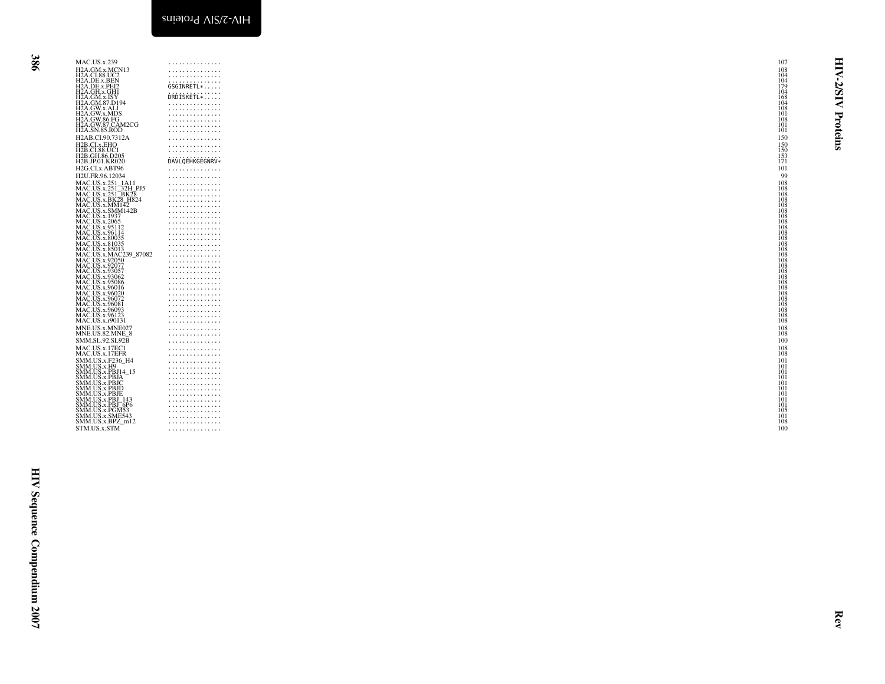| | | |
|---|---|---|
| MAC.US.x.239 | ............... | 107 |
| H2A.GM.x.MCN13 | ............... | 108 |
| H2A.CI.88.UC2 | ............... | 104 |
| H2A.DE.x.BEN | ............... | 104 |
| H2A.DE.x.PEI2 | GSGINRETL*..... | 179 |
| H2A.GH.x.GH1 | ............... | 104 |
| H2A.GM.x.ISY | DRDISKETL*..... | 168 |
| H2A.GM.87.D194 | ............... | 104 |
| H2A.GW.x.ALI | ............... | 108 |
| H2A.GW.x.MDS | ............... | 101 |
| H2A.GW.86.FG | ............... | 108 |
| H2A.GW.87.CAM2CG | ............... | 101 |
| H2A.SN.85.ROD | ............... | 101 |
| H2AB.CI.90.7312A | ............... | 150 |
| H2B.CI.x.EHO | ............... | 150 |
| H2B.CI.88.UC1 | ............... | 150 |
| H2B.GH.86.D205 | ............... | 153 |
| H2B.JP.01.KR020 | DAVLQEHKGEGNRV* | 171 |
| H2G.CI.x.ABT96 | ............... | 101 |
| H2U.FR.96.12034 | ............... | 99 |
| MAC.US.x.251_1A11 | ............... | 108 |
| MAC.US.x.251_32H_PJ5 | ............... | 108 |
| MAC.US.x.251_BK28 | ............... | 108 |
| MAC.US.x.BK28_H824 | ............... | 108 |
| MAC.US.x.MM142 | ............... | 108 |
| MAC.US.x.SMM142B | ............... | 108 |
| MAC.US.x.1937 | ............... | 108 |
| MAC.US.x.2065 | ............... | 108 |
| MAC.US.x.95112 | ............... | 108 |
| MAC.US.x.96114 | ............... | 108 |
| MAC.US.x.80035 | ............... | 108 |
| MAC.US.x.81035 | ............... | 108 |
| MAC.US.x.85013 | ............... | 108 |
| MAC.US.x.MAC239_87082 | ............... | 108 |
| MAC.US.x.92050 | ............... | 108 |
| MAC.US.x.92077 | ............... | 108 |
| MAC.US.x.93057 | ............... | 108 |
| MAC.US.x.93062 | ............... | 108 |
| MAC.US.x.95086 | ............... | 108 |
| MAC.US.x.96016 | ............... | 108 |
| MAC.US.x.96020 | ............... | 108 |
| MAC.US.x.96072 | ............... | 108 |
| MAC.US.x.96081 | ............... | 108 |
| MAC.US.x.96093 | ............... | 108 |
| MAC.US.x.96123 | ............... | 108 |
| MAC.US.x.r90131 | ............... | 108 |
| MNE.US.x.MNE027 | ............... | 108 |
| MNE.US.82.MNE_8 | ............... | 108 |
| SMM.SL.92.SL92B | ............... | 100 |
| MAC.US.x.17EC1 | ............... | 108 |
| MAC.US.x.17EFR | ............... | 108 |
| SMM.US.x.F236_H4 | ............... | 101 |
| SMM.US.x.H9 | ............... | 101 |
| SMM.US.x.PBJ14_15 | ............... | 101 |
| SMM.US.x.PBJA | ............... | 101 |
| SMM.US.x.PBJC | ............... | 101 |
| SMM.US.x.PBJD | ............... | 101 |
| SMM.US.x.PBJE | ............... | 101 |
| SMM.US.x.PBJ_143 | ............... | 101 |
| SMM.US.x.PBJ_6P6 | ............... | 101 |
| SMM.US.x.PGM53 | ............... | 105 |
| SMM.US.x.SME543 | ............... | 101 |
| SMM.US.x.BPZ_m12 | ............... | 108 |
| STM.US.x.STM | ............... | 100 |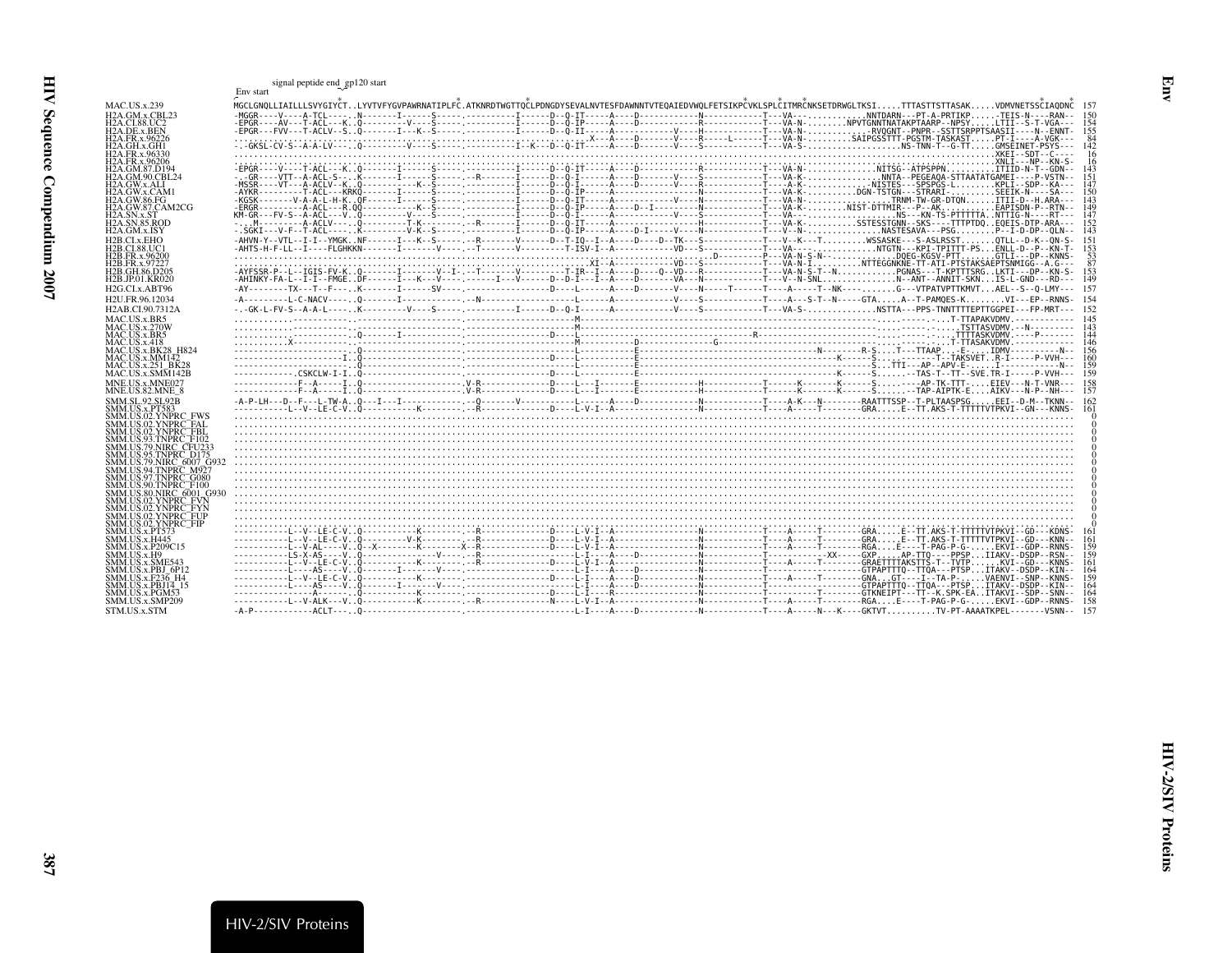signal peptide end gp120 start

Env start

```
MAC.US.x.239               MGCLGNQLLIAILLLSVYGIYCT..LYVTVFYGVPAWRNATIPLFC.ATKNRDTWGTTQCLPDNGDYSEVALNVTESFDAWNNTVTEQAIEDVWQLFETSIKPCVKLSPLCITMRCNKSETDRWGLTKSI.....TTTASTTSTTASAK.....VDMVNETSSCIAQDNC  157
H2A.GM.x.CBL23             -MGGR----V----A-TCL----..N-------I------S-----.----------I------D--Q-IT-----A----D-----------N-----------T---VA---..........NNTDARN---PT-A-PRTIKP......-TEIS-N----RAN--  150
H2A.CI.88.UC2              -EPGR----AV---T-ACL---K..Q-------V-----S-----.----------I------D--Q-IP-----A----D-----------R-----------T---VA-N-........NPVTGNNTNATAKPTAARP--NPSY......LTII--S-T-VGA---  154
H2A.DE.x.BEN               -EPGR---FVV---T-ACLV--S..Q-------I---K--S-----.----------I------D--Q-II-----A------------V----H-----------T---VA-N-............-RVQGNT--PNPR--SSTTSRPPTSAASII----N--ENNT-  155
H2A.FR.x.96226             ........................................................X---A----D-------V----R-----L-----T---VA-N-..........SAIPGSSTTT-PGSTM-TASKAST......PT-I----A-VGK---   84
H2A.GH.x.GH1               -.-GKSL-CV-S--A-A-LV----..Q-------V-----S-----.----------I--K---D--Q-IT-----A----D-------V----S-----------T---VA-S-.................NS-TNN-T--G-TT......GMSEINET-PSYS---  142
H2A.FR.x.96330             ...................................................................................................................................XKEI--SDT--C----   16
H2A.FR.x.96206             ...................................................................................................................................XNLI---NP--KN-S-   16
H2A.GM.87.D194             -EPGR----V----T-ACL---K..Q-------I-----S-----.----------I------D--Q-IT-----A----D-----------R-----------T---VA-N-.............NITSG--ATPSPPN..........ITIID-N-T--GDN--  143
H2A.GM.90.CBL24            -.-GR----VTT--A-ACL-S--..K-------I-----S-----.--R-------I------D--Q-I------A----D-------V----S-----------T---VA-K-...............NNTA--PEGEAQA-STTAATATGAMEI----P-VSTN--  151
H2A.GW.x.ALI               -MSSR----VT---A-ACLV--K..Q-------------K--S-----.----------I------D--Q-I------A----D-------V----R-----------T---A-K-...........NISTES---SPSPGS-L.........KPLI--SDP--KA---  147
H2A.GW.x.CAM1              -AYKR--------T-ACL----KRKQ-------I-----S-----.----------I------D--Q-IP-----A----------------N-----------T---VA-K-..........DGN-TSTGN---STRARI-..........SEEIK-N----SA---  150
H2A.GW.86.FG               -KGSK-------V-A-A-L-H-K..QF------I-----S-----.----------I------D--Q-IT-----A------------V----N-----------T---VA-N-..............TRNM-TW-GR-DTQN.......ITII-D--H.ARA---  143
H2A.GW.87.CAM2CG           -ERGR--------A-ACL---R.QQ----------K--S-----.----------I------D--Q-IP-----A----D--I---------N-----------T---VA-K-.......NIST-DTTMIR---P--AK............EAPISDN-P--RTN--  149
H2A.SN.x.ST                KM-GR---FV-S--A-ACL---V..Q-------V-----S-----.----------I------D--Q-I------A-------------V----S-----------T---VA-........................NS---KN-TS-PTTTTTA..NTTIG-N----RT---  147
H2A.SN.85.ROD              -.._M--------A-ACLV----..Q--------T-K--------.--R-------I------D--Q-IT-----A-----------------H-----------T---VA-K-...........SSTESSTGNN--SKS----TTTPTDQ..EQEIS-DTP-ARA---  152
H2A.GM.x.ISY               -.SGKI---V-F--T-ACL----..K--------V-K--S-----.----------I------D--Q-IP-----A----D-I-----V----N-----------T---V--N-...............NASTESAVA---PSG........P--I-D-DP--QLN--  143
H2B.CI.x.EHO               -AHVN-Y--VTL--I-I--YMGK..NF------I---K--S-----.--R-------V------D--T-IQ--I--A----D----D--TK---S-----------T---V--K---T.........WSSASKE---S-ASLRSST........QTLL--D-K--QN-S-  151
H2B.CI.88.UC1              -AHTS-H-F-LL--I---FLGHKKN-------I-------V-----.--T-------V---------T-ISV-I--A------------VD---S-----------T---VA-........................NTGTN---KPI-TPITTT-PS...ENLL-D--P--KN-T-  153
H2B.FR.x.96200             ......................................................................................-D---------P---VA-N-S-N-.........DQEG-KGSV-PTT.........GTLI---DP--KNNS-   53
H2B.FR.x.97227             ............................................................XI--A----------VD---S-----------T---VA-N-I..........NTTEGGNKNE-TT-ATI-PTSTAKSAEPTSNMIGG--A.G---   87
H2B.GH.86.D205             -AYFSSR-P--L--IGIS-FV-K..Q-------I-------V--I-.--T-------V---------T-IR--I--A----Q--VD---R-----------T---VA-N-S-T--N............PGNAS---T-KPTTTSRG..LKTI---DP--KN-S-  153
H2B.JP.01.KR020            -AHINKY-FA-L--I-I--FMGE..DF------I---K---V-----.------I---V------D--D-I---I--A----D-------VA---N-----------T---V--N-SNL...............N--ANT--ANNIT-SKN...IS-L-GND---RD---  149
H2G.CI.x.ABT96             -AY--------TX---T--F---..K-------I------SV----.----------------D----L------A----D-------V----N-----T-------T----A-----T--NK---........G---VTPATVPTTKMVT...AEL--S--Q-LMY---  157
H2U.FR.96.12034            -A---------L-C-NACV----..Q-------I-----------.--N---------------------L------A----------------V----S-----------T----A---S-T--N-----GTA.....A--T-PAMQES-K.........VI---EP--RNNS-  154
H2AB.CI.90.7312A           -.-GK-L-FV-S--A-A-L----..K-------V-----S-----.----------I------D--Q-I------A-------------V----S-----------T---VA-S-..............NSTTA---PPS-TNNTTTTEPTTGGPEI---FP-MRT---  152
MAC.US.x.BR5               ...........................................M..........................................................................-.......T-TTAPAKVDMV.............  145
MAC.US.x.270W              .....................................................M..........................................................................-.-.....TSTTASVDMV.--N---------  143
MAC.US.x.BR5               ...........Q-------I-------------------------D----L---------------------------------R--------------------------------------------.-.-.....TTTTASKVDMV.-----P--------  144
MAC.US.x.418               ...............X-----------------------------------M-------------------G--------------------------------------------------------T-TTASAKVDMV.............  146
MAC.US.x.BK28_H824         -----------------------------------------------------L-------------E-------------------------------N---------R-S....T---TTAAP...-E-.....IDMV-----------N--  156
MAC.US.x.MM142             ------------------I..Q-----------------------D----L-------------E----------------------------------K-------S..........-T--TAKSVET..R-I------P-VVH---  160
MAC.US.x.251_BK28          --------------------..Q-----------------------D----L-------------E-------------------------------------------S...TTI----AP--APV-E-.......I--------------N--  159
MAC.US.x.SMM142B           -----------.CSKCLW-I-I..Q-----------------------D----L-------------E----------------------------------K-------S.......-TAS-T--TT--SVE.TR-I------P-VVH---  159
MNE.US.x.MNE027            ------------F--A-----I..Q-----------------.V-R---------D----L---I-------E-------------H-----------T-------K-------K------S.......---AP-TK-TTT-......EIEV---N-T-VNR---  158
MNE.US.82.MNE_8            ------------F--A-----I..Q-----------------.V-R---------D----L---I-------E-------------------------T-------K-------K------S.......--TAP-AIPTK-E.....AIKV---N-P--NH---  157
SMM.SL.92.SL92B            -A-P-LH---D--F---L-TW-A..Q---I---I----------.--Q-------V-----------L------A----D-----------N-----------T----A-K--N--------RAATTTSSP--T-PLTAASPSG.......EEI--D-M--TKNN--  162
SMM.US.x.PT583             -----------L--V--LE-C-V..Q-------------K-------.--R----------------D----L-V-I--A------------------N-----------T----A-----T-------GRA......E--TT.AKS-T-TTTTTVTPKVI--GN---KNNS-  161
SMM.US.02.YNPRC_FWS        ...................................................................................................................................................    0
SMM.US.02.YNPRC_FAL        ...................................................................................................................................................    0
SMM.US.02.YNPRC_FBL        ...................................................................................................................................................    0
SMM.US.93.TNPRC_F102       ...................................................................................................................................................    0
SMM.US.79.NIRC_CFU233      ...................................................................................................................................................    0
SMM.US.95.TNPRC_D175       ...................................................................................................................................................    0
SMM.US.79.NIRC_6007_G932   ...................................................................................................................................................    0
SMM.US.94.TNPRC_M927       ...................................................................................................................................................    0
SMM.US.97.TNPRC_G080       ...................................................................................................................................................    0
SMM.US.90.TNPRC_F100       ...................................................................................................................................................    0
SMM.US.80.NIRC_6001_G930   ...................................................................................................................................................    0
SMM.US.02.YNPRC_FVN        ...................................................................................................................................................    0
SMM.US.02.YNPRC_FYN        ...................................................................................................................................................    0
SMM.US.02.YNPRC_FUP        ...................................................................................................................................................    0
SMM.US.02.YNPRC_FIP        ...................................................................................................................................................    0
SMM.US.x.PT573             -----------L--V--LE-C-V..Q-------------K-------.--R----------------D----L-V-I--A------------------N-----------T----A-----T-------GRA......E--TT.AKS-T-TTTTTVTPKVI--GD---KDNS-  161
SMM.US.x.H445              -----------L--V--LE-C-V..Q-------------V-K-----.--R----------------D----L-V-I--A------------------N-----------T----A-----T-------GRA......E--TT.AKS-T-TTTTTVTPKVI--GD---KNN--  161
SMM.US.x.P209C15           -----------L--V-AL----V..Q--X--------K-------X--R----------------D----L-V-I--A------------------N-----------T----A-----T-------RGA......E----T-PAG-P-G-......EKVI--GDP--RNNS-  159
SMM.US.x.H9                -----------LS-X-AS----V..Q----------------V-----.--R----------------D----L-I---A----D-----------N-----------T------------XX-----GXP......AP-TTQ----PPSP...IIAKV--DSDP--RSN--  159
SMM.US.x.SME543            -----------L--V--LE-C-V..Q-------------K-------.--R----------------D----L-V-I--A------------------N-----------T----A-----T-------GRAETTTTAKSTTS-T--TVTP.......KVI--GD---KNNS-  161
SMM.US.x.PBJ_6P12          -----------L---AS----V..Q-------I-------V-----.---------------------L-I----A----D-----------N-----------T-----------------GTPAPTTTQ--TTQA---PTSP...ITAKV--DSDP--KIN--  164
SMM.US.x.F236_H4           -----------L--V--LE-C-V..Q-------------K-------.----------------------D----L-V-I--A----D-----------N-----------T----A-----T-------GNA.....GT-----I--TA-P-.......VAENVI--SNP--KNNS-  159
SMM.US.x.PBJ14_15          -----------L---AS----V..Q-------I-------V-----.---------------------L-I----A----D-----------N-----------T-----------------GTPAPTTTQ--TTQA---PTSP...ITAKV--DSDP--KIN--  164
SMM.US.x.PGM53             -------------A-------..Q-------------K-------.-----------------------D----L-I---R----D-----------N-----------T-----------T-------GTKNEIPT---TT--K.SPK-EA..ITAKVI--SDP--SNN--  164
SMM.US.x.SMP209            -----------L--V-ALK---V..Q-------------K-------.--R----------------N----L-V-I--A------------------N-----------T----A-----T-------RGA......E----T-PAG-P-G-......EKVI--GDP--RNNS-  158
STM.US.x.STM               -A-P-----------ACLT----..Q-----------------------------------------L-I----A----D-----------N-----------T----A-----N---K----GKTVT..........TV-PT-AAAATKPEL-------VSNN--  157
```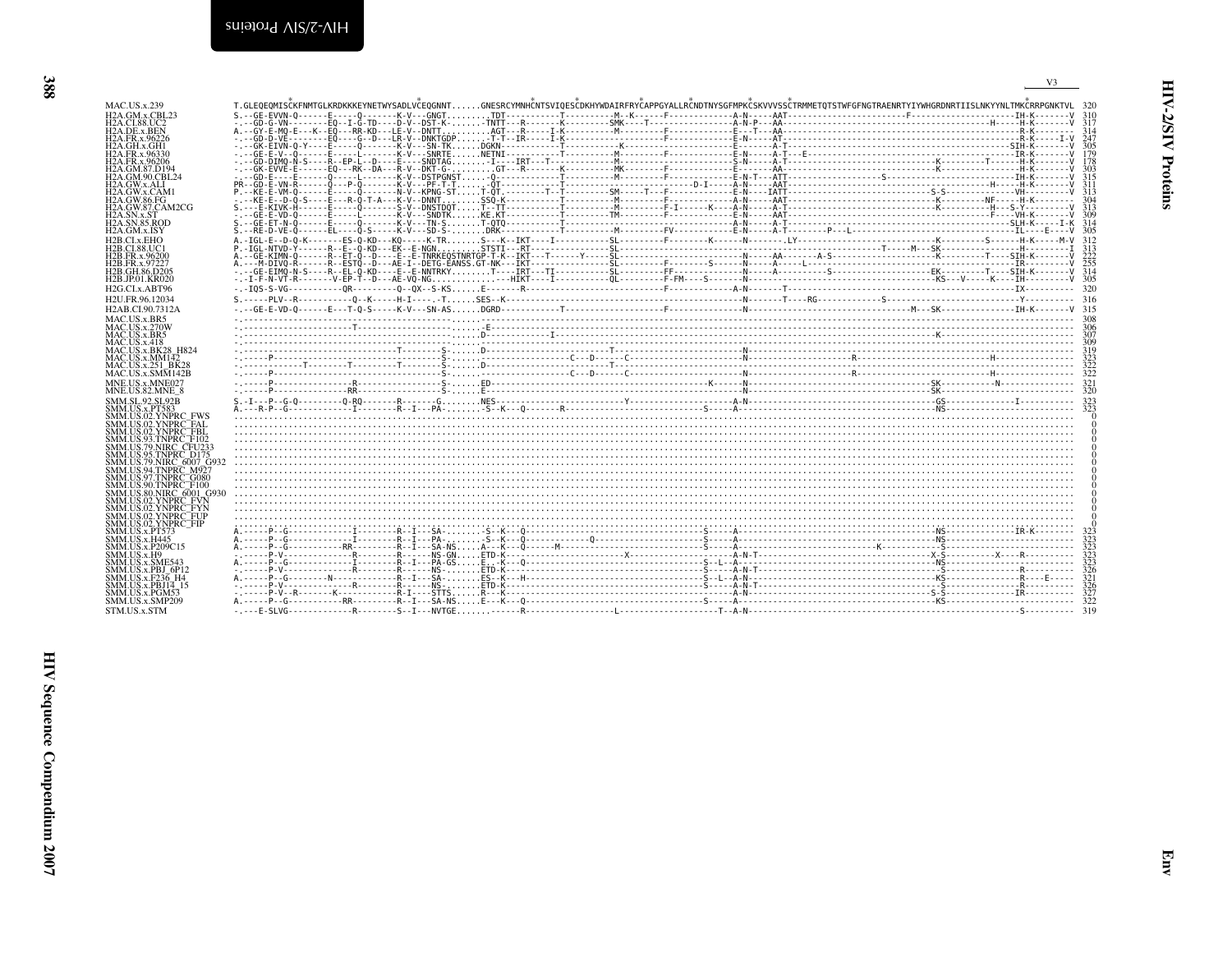```
                                                                                                                                                                                                   V3
MAC.US.x.239           T.GLEQEQMISCKFNMTGLKRDKKKEYNETWYSADLVCEQGNNT......GNESRCYMNHCNTSVIQESCDKHYWDAIRFRYCAPPGYALLRCNDTNYSGFMPKCSKVVVSSCTRMMETQTSTWFGFNGTRAENRTYIYWHGRDNRTIISLNKYYNLTMKCRRPGNKTVL  320
H2A.GM.x.CBL23         S.--GE-EVVN-Q------E-----Q-------K-V---GNGT........TDT-----------T---------M--K------F-----------A-N-----AAT------------------------F-------------------IH-K-------V  310
H2A.CI.88.UC2          -.--GD-G-VN--------EQ--I-G-TD----D-V--DST-K.......-TNTT---R------K----------SMK----T----------------A-N-P---AA----------------------------------------H-----H-K-------V  317
H2A.DE.x.BEN           A.--GY-E-MQ-E---K--EQ---RR-KD---LE-V--DNTT..........AGT---R-----I-K----------M---------F-------------E---T---AA-------------------------------------------R-K--------   314
H2A.FR.x.96226         -.--GD-D-VE--------EQ----G--D---LR-V--DNKTGDP......T-T--IR------I-K--------------------F-------------E-N-----AT-------------------------------------------R-K------I-V  247
H2A.GH.x.GH1           -.--GK-EIVN-Q-Y----E-----Q-------K-V---SN-TK......DGKN-----------T-------------K----------------------E-------A-T-----------------------------------------SIH-K-------V  305
H2A.FR.x.96330         -.--GE-E-V--Q------E-----L-------K-V---SNRTE......NETNI----------T----------M---------F-------------E-N-----A-T---E---------------------------------------IR-K-------V  179
H2A.FR.x.96206         -.--GD-DIMQ-N-S----R--EP-L--D----E----SNDTAG........I-----IRT---T-----------M---------------------S-N-----A-T---------------------------------K---------T-------H-K-------V  178
H2A.GM.87.D194         -.--GK-EVVE-E------EQ---RK--DA---R-V--DKT-G-........GT----R------K----------MK--------F-------------E-------AA------------------------------------K---------------H-K-------V  303
H2A.GM.90.CBL24        -.--GD-E----E------Q-----L-------K-V--DSTPGNST......-Q-----------T----------M---------F-------------E-N-T---ATT------------------S-------------------------------IH-K-------V  315
H2A.GW.x.ALI           PR--GD-E-VN-R------Q---P-Q-------K-V---PF-T-T.......QT-----------T-------------------------D-I-----A-N-----AAT-----------------------------------------H-----H-K-------V  311
H2A.GW.x.CAM1          P.--KE-E-VM-Q------E-----Q-------N-V--KPNG-ST.....T-QT---------T--T---------SM----T---F-------------E-N-----IATT----------------------------------S-S--------------VH---------V  313
H2A.GW.86.FG           -.--KE-E--D-Q-S----E---R-Q-T-A---K-V---DNNT........SSQ-K---------T----------M---------F-------------A-N-----AAT--------------------------------------K----------NF-----H-K--------  304
H2A.GW.87.CAM2CG       S.---E-KIVK-H------E-----Q-------S-V--DNSTDQT......T--TT---------T----------M---------F-I------K----A-N-----A-T--------------------------------------K-----------H---S-Y-------I-V  313
H2A.SN.x.ST            -.--GE-E-VD-Q------E-----L-------K-V---SNDTK.......KE.KT---------T----------TM--------F-------------E-N-----AAT----------------------------------------------F-----VH-K-------V  309
H2A.SN.85.ROD          S.--GE-ET-N-Q------E-----Q-------K-V---TN-S.......T-QTQ----------T----------------------------------A-N-----A-T-----------------------------------------------SLH-K------I-K  314
H2A.GM.x.ISY           S.--RE-D-VE-Q------EL----Q-S-----K-V---SD-S-.......DRK-----------T----------M---------FV------------E-N-----A-T------P---L----------------------------------------------------IL-----E----V  305
H2B.CI.x.EHO           A.-IGL-E--D-Q-K--------ES-Q-KD---KQ-----K-TR........S---K--IKT-----I-----------SL--------F---------K-------N---------.LY---------------------------------K---------S---------H-K-----M-V  312
H2B.CI.88.UC1          P.-IGL-NTVD-Y------R--E--Q-KD---EK--E-NGN.........STSTI---RT-----------------SL--------------------------------------------------------T-----M---SK------------------H---------I  313
H2B.FR.x.96200         A.--GE-KIMN-Q------R--ET-Q--D----E--E-TNRKEQSTNRTGP-T-K--IKT---T------Y-----SL--------F-----------N-----AA-------A-S--------------------------K----------T-----SIH-K-------V  222
H2B.FR.x.97227         A.---M-DIVQ-R------R--ESTQ--D----AE-I--DETG-EANSS.GT-NK---IKT--------------SL--------F-------S-----N-----A-----L-------------------------------------------------IR---------V  255
H2B.GH.86.D205         -.--GE-EIMQ-N-S----R--EL-Q-KD---E--E-NNTRKY........T----IRT---TI-------------SL--------FF-------------N-----A---------------S------------------------EK-----------T-----SIH-K-------V  314
H2B.JP.01.KR020        -.-I-F-N-VT-R-------V-EP-T--D---AE-VQ-NG................HIKT-----I-----------QL--------F-FM----S------N-----------------------------------------------KS---V-----K-----IH---------V  305
H2G.CI.x.ABT96         -.-IQS-S-VG-----------QR---------Q--QX--S-KS......E-------R------------------------------F-------------A-N-----T------------------------------------------------------IX----------  320
H2U.FR.96.12034        S.-----PLV--R------------Q--K-----H-I----.-T......SES--K------------------------------------------------N-------T----RG------------S-------------------------------Y---------  316
H2AB.CI.90.7312A       -.--GE-E-VD-Q------E---T-Q-S-----K-V---SN-AS......DGRD--------------T------------------F------------------N-------------------------------------M---SK-------------------IH-K-------V  315
MAC.US.x.BR5           .-----------------------------------------------.......-----------------------------------------------------------------------------------------------------------------------------  308
MAC.US.x.270W          .------------------------T--------------------.......E---------------------------------------------------------------------------------------------------------------------------  306
MAC.US.x.BR5           .-----------------------------------------------......D----------------------------------------------------------------------------------------K----------------------------------  307
MAC.US.x.418           .-----------------------------------------------......D-----------I----------------------------------------------------------------------------------------------------------------  309
MAC.US.x.BK28_H824     .--------------------------------T--------S-......D-------------------------------T--------------N-------------------------------------------------------------------------------  319
MAC.US.x.MM142         .-----P-----------------------------------S-......-----------------------C---D-----C---------------N-----------------------R--------------------------------H---------------------  323
MAC.US.x.251_BK28      .-----------------T----------T--------------S-......D-----------------------------T-------------N---------------------------------------------------------------------------------  322
MAC.US.x.SMM142B       .-----P-----------------------------------S-......------------------------C---D-----C---------------N-----------------------R-------------------------------H-----------------------  322
MNE.US.x.MNE027        .-----P-----------------R-----------------S-......ED-----------------------------------K-------N--------------------------------------------SK------------N------------------  321
MNE.US.82.MNE_8        .-----P-----------------RR----------------S-......E------------------------------------------N-----------------------------------------------SK----------------------------------  320
SMM.SL.92.SL92B        S.-I---P--G-Q---------Q-RQ-------R-------G........NES--------------------Y-----------------A-N-------------------------------------------------GS---------------I-----------  323
SMM.US.x.PT583         A.---R-P--G-------------I--------R--I---PA-.........-S--K---Q-------R-------------------------S-----A----------------------------------------------NS-------------------------  323
SMM.US.02.YNPRC_FWS    ...............................................................................................................................................................................  0
SMM.US.02.YNPRC_FAL    ...............................................................................................................................................................................  0
SMM.US.02.YNPRC_FBL    ...............................................................................................................................................................................  0
SMM.US.93.TNPRC_F102   ...............................................................................................................................................................................  0
SMM.US.79.NIRC_CFU233  ...............................................................................................................................................................................  0
SMM.US.95.TNPRC_D175   ...............................................................................................................................................................................  0
SMM.US.79.NIRC_6007_G932 .............................................................................................................................................................................  0
SMM.US.94.TNPRC_M927   ...............................................................................................................................................................................  0
SMM.US.97.TNPRC_G080   ...............................................................................................................................................................................  0
SMM.US.90.TNPRC_F100   ...............................................................................................................................................................................  0
SMM.US.80.NIRC_6001_G930 .............................................................................................................................................................................  0
SMM.US.02.YNPRC_FVN    ...............................................................................................................................................................................  0
SMM.US.02.YNPRC_FYN    ...............................................................................................................................................................................  0
SMM.US.02.YNPRC_FUP    ...............................................................................................................................................................................  0
SMM.US.02.YNPRC_FIP    ...............................................................................................................................................................................  0
SMM.US.x.PT573         A.-----P--G-------------I--------R--I---SA-........-S--K---Q-------------------------------S-----A-------------------------------------------------NS-------------IR-K---------  323
SMM.US.x.H445          A.-----P--G-------------I--------R--I---PA-........-S--K---Q-------------Q-------------------S-----A-------------------------------------------------NS-------------------------  323
SMM.US.x.P209C15       A.-----P--G------------RR---------R--I---SA-NS.....A---K---Q------M---------------------------S-----A-------------------------------K-------------S-----------------------------  323
SMM.US.x.H9            .------P-V--------------R---------R------NS-GN.....ETD-K---------------------X-----------------A-N-T---------------------------------------------X-S---------X-----R-----------  323
SMM.US.x.SME543        A.-----P--G-------------I--------R--I---PA-GS.....E---K---Q----------------------------S--L--A---------------------------------------------------NS-----------------------------  323
SMM.US.x.PBJ_6P12      .------P-V--------------R---------R------NS-......ETD-K--------------------------------S-----A-N-T------------------------------------------------S-----------------R---------  326
SMM.US.x.F236_H4       A.-----P--G---------N-----------R--I---SA-.......ES--K---H-----------------------------S--L--A-N------------------------------------------------KS----------------R----E-----  321
SMM.US.x.PBJ14_15      .------P-V--------------R---------R------NS-......ETD-K--------------------------------S-----A-N-T------------------------------------------------S-----------------R---------  326
SMM.US.x.PGM53         .------P-V--R-------K-------------R-I----STTS.....R---K--------------------------------------A-N------------------------------------------------S-S--------------IR---------  327
SMM.US.x.SMP209        A.-----P--G-------------RR---------R--I---SA-NS.....E---K---Q------------------------------S-----A------------------------------------------------KS-----------------------------  322
STM.US.x.STM           -.---E-SLVG------------R---------S--I---NVTGE.......------R------------------L----------------T--A-N----------------------------------------------------------------S----------  319
```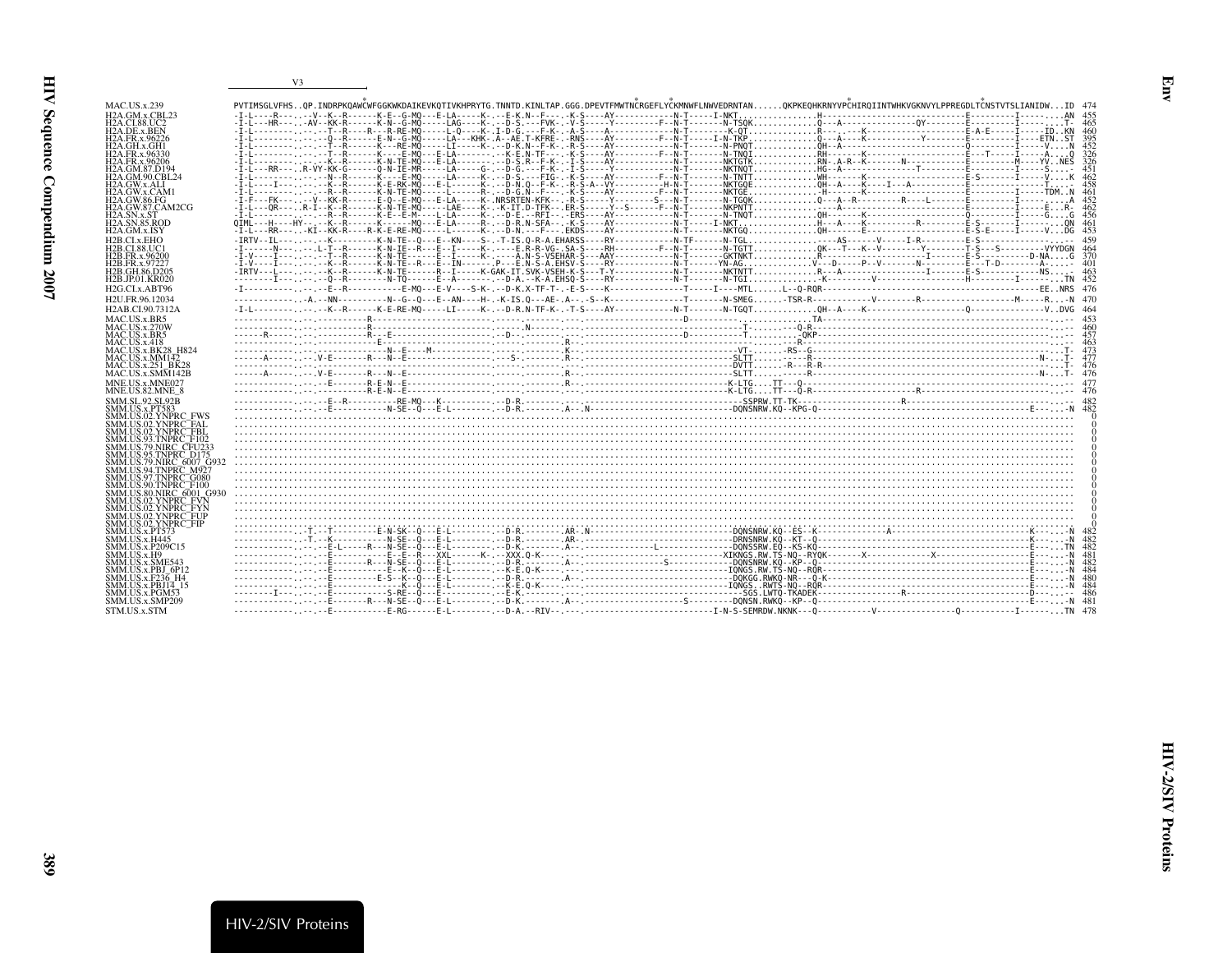```
                 V3
                                           *                                                  *  *                                       *                    *
MAC.US.x.239          PVTIMSGLVFHS..QP.INDRPKQAWCWFGGKWKDAIKEVKQTIVKHPRYTG.TNNTD.KINLTAP.GGG.DPEVTFMWTNCRGEFLYCKMNWFLNWVEDRNTAN......QKPKEQHKRNYVPCHIRQIINTWHKVGKNVYLPPREGDLTCNSTVTSLIANIDW...ID 474
H2A.GM.x.CBL23        -I-L----R---..-V--K--R------K-E--G-MQ---E-LA-----K-.--E-K.N--F-.--K-S----AY-----------N-T-----I-NKT.............H---------------------------------E---------I--------...AN 455
H2A.CI.88.UC2         -I-L---HR---..AV--KK-R------K-N--G-MQ-----LAG----K-.--D-S.---FVK.--V-S----Y-----------F--N-T-------N-TSQK...........Q---A-------------------QY--------E---------I-------...T- 465
H2A.DE.x.BEN          -I-L--------..-.--T--R-----R---R-RE-MQ-----L-Q----K-.I-D-G.---F-K-.--A-S----A-----------N-T---------K-QT.............R----.---K-------------------------E-A-E-----I-----ID..KN 460
H2A.FR.x.96226        -I-L--------..-.--Q--R------E-N--G-MQ-----LA---KHK-.A--AE.T-KFRE-.-RNS----AY----------F--N-T-----I-N-TKP............Q---A----K-----------Y---------E---------I-----ETN..ST 395
H2A.GH.x.GH1          -I-L--------..-.--T--R------K---RE-MQ-----LI-----K-.--D-K.N--F-K-.--R-S----AY-----------N-T-------N-PNQT............QH--A-------------------------------Q---------I-----V...N 452
H2A.FR.x.96330        -I-L--------..-.--T--R------K----E-MQ---E-LA-------.--K-E.N-TF--.--K-S----AY----------F--N-T-------N-TNQI............RH-------K-------------------------E---T-----I-----A...Q 326
H2A.FR.x.96206        -I-L--------..-.--K--R------K-N-TE-MQ---E-LA-----K-.--D-S.R--F-K-.-I-S----AY-----------N-T-------NKTGTK...........RN--A-R--K--------N-----------------E---------M-----YV..NES 326
H2A.GM.87.D194        -I-L--RR--..R-VY-KK-G------Q-N-IE-MR-----LA-----G-.--D-G.---F-K-.-I-S-----Y-----------N-T-------NKTNQT...........HG--A---------------T-------------E---------I-----S....- 451
H2A.GM.90.CBL24       -I-L--------..-.--N--R------K----E-MQ-----LA-----K-.--D-S.---FIG-.--K-S----AY----------F--N-T-------N-TNTT............WH-------K-------------------------E-S--------I-----V...K 462
H2A.GW.x.ALI          -I-L----I---..-.--K--R------K-E-RK-MQ---E-L-----K-.--D-N.Q--F-K-.-R-S-A--VY---------H-N-T-------NKTGQE...........QH--A----K----I---A----------------E---------I------...-- 458
H2A.GW.x.CAM1         -I-L--------..-.--R--R------K-N-TE-MQ-----L-----R-.--D-G.N--F---.--K-S----AY----------F--N-T-------NKTGE............-H--------K-------------------------E---------I-----TDM..N 461
H2A.GW.86.FG          -I-F---FK---..-V--KK-R------E-Q--E-MQ---E-LA-----K-.NRSRTEN-KFK--.-R-S------Y--------S---N-T-------N-TGQK............Q---A--R--------R----L---------E---------I-----------A 452
H2A.GW.87.CAM2CG      -I-L---QR---..R-I--K--R------K-N-TE-MQ-----LAE----K-.K-IT.D-TFK--.ER-S------Y--S-----F--N-T-------NKPNTT............----A---------------------------E---------I------E...R- 462
H2A.SN.x.ST           -I-L--------..-.--R--R------K-E--E-M----L-LA-----K-.--D-E.--RFI--.--ERS----AY-----------N-T-------N-TNQT............QH-------K-------------------------Q---------I------G...G 456
H2A.SN.85.ROD         QIML---H----HY-..-.-K--R------K------MQ---E-LA-----R-.--D-R.N-SFA--.-K-S----AY-----------N-T-----I-NKT...............H---A----K----------R---------E-S-------I--------...QN 461
H2A.GM.x.ISY          -I-L---RR---..-KI--KK-R----R-K-E-RE-MQ-----L-----K-.--D-N.---F---.EKDS----AY-----------N-T-------NKTGQ............QH-------E-------------------------E-S-E-----I-----V...DG 453
H2B.CI.x.EHO          -IRTV--IL---..-.--K---------K-N-TE--Q---E--KN----S-.-T-IS.Q-R-A.EHARSS----RY-----------N-TF-------N-TGL..............-AS------V-----I-R----------E-S--------------------...-- 459
H2B.CI.88.UC1         -I------N---..-.-L-T--R------K-N-IE--R---E--I-----K-.-----E.R-R-VG-.SA-S----RH---------F--N-T-------N-TGTT............QK---T---K--V---------Y--------T-S---S---------VYYDGN 464
H2B.FR.x.96200        -I-V----I---..-.--T--R------K-N-TE--------E--I-----K-.----A.N-S-VSEHAR-S---AAY-----------N-T-------GKTNKT...........R----------------------I---------E-S---------D-NA...G 370
H2B.FR.x.97227        -I-V----I---..-.--K--R------K-N-TE--R---E--IN------.P---E.N-S-A.EHSV-S----RY-----------N-T-------YN-AG.............V---D-----P--V---------N---------E---T-D-----A......-- 401
H2B.GH.86.D205        -IRTV--L---..-.--K--R------K-N-TE-------R--I------K-GAK-IT.SVK-VSEH-K-S---T-Y-----------N-T-------NKTNTT............R---A-------------------I---------E-S-----------NS......- 463
H2B.JP.01.KR020       --------I---..-.--Q--R---------N-TQ------E--A-------.--D-A.--K-A.EHSQ-S----RY-----------N-T-------N-TGI..............-K---------V------------------H---------I---------...TN 452
H2G.CI.x.ABT96        -I----------..-.--E--R-------------E-MQ---E-V----S-K-.--D-K.X-TF-T-.-E-S----K---------------T-----I----MTL......L--Q-RQR-----------------------------------------------EE..NRS 476
H2U.FR.96.12034       ------------..-A.--NN---------N--G--Q---E--AN----H-.-K-IS.Q---AE-.A--.-S--K-------------T-------N-SMEG.......-TSR-R-----------V--------R--------------------M-----R...-N 470
H2AB.CI.90.7312A      -I-L--------..-.--K--R------K-E-RE-MQ-----LI-----K-.--D-R.N-TF-K-.-T-S----AY-----------N-T-------N-TGQT............QH--A----K-------------------------Q---------------V...DVG 464
MAC.US.x.BR5          ------------..-.---------R-------------------------.------.------.--------------------D--------------.............TA---------------------------------------------------...-- 453
MAC.US.x.270W         ------------..-.---------R-------------------------.---N--.------.-----------------------------T-.........-Q-R---------------------------------------------------...-- 460
MAC.US.x.BR5          -----R------..-.---------R---E----------------D--.-.------.------.--------------------D--------T-.........-QKP----------------------------------------------------...-- 457
MAC.US.x.418          ------------..-.-------------E-------------------.------.R-----.-------------------------------------R--------------------------------------------------------...-- 463
MAC.US.x.BK28_H824    ------------..-.-----------N--E---M--------------.------.K-----.--------------------------VT-.......-RS--G---------------------------------------------------...T- 473
MAC.US.x.MM142        ------A-----..-.-V-E-------R---N--E---------------.--S-.------.R--.-----------------------SLTT............R---------------------------------------------------N-...T- 477
MAC.US.x.251_BK28     ------------..-.---------------N--E----------------.------.R--.-----------------------DVTT............-R---R-R--------------------------------------------...T- 476
MAC.US.x.SMM142B      ------A-----..-.-V-E-------R---N--E---------------.------.R--.-----------------------SLTT............R--------------------------------------------------N-...T- 476
MNE.US.x.MNE027       ------------..-.--E-------R-E-N--E----------------.------.R--.-----------------------K-LTG....TT---Q-----------------------------------------------------...-- 477
MNE.US.82.MNE_8       ------------..-.---------R-E-N--E----------------.------.---.-----------------------K-LTG....TT---Q-R----------------R--------------------------------...-- 476
SMM.SL.92.SL92B       ------------..-.--E--R----------RE-MQ---K---------.--D-R.------.-----------------------SSPRW.TT-TK-----------------R------------------------------------...-- 482
SMM.US.x.PT583        ------------..-.--E-----------N-SE--Q---E-L--------.--D-R.------.A--.N------------------DQNSNRW.KQ--KPG-Q--------------------------------------E------...-N 482
SMM.US.02.YNPRC_FWS   ........................................................................................................................................................................ 0
SMM.US.02.YNPRC_FAL   ........................................................................................................................................................................ 0
SMM.US.02.YNPRC_FBL   ........................................................................................................................................................................ 0
SMM.US.93.TNPRC_F102  ........................................................................................................................................................................ 0
SMM.US.79.NIRC_CFU233 ........................................................................................................................................................................ 0
SMM.US.95.TNPRC_D175  ........................................................................................................................................................................ 0
SMM.US.79.NIRC_6007_G932 ..................................................................................................................................................................... 0
SMM.US.94.TNPRC_M927  ........................................................................................................................................................................ 0
SMM.US.97.TNPRC_G080  ........................................................................................................................................................................ 0
SMM.US.90.TNPRC_F100  ........................................................................................................................................................................ 0
SMM.US.80.NIRC_6001_G930 ..................................................................................................................................................................... 0
SMM.US.02.YNPRC_FVN  ........................................................................................................................................................................ 0
SMM.US.02.YNPRC_FYN  ........................................................................................................................................................................ 0
SMM.US.02.YNPRC_FUP  ........................................................................................................................................................................ 0
SMM.US.02.YNPRC_FIP  ........................................................................................................................................................................ 0
SMM.US.x.PT573       ------------..T-.-T---------E-N-SK--Q---E-L--------.--D-R.------.AR-.N------------------DQNSNRW.KQ--ES--K-----------A---------------------------K-----...-N 482
SMM.US.x.H445        ------------..T-.-K-----------N-SE--Q---E-L--------.--D-R.------.AR-.-------------------DRNSNRW.KQ--KT--Q--------------------------------------K-----...-N 482
SMM.US.x.P209C15     ------------..-.--E-L-----R---N-SE--Q---E-L--------.--D-K.------.A--.----------L---------DQNSSRW.EQ--KS-KQ--------------------------------------E-----...TN 482
SMM.US.x.H9          ------------..-.--E-----------E--E--R---XXL------K-.--XXX.Q-K---.---.-------------------XIKNGS.RW.TS-NQ--RYQK--------X------------X-----------E-----...-N 481
SMM.US.x.SME543      ------------..-.--E-------R---N-SE--Q---E-L--------.--D-R.------.A--.-----------S--------DQNSNRW.KQ--KP--Q--------------------------------------E-----...-N 482
SMM.US.x.PBJ_6P12    ------------..-.--E----------E--K--Q---E-L--------.--K-E.Q-K---.---.-------------------IQNGS.RW.TS-NQ--RQR--------------------------------------E-----...-N 484
SMM.US.x.F236_H4     ------------..-.--E-------E-S---K--Q---E-L--------.--D-R.------.A--.-------------------DQKGG.RWKQ--NR---Q-K------------------------------------E-----...-N 480
SMM.US.x.PBJ14_15    ------------..-.--E-------------K--Q---E-L--------.--K-E.Q-K---.---.-------------------IQNGS..RWTS-NQ--RQR--------------------------------------E-----...-N 484
SMM.US.x.PGM53       --------I---..-.--E----------S-RE--Q---E----------.--E-K.------.---.-------------------SGS.LWTQ-TKADEK-------------R------------------------D-----...-- 486
SMM.US.x.SMP209      ------------..-.--E-------R---N-SE--Q---E-L--------.--D-K.------.A--.-----------S--------DQNSN.RWKQ--KP--Q--------------------------------------E-----...-N 481
STM.US.x.STM         ------------..-.--E-----------E-RG------E-L--------.--D-A.--RIV-.---.-------------------I-N-S-SEMRDW.NKNK---Q-----------V---------------Q-----------I-------...TN 478
```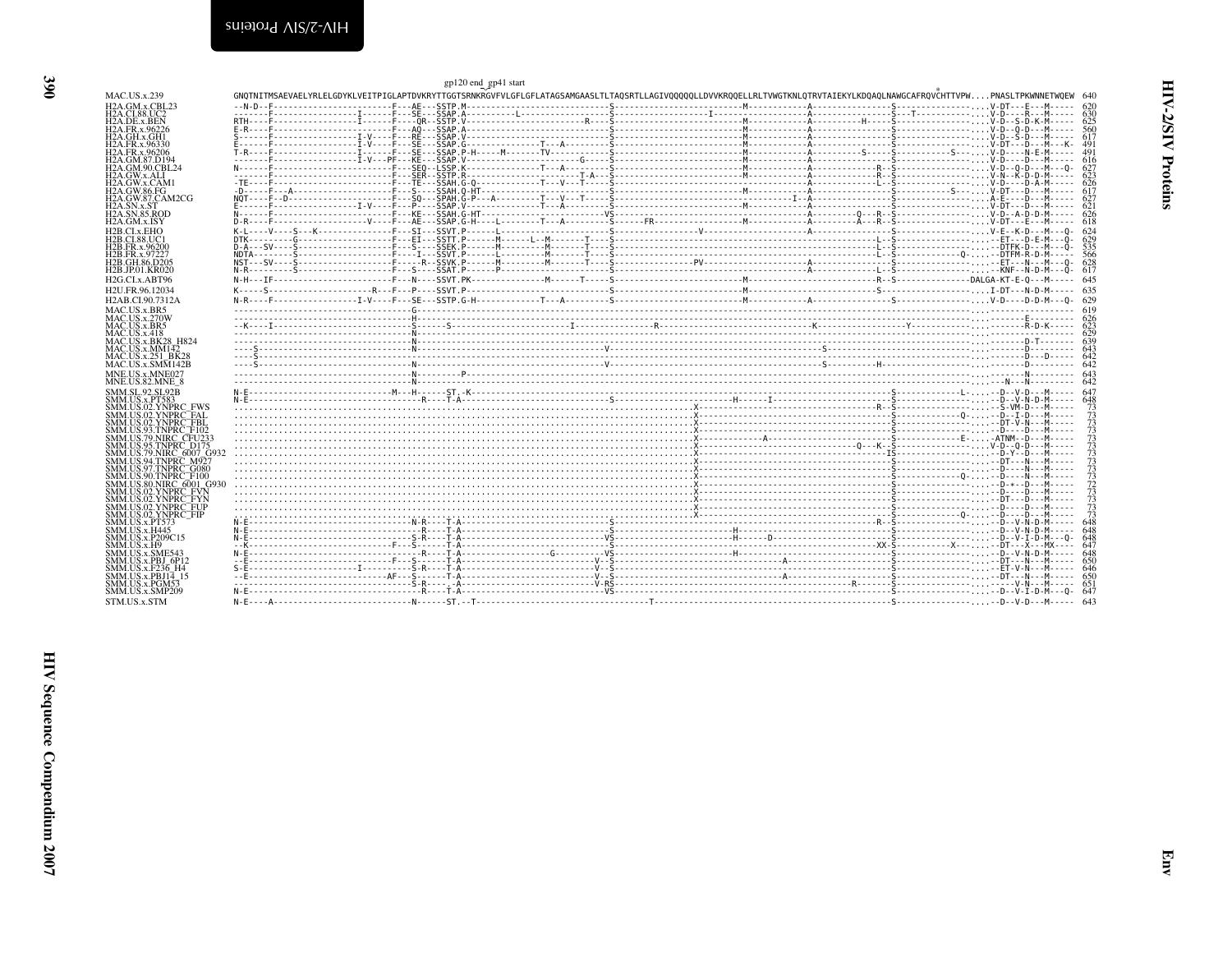gp120 end_gp41 start

```
MAC.US.x.239              GNQTNITMSAEVAELYRLELGDYKLVEITPIGLAPTDVKRYTTGGTSRNKRGVFVLGFLGFLATAGSAMGAASLTLTAQSRTLLAGIVQQQQQLLDVVKRQQELLRLTVWGTKNLQTRVTAIEKYLKDQAQLNAWGCAFRQVCHTTVPW....PNASLTPKWNNETWQEW  640
H2A.GM.x.CBL23            --N-D--F------------------------F---AE---SSTP.M-----------------------------S---------------------------M------------A---------------S-----------------....V-DT---E---M-----  620
H2A.CI.88.UC2             -------F----------------I-------F---SE---SSAP.A-----------L-----------------S--------------------I------M------------A---------------S-----T-----------....V-D----R---M-----  630
H2A.DE.x.BEN              RTH----F----------------I-------F---QR--SSTP.V-----------------------R----S---------------------------M------------A---------H-----S-----------------....V-D--S-D-K-M-----  625
H2A.FR.x.96226            E-R----F------------------------F---AQ---SSAP.A-----------------------------S---------------------------M------------A---------------S-----------------....V-D--Q-D---M-----  560
H2A.GH.x.GH1              S------F----------------I-V-----F---RE---SSAP.V-----------------------------S---------------------------M------------A---------------S-----------------....V-D--S-D---M-----  617
H2A.FR.x.96330            E------F----------------I-V-----F---SE---SSAP.G---------------T---A---------S---------------------------M------------A---------------S-----------------....V-DT---D---M---K-  491
H2A.FR.x.96206            T-R----F----------------I-------F---SE---SSAP.P-H-----M-------TV------------S---------------------------M------------A---------S-----S----------S---....V-D-----N-E-M-----  491
H2A.GM.87.D194            -------F----------------I-V---PF---KE---SSAP.V-----------------------G-----S---------------------------M------------A---------------S-----------------....V-D-----D---M-----  616
H2A.GM.90.CBL24           N------F------------------------F---SEQ--LSSP.K---------------T---A---------S---------------------------M------------A-------------R--S-----------------....V-D--Q-D---M---Q-  627
H2A.GW.x.ALI              -------F------------------------F---SER--SSTP.R--------------------T-A--S---------------------------M------------A-------------R--S-----------------....V-N--K-D-D-M-----  623
H2A.GW.x.CAM1             -TE----F------------------------F---TE---SSAH.G-Q-------------T---V---T----S---------------------------M------------A-------------L--S-----------------....V-D-----D-A-M-----  626
H2A.GW.86.FG              -D-----F---A--------------------F---S----SSAH.Q-HT--------------------------S---------------------------M------------A---------------S----------S---....V-DT---D---M-----  617
H2A.GW.87.CAM2CG          NQT----F--D---------------------F---SQ---SPAH.G-P---A---------T---V---T-----S------------------------------------I--A---------------S-----------------....A-E----D---M-----  627
H2A.SN.x.ST               E------F----------------I-V-----F---P----SSAP.V---------------T---A---------S---------------------------M------------A---------------S-----------------....V-DT---D---M-----  621
H2A.SN.85.ROD             N------F------------------------F---KE---SSAH.G-HT-------------------------VS------------------------------------------A----------Q---R--S-----------------....V-D--A-D-D-M-----  626
H2A.GM.x.ISY              D-R----F------------------V-----F---AE---SSAP.G-H----L--------T---A---------S------FR-------------------M------------A--------A---R--S-----------------....V-DT---E---M-----  618
H2B.CI.x.EHO              K-L----V----S---K---------------F---SI---SSVT.P-------L-------------------------------------V------------------------A---------------S-----------------....V-E--K-D---M---Q-  624
H2B.CI.88.UC1             DTK--------G--------------------F---EI---SSTT.P-------M-------L--M--------T---S---------------------------------------------------L--S-----------------....--ET---D-E-M---Q-  629
H2B.FR.x.96200            D-A---SV----S-------------------F---S----SSEK.P-------M--------M---------T---S---------------------------------------------------L--S-----------------....--DTFK-D---M---Q-  535
H2B.FR.x.97227            NDTA--------S-------------------F----I---SSVT.P-------L--------M---------T---S---------------------------------------------------L--S---------Q-......-DTFM-R-D-M-----  566
H2B.GH.86.D205            NST---SV----S-------------------F-----R--SSVK.P-------M--------M---------T---S-------------------PV-------------------A---------------R--S-----------------....--ET---N---M---Q-  628
H2B.JP.01.KR020           N-R---------S-------------------F---S----SSAT.P-------P-----------------------S---------------------------------------A---------------L--S-----------------....--KNF--N-D-M---Q-  617
H2G.CI.x.ABT96            N-H---IF------------------------F---N----SSVT.PK--------------M------T------S---------------------------M-------------------------R--S-----------------DALGA-KT-E-Q---M-----  645
H2U.FR.96.12034           K-----S---------------------R---F---P----SSVT.P-------------------------------S----------------------------------------------------S-----------------....I-DT---N-D-M-----  635
H2AB.CI.90.7312A          N-R----F----------------I-V-----F---SE---SSTP.G-H-------------T---A---------S---------------------------M------------A----------------S-----------------....V-D----D-D-M---Q-  629
MAC.US.x.BR5              ---------------------------------G---------------------------------------------------------------------------------------------------------------------------------....  619
MAC.US.x.270W             ---------------------------------H------------------------------------------------------------------------------------------------------------------------------------....-----E----------  626
MAC.US.x.BR5              --K----I-------------------------S------S-------------------I----------------R------------------------K--------------------Y-----------------------....-----R-D-K-----  623
MAC.US.x.418              ---------------------------------N-----------------------------------------------------------------------------------------------------------------------------------....  629
MAC.US.x.BK28_H824        ---------------------------------N------------------------------------------------------------------------------------------------------------------------------------....-----D-T-------  639
MAC.US.x.MM142            ----S----------------------------N------------------------------V----------------------------------S------------------------------------------------------....-----D---------  643
MAC.US.x.251_BK28         ----S----------------------------N-----------------------------------------------------------------------------------------------------------------------------------....-----D---D------  642
MAC.US.x.SMM142B          ----S----------------------------N------------------------------V----------------------------------S---------H--------------------------------------------....-----D---------  642
MNE.US.x.MNE027           ---------------------------------N--------P-----------------------------------------------------------------------------------------------------------------------------....-----N---------  643
MNE.US.82.MNE_8           ---------------------------------N-----------------------------------------------------------------------------------------------------------------------------------....--N---N---------  642
SMM.SL.92.SL92B           N-E---------------------------M---H-----ST.-K-------------------------------------------------------------------------------S-----------------L-......-D--V-D---M-----  647
SMM.US.x.PT583            N-E---------------------------------R----T-A------------------------------S----------------H--------I------------------S-----------------......-D--V-N-D-M-----  648
SMM.US.02.YNPRC_FWS       ..........................................................................X-----------------------------------------------------R--S-----------------......-S-VM-D---M-----  73
SMM.US.02.YNPRC_FAL       ..........................................................................X----------------------------------------------------------S-------------Q-......-D--I-D---M-----  73
SMM.US.02.YNPRC_FBL       ..........................................................................X----------------------------------------------------------S-----------------......-DT-V-N---M-----  73
SMM.US.93.TNPRC_F102      ..........................................................................X----------------------------------------------------------S-----------------......-D----D---M-----  73
SMM.US.79.NIRC_CFU233     ..........................................................................X-----------------A---------------------------------------S--------------E-......-ATNM--D---M-----  73
SMM.US.95.TNPRC_D175      ..........................................................................X----------------------------------------Q---K--S-----------------......V-D--Q-D---M-----  73
SMM.US.79.NIRC_6007_G932  ..........................................................................X---------------------------------------------------------IS-----------------......-D-Y--D---M-----  73
SMM.US.94.TNPRC_M927      ..........................................................................X----------------------------------------------------------S-----------------......-DT---N---M-----  73
SMM.US.97.TNPRC_G080      ..........................................................................X----------------------------------------------------------S-----------------......-D----N---M-----  73
SMM.US.90.TNPRC_F100      ..........................................................................X----------------------------------------------------------S-------------Q-......-D----N---M-----  73
SMM.US.80.NIRC_6001_G930  ..........................................................................X----------------------------------------------------------S-----------------......-D-+--D---M-----  72
SMM.US.02.YNPRC_FVN       ..........................................................................X----------------------------------------------------------S-----------------......-D----D---M-----  73
SMM.US.02.YNPRC_FYN       ..........................................................................X----------------------------------------------------------S-----------------......-DT---D---M-----  73
SMM.US.02.YNPRC_FUP       ..........................................................................X----------------------------------------------------------S-----------------......-D----D---M-----  73
SMM.US.02.YNPRC_FIP       ..........................................................................X----------------------------------------------------------S-------------Q-......-D----D---M-----  73
SMM.US.x.PT573            N-E-----------------------------N-R----T-A---------------------------------S---------------------------------------------------------R--S-----------------......-D--V-N-D-M-----  648
SMM.US.x.H445             N-E---------------------------------R----T-A---------------------------------S----------------------H-----------------------------------S-----------------......-D--V-N-D-M-----  648
SMM.US.x.P209C15          N-E---------------------------------S-R----T-A--------------------------------VS----------------------H------D------------------------------S-----------------......-D--V-I-D-M---Q-  648
SMM.US.x.H9               --K----------------------------F---S-----T-A---------------------------------S---------------------------------------------------XX-S-----------X---......-DT---X---MX----  647
SMM.US.x.SME543           N-E---------------------------------R----T-A--------------G---------VS--------------------------H---------------------------------S-----------------......-D--V-N-D-M-----  648
SMM.US.x.PBJ_6P12         --E----------------------------F---S-----T-A----------------------------V--S------------------------------A-------------------------S-----------------......-DT---N---M-----  650
SMM.US.x.F236_H4          S-E-------------------I----------S-R----T-A----------------------------V--S-------------------------------------------------------S-----------------......-ET-V-N---M-----  646
SMM.US.x.PBJ14_15         --E---------------------------AF---S-----T-A----------------------------V--S------------------------A--------------------------S-----------------......-DT---N---M-----  650
SMM.US.x.PGM53            --------------------------------S-R------A-----------------------------V-RS---------------------------------------------R------S-----------------......----V-N---M-----  651
SMM.US.x.SMP209           N-E---------------------------------R----T-A----------------------------VS-------------------------------------------------------S-----------------......-D--V-I-D-M---Q-  647
STM.US.x.STM              N-E---A------------------------N------ST.--T---------------------------------T-------------------------------------------S-----------------......-D--V-D---M-----  643
```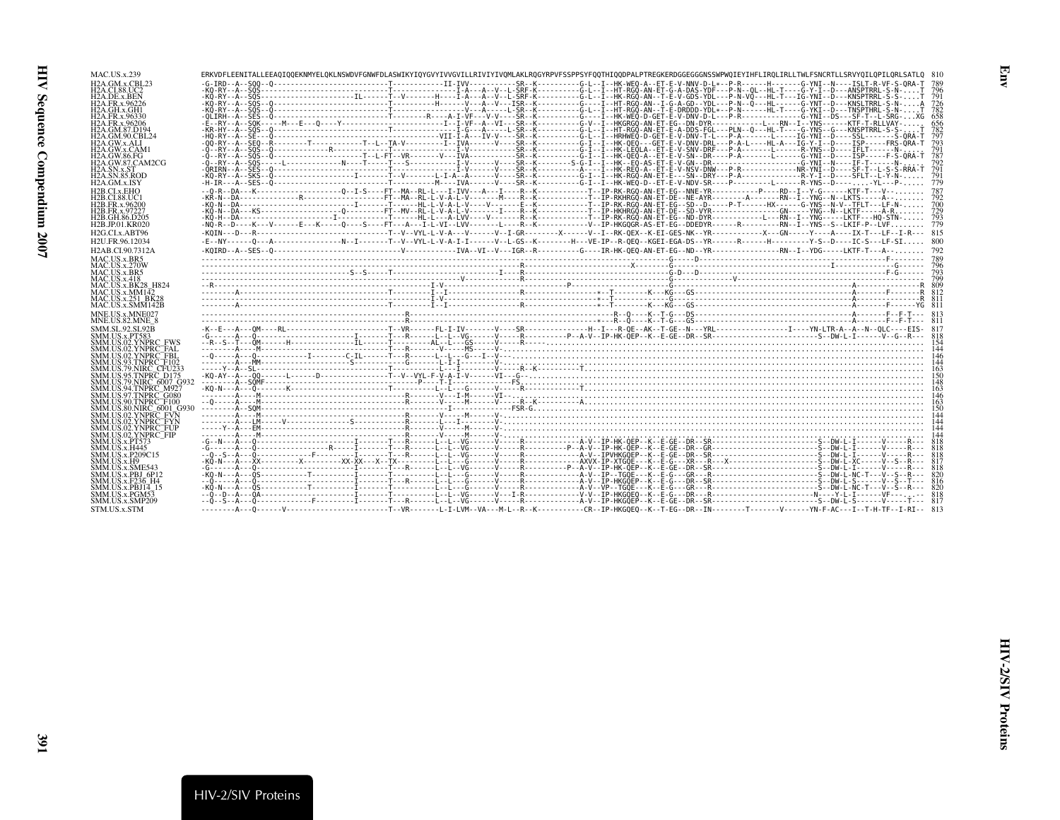```
MAC.US.x.239            ERKVDFLEENITALLEEAQIQQEKNMYELQKLNSWDVFGNWFDLASWIKYIQYGVYIVVGVILLRIVIYIVQMLAKLRQGYRPVFSSPPSYFQQTHIQQDPALPTREGKERDGGEGGGNSSWPWQIEYIHFLIRQLIRLLTWLFSNCRTLLSRVYQILQPILQRLSATLQ  810
H2A.GM.x.CBL23          -G-IRD--A--SQQ--Q---------------------------T-----------II-IVV----------SR--K----------G-L--I--HK-WEQ-A--ET-E-V-NNV-D-L*--P-R------H-------G-YNI--N----ISLT-R-VF-S-QRA-T  789
H2A.CI.88.UC2           -KQ-RY--A--SQS--------------------------------T---------------I-A---A--V--L-SRF-K----------G-L--I--HT-RGQ-AN-ET-G-A-DAS-YDF---P-N--QL--HL-T----G-Y-I--D---ANSPTRRL-S-N-....T  796
H2A.DE.x.BEN            -KQ-RY--A--SQS------------------IL--------T--V---------H----I-A---A--V--L-SRF-K----------G-L--I--HT-RGQ-AN--T-E-V-GDS-YDL---P-N-VQ---HL-T---IG-YNI--D---KNSPTRRL-S-S-....T  791
H2A.FR.x.96226          -KQ-RY--A--SQS--Q---------------------------T---------------H-------V---A--V---ISR--K----------G----I--HT-RGQ-AN--I-G-A-GD--YDL---P-N--Q---HL------G-YNT--D---KNSLTRRL-S-N-....A  726
H2A.GH.x.GH1            -KQ-RY--A--SQS--Q---------------------------T-------------------V---A-----L-SR--K----------G-L--I--HT-RGQ-AN---T-E-DRDDD-YDL*--P-N-------HL-T----G-YKI--D---TNSPTHRL-S-N-....T  782
H2A.FR.x.96330          -QLIRH--A--SES--Q---------------------------T--------R----A-I-VF---V-V----SR--K----------G----I--HK-WEQ-D-GET-E-V-DNV-D-L---P-R---------------G-YNI--DS---SF-T--L-SRG-...XG  658
H2A.FR.x.96206          -E--RY--A--SQK-----M---E---Q----Y-------------------------I--I-VF--A--VI---SR--K----------G-V--I--HKGRGQ-AN-ET-EG--DN-DYR-----------L---RN--I--YNS------KTF-T-RLLVAY-.....  656
H2A.GM.87.D194          -KR-HY--A--SQS--Q---------------------------T---------------I-G---A-----L-SR--K----------G-L--I--HT-RGQ-AN-ET-E-A-DDS-FGL---PLN--Q---HL-T----G-YNS--G---KNSPTRRL-S-S-....T  782
H2A.GM.90.CBL24         -HQ-RY--A--SE---Q---------------------------------------VII-I-A---IV-V----SR--K----------G-L--I--HRHWEQ-D-GET-E-V-DNV-T-L---P-A-------L-----IG-YNI--D----SSL--------S-QRA-T  797
H2A.GW.x.ALI            -QQ-RY--A--SEQ--R---------T------------T--L--TA-V---------I--IVA-------V----SR--K----------G-I--I--HK-QEQ----GET-E-V-DNV-DRL---P-A-L----HL-A---IG-Y-I--D----ISP------FRS-QRA-T  793
H2A.GW.x.CAM1           -Q--RY--A--SQS--Q--------------R-----------------------I-V-----------SR--K----------G-I--I--HK-LEQLA--ET-E-V-SNV-DRF---P-A-------L-------R-YNS--D----IFLT-------N-.....  791
H2A.GW.86.FG            -Q--RY--A--SQS--Q---------------------------T--L-FT--VR---------V---IVA----------SR--K----------G-I--I--HK-QEQ-A--ET-E-V-SN--DR---P-A-------L-------G-YNI--D----ISP------F-S-QRA-T  787
H2A.GW.87.CAM2CG        -Q--RY--A--SQS-----L---------------N----T-----T---S---------------I-V------V----SR--K---------S-G-I--I--HK--EQ-AS-ET-E-V-GN--DR-----------------------G-YNI--N----IF-T--------N-.....  792
H2A.SN.x.ST             -QRIRN--A--SES--Q---------------------------------------------I-V------V----SR--K----------A----I--HK-REQ-A--ET-E-V-NSV-DNW---P-R-----------------NR-YNI--D----SF-T--L-S-S-RRA-T  791
H2A.SN.85.ROD           -KQ-RY--A--SKS--Q---------------------I-------T--V-------L-I-A--A------V----SR--K----------G-I--I--HK-RGQ-AN-ET-E----SN--DRY---P-A---------------R-Y-I--D----SFLT--L-Y-N-.....  791
H2A.GM.x.ISY            -H-IR---A--SES--Q---------------------------T--------------M----IVA-------V----SR--K----------G-I--I--HK-WEQ-D--ET-E-V-NDV-SR----P------------L-----R-YNS--D--------.-YL---P-.....  779
H2B.CI.x.EHO            --Q-R--DA---K---------------------------Q--I-S----FT--MA--RL-L---I-IVV---A---I-----R--K-----------T--IP-RK-RGQ-AN-ET-EG--NNE-YR-----------P----RD--I--Y-G------KTF-T---V--.......  787
H2B.CI.88.UC1           -KR-N--DA-----------------R-----------------------FT--MA--RL-L-V-A-L-V------M-----R--K-----------T--IP-RKHRGQ-AN-ET-DE--NE-AYR--------A-------RN--I--YNG--N--LKTS-------A--.......  792
H2B.FR.x.96200          -KQ-N--DA-------------------------------I--------T-----HL-L-V-A-L-V-----V--------E--K-----------T--IP-RK-RGQ-AN-ET-EG--SD--D-----P-T-------HX------G-YNS--N-V--TFLT---LF-N-.....  700
H2B.FR.x.97227          -KQ-N--DA---KS-------------------------Q-----------FT--MV--RL-L-V-A-L-V------I-----R--K-----------T--IP-HKHRGQ-AN-ET-DE--SD-VYR-----------------GN-----YNG--N--LKTF-------A-R......  729
H2B.GH.86.D205          -KQ-H--DA--------------------------I-------------T----HL-L---A-LVV-----V-------R--K-----------T--IP-RK-RGQ-AN-ET-EG--ND-DYR---------------L---RN--I--YNG-----LKTF---HQ-STN-.....  793
H2B.JP.01.KR020         -NQ-R--D----K---V------E---K-----Q----S----FT---A---I-L-VI--LVV------L----R--K-----------V--IP-HKGQGR-AS-ET-EG--DDEDYR-------R--------RN--I--YNS--S--LKIF-P--LVF.......  779
H2G.CI.x.ABT96          -KQIN---D---R-----------------------------------T--V--VYL-L-V-A---V-------V--I-GR---------X-------V--I--RK-QEX--K-EI-GES-NK--YR------------X----GN------Y----A----IX-T---LF--I-R---  815
H2U.FR.96.12034         -E--NY------Q---A------------------N---I-------T--V--VYL-L-V-A-I-I------V--L-GS--K---------H---VE-IP--R-QEQ--KGEI-EGA-DS--YR------R------H---------Y-S--D----IC-S---LF-SI.....  800
H2AB.CI.90.7312A        -KQIRD--A--SES--Q---------------------------------V---------------IVA--VI--V---IGR--R-----------G----IR-HK-QEQ-AN-ET-EG--ND--YR--------------------RN--I--YDG-----LKTF-T---A--.......  792
MAC.US.x.BR5            ----------------------------------------------------------------------------------------------------------------G-----D-----------------------------------------------F-------  789
MAC.US.x.270W           ----------------------------------------------------------------------------R---------------------X----------G-----------------------------------I---------------------G--  796
MAC.US.x.BR5            -------------------------------S--S-----T-----------------------I----R-------------------------------------G-D---D--------------------------------------------------F-G-----  793
MAC.US.x.418            -------------------------------------------------------V---------------------------------------------------G---------------V--------------------------------------------  799
MAC.US.x.BK28_H824      --R---------------------------------------------------I-V------------------------------P-------------------G----------------------------------------------------A----------R  809
MAC.US.x.MM142          --------A---------------------------------T---------I--I---------------------R------------------+--T---------K---KG---GS-----------------------------------------------A--------F-------R  812
MAC.US.x.251_BK28       ----------------------------------------------------I-V---------------------------------------+--T----------------G---------------------------------------------------A------------------R  811
MAC.US.x.SMM142B        --------A---------------------------------T---------I--I---------------------R------------------+--T---------K---KG---GS----------------------------------------------A--------F-------YG  811
MNE.US.x.MNE027         ---------------------------------------------------R------------------------------------------------R--Q----K--T-G---DS-------------------------------------------------A--------F--F-T---  813
MNE.US.82.MNE_8         ---------------------------------------------------R-----------------------------------------+---R--Q----K--T-G---GS-------------------------------------------------A--------F--F-T---  811
SMM.SL.92.SL92B         -K--E---A---QM----RL----------------------------T--VR------FL-I-IV--------V----SR--------------H--I---R-QE--AK--T-GE--N---YRL------------------I-----YN-LTR-A--A--N--QLC----EIS-  817
SMM.US.x.PT583          -G------A---Q---------------------I-------T--------R------L--L--VG-------V----R-----------P--A-V--IP-HK-QEP--K--E-GE--DR--SR----------------------------S--DW-L-I------V--G--R---  818
SMM.US.02.YNPRC_FWS     --R--S--T---QM------H------------IL-------T---------AL--L---GS-------V----R--------------------------------------------------------------------------------------------------------  154
SMM.US.02.YNPRC_FAL     --------A----M--------------------------------------T---R-------V-----MS-----V------------------------------------------------------------------------------------------------------  144
SMM.US.02.YNPRC_FBL     --Q-----A---Q-----------I---------C-IL-----T---R-------L--L---G---I--V------------------------------------------------------------------------------------------------------------  146
SMM.US.93.TNPRC_F102    --------A---MM------------------------S-----------G---------L-I-----------------------------------------------------------------------------------------------------------------  144
SMM.US.79.NIRC_CFU233   ------Y--A--SL------------------------------------T---------------L--I------V----R--K----------T------------------------------------------------------------------------------------  163
SMM.US.95.TNPRC_D175    -KQ-AY--A---QQ-----L-----D-----------------T--V--VYL-F-V-A-I-V-----VI---G--------------------------------------------------------------------------------------------------------  150
SMM.US.79.NIRC_6007_G932 --------A---SQMF-----------------------------------P----T-I------------FS------------------------------------------------------------------------------------------------------------  148
SMM.US.94.TNPRC_M927    -KQ-N---A---Q-------K---------------------T---------L--L---G-------V----R-----------T-------------------------------------------------------------------------------------------------  163
SMM.US.97.TNPRC_G080    --------A----M-----------------------------R-----V---I-M---------VI------------------------------------------------------------------------------------------------------------------  146
SMM.US.90.TNPRC_F100    --Q-----A----M---------------------------------R-----V----M------V----R--K-----------A------------------------------------------------------------------------------------------------  163
SMM.US.80.NIRC_6001_G930 --------A---SQM------------------------------------I------------------FSR-G-----------------------------------------------------------------------------------------------------------  150
SMM.US.02.YNPRC_FVN     --------A----M-------------------------------R----V---M------V-----------------------------------------------------------------------------------------------------------------------  144
SMM.US.02.YNPRC_FYN     --------A---LM------V-----------S----------R-------L---I------V-----------------------------------------------------------------------------------------------------------------------  144
SMM.US.02.YNPRC_FUP     ------Y--A--EM-----------------------------R------V----M------V-----------------------------------------------------------------------------------------------------------------------  144
SMM.US.02.YNPRC_FIP     --------A----M-------------------------------R------V-----M------V-----------------------------------------------------------------------------------------------------------------------  144
SMM.US.x.PT573          -G--N---A---Q---------------------I-------T--R--------L--L--VG-------V----R------------A-V---IP-HK-QEP--K--E-GE--DR--SR----------------------------S--DW-L-I------V------R---  818
SMM.US.x.H445           -G------A---Q------------------R----I-----T--R--------L--L--VG-------V----R------------P--A-V--IP-HK-QEP--K--E-GE--DR--GR----------------------------S--DW-L-I------V------R---  818
SMM.US.x.P209C15        --Q--S--A---Q-----------F---------I-------T--R--------L--L--VG-------V----R------------A-V---IPVHKGQEP--K--E-GE--DR--SR----------------------------S--DW-L-I------V------R---  818
SMM.US.x.H9             -KQ-N---A---XX---------X--------XX-XX---X--TX-------L--L---G-------V----R------------AXVX-IP-XTGQE---K--E-G---XR---R---X-----------------------S--DW-L-XC------V--S--R---  817
SMM.US.x.SME543         -G------A---Q---------------------I-------T--R--------L--L--VG-------V----R------------P--A-V--IP-HK-QEP--K--E-GE--DR--SR----------------------------S--DW-L-I------V------R---  818
SMM.US.x.PBJ_6P12       -KQ-N---A---QS-----------T-------I-------T--R--------L--L---G-------V----R------------A-V--IP--TGQE---K--E-G---GR---R----------------------------S--DW-L-NC-T----V--S--R---  820
SMM.US.x.F236_H4        --Q-----A---Q---------------------I-------T--R--------L--L--VG-------V----R------------A-V--IP-HKGQEP--K--E-G---DR--SR----------------------------S--DW-L-S------V--S--T---  816
SMM.US.x.PBJ14_15       -KQ-N---A---QS-----------T-------I-------T-----------L--L---G-------V----R------------A-V---VP--TGQE---K--E-G---GR---R----------------------------S--DW-L-NC-T----V--S--R---  820
SMM.US.x.PGM53          --Q--D--A---QA---------------------I-------T------------L--L--VG------V---I-R----------V-V--IP-HKGQEQ--K--E-G---DR---R-----------------------------N-----Y-L-I--------VF------.---  818
SMM.US.x.SMP209         --Q--S--A---Q-----------F---------I-------T--R--------L--L--VG-------V----R------------A-V---IP-HKGQEP--K--E-GE--DR--SR----------------------------S--DW-L-S------V------T---  817
STM.US.x.STM            --------A---Q------V--------------------T--VR--------L-I-LVM--VA---M-L--R--K-----------CR--IP-HKGQEQ--K--T-EG--DR--IN---------T-------V------YN-F-AC---I--T-H-TF--I-RI--  813
```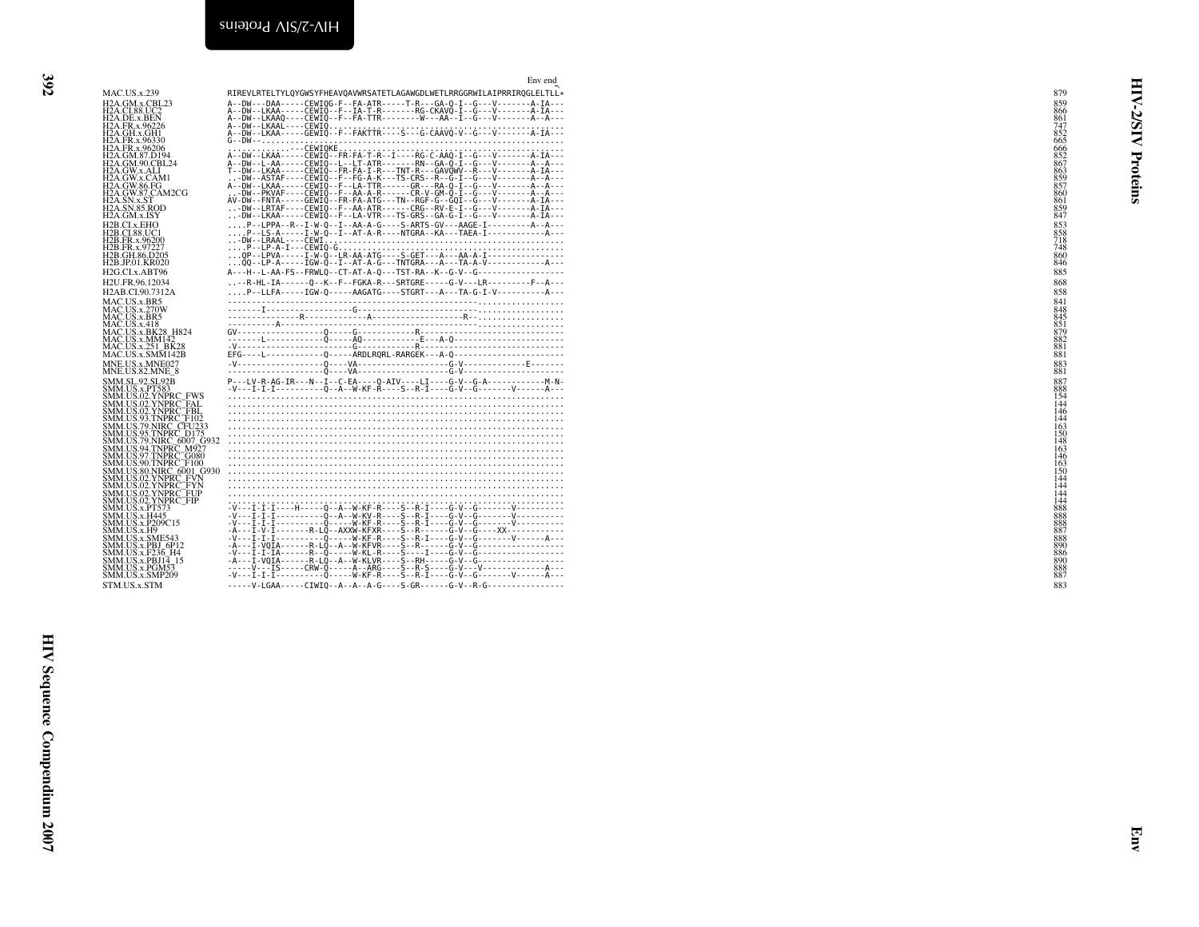Env end

```
MAC.US.x.239              RIREVLRTELTYLQYGWSYFHEAVQAVWRSATETLAGAWGDLWETLRRGGRWILAIPRRIRQGLELTLL*   879
H2A.GM.x.CBL23            A--DW---DAA-----CEWIQG-F--FA-ATR-----T-R---GA-Q-I--G---V-------A-IA---   859
H2A.CI.88.UC2             A--DW--LKAA-----CEWIQ--F--IA-T-R-------RG-CKAVQ-I--G---V-------A-IA---   866
H2A.DE.x.BEN              A--DW--LKAAQ----CEWIQ--F--FA-TTR--------W---AA--I--G---V-------A--A---   861
H2A.FR.x.96226            A--DW--LKAAL----CEWIQ.................................................   747
H2A.GH.x.GH1              A--DW--LKAA-----GEWIQ--F--FAKTTR----S---G-CAAVQ-V--G---V-------A-IA---   852
H2A.FR.x.96330            G--DW--...............................................................   665
H2A.FR.x.96206            ................CEWIQKE...............................................   666
H2A.GM.87.D194            A--DW--LKAA-----CEWIQ--FR-FA-T-R--I----RG-C-AAQ-I--G---V-------A-IA---   852
H2A.GM.90.CBL24           A--DW--L-AA-----CEWIQ--L--LT-ATR-------RN--GA-Q-I--G---V-------A--A---   867
H2A.GW.x.ALI              T--DW--LKAA-----CEWIQ--FR-FA-I-R---TNT-R---GAVQWV--R---V-------A-IA---   863
H2A.GW.x.CAM1             ..-DW--ASTAF----CEWIQ--F--FG-A-K---TS-CRS--R--G-I--G---V-------A--A---   859
H2A.GW.86.FG              A--DW--LKAA-----CEWIQ--F--LA-TTR------GR---RA-Q-I--G---V-------A--A---   857
H2A.GW.87.CAM2CG          ..-DW--PKVAF----CEWIQ--F--AA-A-R------CR-V-GM-Q-I--G---V-------A--A---   860
H2A.SN.x.ST               AV-DW--FNTA-----GEWIQ--FR-FA-ATG---TN--RGF-G--GQI--G---V-------A-IA---   861
H2A.SN.85.ROD             ..-DW--LRTAF----CEWIQ--F--AA-ATR------CRG--RV-E-I--G---V-------A-IA---   859
H2A.GM.x.ISY              ..-DW--LKAA-----CEWIQ--F--LA-VTR---TS-GRS--GA-G-I--G---V-------A-IA---   847
H2B.CI.x.EHO              ....P--LPPA--R--I-W-Q--I--AA-A-G----S-ARTS-GV---AAGE-I---------A--A---   853
H2B.CI.88.UC1             ....P--LS-A-----I-W-Q--I--AT-A-R----NTGRA--KA---TAEA-I------------A---   858
H2B.FR.x.96200            ..-DW--LRAAL----CEWI..................................................   718
H2B.FR.x.97227            ....P--LP-A-I---CEWIQ-G...............................................   748
H2B.GH.86.D205            ...QP--LPVA-----I-W-Q--LR-AA-ATG----S-GET---A---AA-A-I----------------   860
H2B.JP.01.KR020           ...QQ--LP-A-----IGW-Q--I--AT-A-G---TNTGRA---A---TA-A-V------------A---   846
H2G.CI.x.ABT96            A---H--L-AA-FS--FRWLQ--CT-AT-A-Q---TST-RA--K--G-V--G------------------   885
H2U.FR.96.12034           ..--R-HL-IA------Q--K--F--FGKA-R---SRTGRE-----G-V---LR---------F--A---   868
H2AB.CI.90.7312A          ....P--LLFA-----IGW-Q------AAGATG----STGRT---A---TA-G-I-V----------A---   858
MAC.US.x.BR5              ------------------------------------------------.....................   841
MAC.US.x.270W             -------I----------------G---------------------------------------------   848
MAC.US.x.BR5              ---------------R-------------A-------------------R--..................   845
MAC.US.x.418              ----------A-----------------------------------------..................   851
MAC.US.x.BK28_H824        GV-----------------Q-----G-----------R--------------------------------   879
MAC.US.x.MM142            -------L-----------Q-----AQ-----------E--A-Q--------------------------   882
MAC.US.x.251_BK28         -V-------------------------G------------R-----------------------------   881
MAC.US.x.SMM142B          EFG----L-----------Q-----ARDLRQRL-RARGEK---A-Q------------------------   881
MNE.US.x.MNE027           -V-----------------Q-----VA-------------------G-V-------------E-------   883
MNE.US.82.MNE_8           -------------------Q-----VA-------------------G-V---------------------   881
SMM.SL.92.SL92B           P---LV-R-AG-IR---N--I--C-EA----Q-AIV----LI----G-V--G-A------------M-N-   887
SMM.US.x.PT583            -V---I-I-I---------Q--A--W-KF-R----S--R-I----G-V--G-------V------A---   888
SMM.US.02.YNPRC_FWS       ......................................................................   154
SMM.US.02.YNPRC_FAL       ......................................................................   144
SMM.US.02.YNPRC_FBL       ......................................................................   146
SMM.US.93.TNPRC_F102      ......................................................................   144
SMM.US.79.NIRC_CFU233     ......................................................................   163
SMM.US.95.TNPRC_D175      ......................................................................   150
SMM.US.79.NIRC_6007_G932  ......................................................................   148
SMM.US.94.TNPRC_M927      ......................................................................   163
SMM.US.97.TNPRC_G080      ......................................................................   146
SMM.US.90.TNPRC_F100      ......................................................................   163
SMM.US.80.NIRC_6001_G930  ......................................................................   150
SMM.US.02.YNPRC_FVN       ......................................................................   144
SMM.US.02.YNPRC_FYN       ......................................................................   144
SMM.US.02.YNPRC_FUP       ......................................................................   144
SMM.US.02.YNPRC_FIP       ......................................................................   144
SMM.US.x.PT573            -V---I-I-I----H-----Q--A--W-KF-R----S--R-I----G-V--G-------V---------   888
SMM.US.x.H445             -V---I-I-I---------Q--A--W-KV-R----S--R-I----G-V--G-------V---------   888
SMM.US.x.P209C15          -V---I-I-I---------Q-----W-KF-R----S--R-I----G-V--G-------V---------   888
SMM.US.x.H9               -A---I-V-I-------R-LQ--AXXW-KFXR----S--R------G-V--G-----XX-----------   887
SMM.US.x.SME543           -V---I-I-I---------Q-----W-KF-R----S--R-I----G-V--G-------V------A---   888
SMM.US.x.PBJ_6P12         -A---I-VQIA------R-LQ--A--W-KFVR----S--R------G-V--G-----------------   890
SMM.US.x.F236_H4          -V---I-I-IA------R--Q-----W-KL-R----S----I----G-V--G-----------------   886
SMM.US.x.PBJ14_15         -A---I-VQIA------R-LQ--A--W-KLVR----S--RH-----G-V--G-----------------   890
SMM.US.x.PGM53            -----V---IS-----CRW-Q-----A--ARG----S--R-S----G-V---V------------A---   888
SMM.US.x.SMP209           -V---I-I-I---------Q-----W-KF-R----S--R-I----G-V--G-------V------A---   887
STM.US.x.STM              -----V-LGAA-----CIWIQ--A--A--A-G----S-GR------G-V--R-G---------------   883
```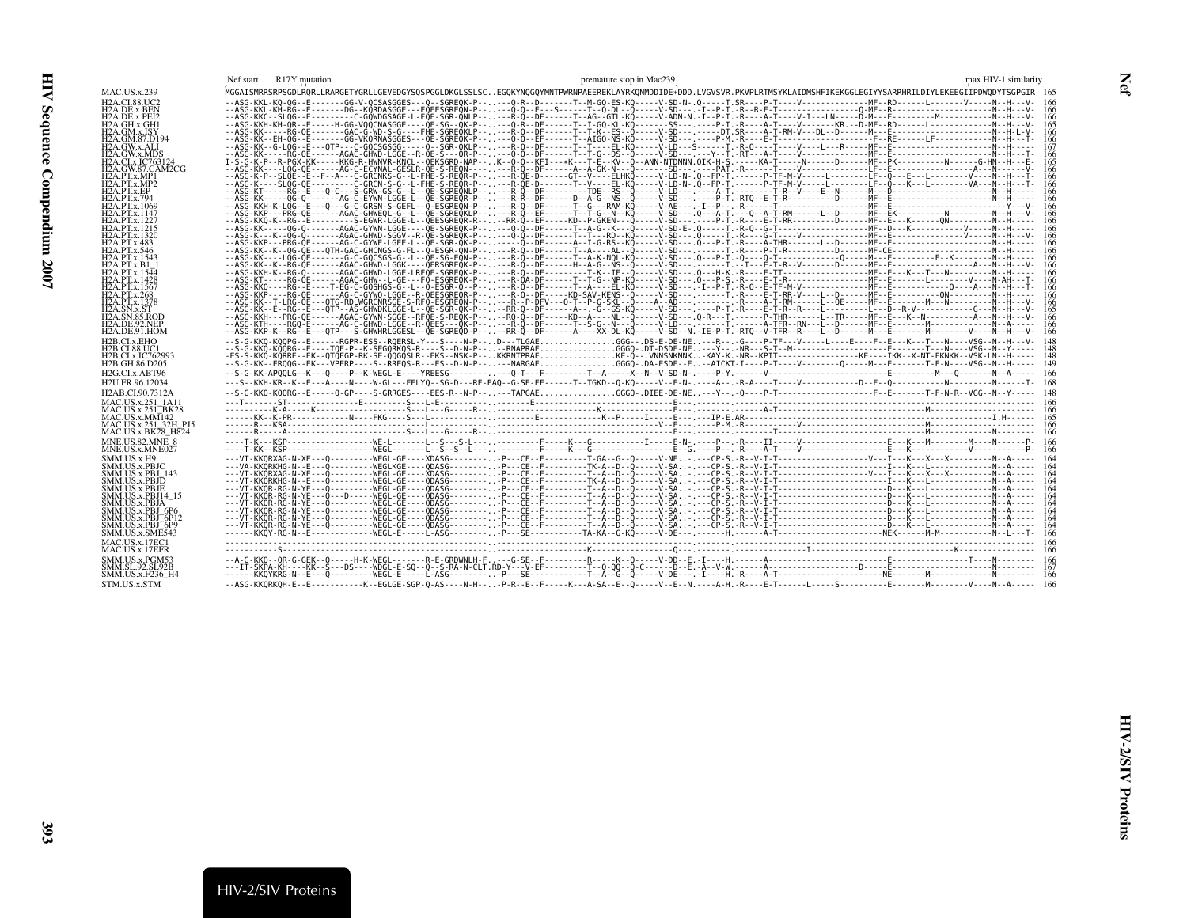Nef start   R17Y mutation   premature stop in Mac239   max HIV-1 similarity

```
MAC.US.x.239          MGGAISMRRSRPSGDLRQRLLRARGETYGRLLGEVEDGYSQSPGGLDKGLSSLSC..EGQKYNQGQYMNTPWRNPAEEREKLAYRKQNMDDIDE*DDD.LVGVSVR.PKVPLRTMSYKLAIDMSHFIKEKGGLEGIYYSARRHRILDIYLEKEEGIIPDWQDYTSGPGIR  165
H2A.CI.88.UC2         --ASG-KKL-KQ-QG--E-------GG-V-QCSASGGES---Q--SGREQK-P--..---Q-R--D-------T--M-GQ-ES-KQ-----V-SD-N-.Q-----T.SR----P-T----V--------------MF--RD------L-------V------N--H---V-  166
H2A.DE.x.BEN          --ASG-KKL-KH-RG--E-------G--KQRDASGGE--FQEESGREQN-P--..---Q-Q--E-----S---T--Q-DL--Q-----V-SD---.-I--P-T.-R--R-E-T--------------Q-MF--R-----------------------N--H---V-  166
H2A.DE.x.PEI2         --ASG-KKC--SLQG--E---------C-GQWDGSAGE-L-FQE-SGR-QNLP--..---R-Q--DF------T--AG--GTL-KQ-----V-ADN-N.-I--P-T.-R----A-T----V-I---LN-----D-M---E--------M---------N--H---V-  166
H2A.GH.x.GH1          --ASG-KKH-KH-QR--E-----H-GG-VQQCNASGGE----QE-SG--QK-P--..---Q-R--DF------T--I-GQ-KL-KQ------SS---.----P-T.-R----A-T----V-------KR.--D-MF--RD------L-------------N--H---V-  165
H2A.GM.x.ISY          --ASG-KK-----RG-QE-------AG-C-WD-S-G----FHE-SGREQKLP--..---R-Q--DF------T--K--ES--Q-----V-SD---.-----DT.SR----A-T-RM-V---DL--D-----M---E------------------N--H-L-V-  166
H2A.GM.87.D194        --ASG-KK---EH-QG--E-------GG-VKQRNASGGES---QE-SGREQK-P--..---Q-Q--EF------T--AIGQ-NS-KQ-----V-SD---.-----P-M.-R----E-T-----------------F--RE------LF-----------N--H---T-  166
H2A.GW.x.ALI          --ASG-KK--G-LQG--E---QTP---C-GQCSGSGG----Q--SGR-QKLP--..---R-Q--DF------T--T----EL-KQ-----V-LD---S------T.-R-Q----T----V----L---R-----MF--E------------------N--H------  167
H2A.GW.x.MDS          --ASG-KK-----RG-QE-------AGAC-GHWD-LGGE--R-QE-S---QR-P--..---Q-Q--DF------T--T-G--DS--Q-----V-SD---.----Y--T.-RT---A-T----V----------------MF--E------------------N--H---T-  166
H2A.CI.x.IC763124     I-S-G-K-P--R-PGX-KK-----KKG-R-HWNVR-KNCL--QEKSGRD-NAP--..K--Q-Q--KFI---*K---T-E--KV--Q--ANN-NTDNNN.QIK-H-S.-----KA-T-----N-------D-----MF--PK----------N------G-HN---H---E-  165
H2A.GW.87.CAM2CG      --ASG-KK-----LQG-QE-------AG-C-ECYNAL-GESLR-QE-S-REQN---..---R-Q--DF------A--A-GK-N---Q------SD---.----PAT.-R-----T----V----------------LF--E------------------A---N---H---V-  166
H2A.PT.x.MP1          --ASG-K-P--SLQE--E---F--A---C-GRCNKS-G--L-FHE-S-REQR-P--..---R-QE-D------GT--V----ELHKQ-----V-LD-N-.Q--FP-T.-----P-TF-M-V-----L---------LF--Q---E---L-------V-----N--H---T-  166
H2A.PT.x.MP2          --ASG-K----SLQG-QE---------C-GRCN-S-G--L-FHE-S-REQR-P--..---R-QE-D------T--V----EL-KQ-----V-LD-N-.Q--FP-T.-----P-TF-M-V-----L---------LF--Q---K---L-------VA----N--H---T-  166
H2A.PT.x.EP           --ASG-KT-----RG--E---Q-C---S-GRW-GS-G--L--QE-SGREQNLP--..---R-Q--DF---------TDE--RS--Q-----V-LD---.-----A-T.-------T-R--V----E--N------M---D-----------------------N--H------  166
H2A.PT.x.794          --ASG-KK-----QG-Q-------AG-C-EYWN-LGGE-L--QE-SGREQR-P--..---R-R--DF------D--A-G--NS--Q-----V-SD---.-----P-T.-RTQ---E-T-R-----------D------MF--E------------------N--H------  166
H2A.PT.x.1069         --ASG-KKH-K-LQG--E---Q---G-C-GRSN-S-GEFL--Q-ESGREQN-P--..---R-Q--DF------T--G---RAM-KQ-----V-AE---.-I---P-T.-R-----T---------------------MF--E---------------------Y---V-  166
H2A.PT.x.1147         --ASG-KKP---PRG-QE-------AGAC-GHWEQL-G--L--QE-SGREQKLP--..---R-Q--EF------T--T-G--N--KQ-----V-SD---.Q---A-T.---Q--A-T-RM------L--D------MF--EK----------N---------N--H---V-  166
H2A.PT.x.1227         --ASG-KKQ-K--RG--E-------S-EGWR-LGGE-L--QEESGREQR-R--..-RR-Q--EF-----KD--P-GKEN---Q-----V-SD---.----P-T.-R----E-T-RR-----------D------MF--E---K-------QN---------N--H------  166
H2A.PT.x.1215         --ASG-KK-----QG-Q-------AGAC-GYWN-LGGE----QE-SGREQK-P--..---Q-Q--DF------T--A-G--K---Q-----V-SD-E-.Q-----T.-R-Q---G-T-----------------------MF--D---K-----------V------N--H------  166
H2A.PT.x.1320         --ASG-K---K--QG-Q-------AGAC-GHWD-SGGV--R-QE-SGREQK-P--..---Q-Q--DF------T--T----RD--KQ-----V-SD---.Q-----T.-R-----G-T----V---------------MF--E-------------------V------N--H---V-  166
H2A.PT.x.483          --ASG-KKP---PRG-QE-------AG-C-GYWE-LGEE-L--QE-SGR-QK-P--..---Q-Q--DF------A---I-G-RS--KQ-----V-SD---.----P-T.-R----A-THR------L--D------MF--E------------------N--H------  166
H2A.PT.x.546          --ASG-KK--K--QG-QE---QTH-GAC-GHCNGS-G-FL--Q-ESGR-QN-P--..---R-Q--DF------T--A----AL--Q-----V-SD---.-----T.-R-----P-T-R---------D------MF-CE------------------N--H------  166
H2A.PT.x.1543         --ASG-KK-----LQG-QE-------G-C-GQCSGS-G--L--QE-SG-EQN-P--..---R-Q--DF------T--A-K-NQL-KQ-----V-SD---.Q---P-T.-Q-----Q-T-------------Q-----M---E----------F--K---------N--H------  166
H2A.PT.x.B1_1         --ASG-KK--E--RG-QE-------AGAC-GHWD-LGGK----QERSGREQK-P--..---R-Q--DF------H--A-G--NS--Q-----V-SD---.-----T.--T---E-T-R--V-----------D-----MF--E---------------A----N--H---V-  166
H2A.PT.x.1544         --ASG-KKH-K--RG-Q-------AGAC-GHWD-LGGE-LRFQE-SGREQK-P--..---R-Q--DF--------T-K--IE--Q-----V-SD---.Q---H-K.-R----E-TT----------------MF--E---K---T---N--------------N--H------  166
H2A.PT.x.1428         --ASG-KT-----RG-QE-------AGAC-GHW--L-GE--FQ-ESGREQK-P--..---R-QA-DF------T--T-G--NP-KQ-----V-SD---.Q---P-S.-R----E-T-R---------------MF--E----------------V-----N-AH---T-  166
H2A.PT.x.1567         --ASG-KKQ----RG--E----T-EG-C-GQSHGS-G--L--Q-ESGR-Q--P--..---R-Q--DF------T--A----EL-KQ-----V-SD---.-I--P-T.-R-Q--E-TF-M-V-------------MF--E----------------Q----A---N--H---T-  166
H2A.PT.x.268          --ASG-KKP----RG-QE-------AG-C-GYWQ-LGGE--R-QEESGREQR-P--..---R-Q--DF-----KD-SAV-KENS--Q-----V-SD---.-------T.-R----E-T-RR-V-----L--D------MF--E----------QN---------N--H------  166
H2A.PT.x.1378         --ASG-KK--T-LRG-QE---QTG-RDLWGRCNRSGE-S-RFQ-ESGREQN-P--..-R--P-DFV---Q-T--P-G-SKL--Q-----A--AD---.--------T.-R----A-T-RM------L---QE-----MF--E------M---N----------N--H---V-  166
H2A.SN.x.ST           --ASG-KK--E--RG--E---QTP--AS-GHWDKLGGE-L--QE-SGR-QK-P--..-RR-Q--DF------A---A--G--GS-KQ-----V-SD---.-----P-T.-R----E-T-R--R--L---------L--D--R-V---------G---N--H---V-  165
H2A.SN.85.ROD         --ASG-KKH---PRG-QE-------AGAC-GYWN-SGGE--RFQE-S-REQK-P--..---RQ-Q--DF-----KD--A----NL--Q-----V-SD---.Q-R---T.-----P-THR-------L--TR-----MF--E---K--N---------A---N--H---V-  166
H2A.DE.92.NEP         --ASG-KTH----RGQ-E-------AG-C-GHWD-LGGE--R-QEES---QK-P--..---R-Q--DF------T--S-G--N---Q-----V-LD---.-------A-TFR--RN---L--D------MF--E--------M---------------N--A------  166
H2A.DE.91.HOM         --ASG-KKP-K--RG--E---QTP---S-GHWHRLGGESL--Q-ESGREQD-P--..-RR-Q--DF------A----XX-DL-KQ-----V-SD--N.-IE-P-T.-RTQ--V-TFR--R---L--D------M---E--------M-------V-----N--H---V-  166
H2B.CI.x.EHO          --S-G-KKQ-KQQPG--E-------RGPR-ESS--RQERSL-Y---S----N-P--..D---TLGAE...............GGG-.DS-E-DE-NE.-----R---G----P-TF---V-----L---E----F--E---K---T---N----VSG--N--H---V-  148
H2B.CI.88.UC1         --S-G-KKQ-KQQRG--E----TQE-P--K-SEGQRKQS-R----S--D-N-P--..---RNAPRAE................GGGQ-.DT-DSDE-NE.---Y---NR---S-T--M---------------E-------T---N----VSG--N--Y-----  148
H2B.CI.x.IC762993     -ES-S-KKQ-KQRRE--EK--QTQEGP-RK-SE-QQGQSLR--EKS--NSK-P--..KKRNTPRAE.............KE-Q-.-VNNSNKNNK.-KAY-K.-NR--KPIT----------------KE----IKK--X-NT-FKNKK--VSK-LN--H-----  148
H2B.GH.86.D205        --S-G-KK--ERQQG--EK---VPERP----S--RREQS-R---ES--D-N-P--..----NARGAE................GGGQ-.DA-ESDE--E.---AICKT-I----P-T-----V------Q----M---E--------T-F-N----VSG--N--H-----  149
H2G.CI.x.ABT96        --S-G-KK-APQQLG--K---Q----P--K-WEGL-E----YREESG----------..----Q-T---F---------T--A-----X--N--V-SD-N-.-----P-Y.--------V------------------------E--------M---Q--------N--A-----  166
H2U.FR.96.12034       ----S--KKH-KR--K--E---A----N----W-GL---FELYQ--SG-D---RF-EAQ--G-SE-EF------T--TGKD--Q-KQ-----V--E-N-.-----A---.-R-A----T----V--------------D--F--Q-----------N-------T-  168
H2AB.CI.90.7312A      --S-G-KKQ-KQQRG--E-----Q-GP----S-GRRGES----EES-R--N-P--..----TAPGAE...............GGGQ-.DIEE-DE-NE.---Y---.-Q----P-T-------------------F--E--------T-F-N-R--VGG--N--Y-----  148
MAC.US.x.251_1A11     ---T------ST----------------E---------S---L-E--------- --.----------E----------------------------E---.----------------------------------------M--------------------  166
MAC.US.x.251_BK28     ----------K-A-----K--------------------S---L----G-----R--..--------------------------K------------------E---.--------A-T----------------------------------------------------  166
MAC.US.x.MM142        ------KK--K-PR-----------N-----FKG----S---L-----------------..-------E-----------K--P-----I-----E----IP-E.AR---------------------------------------------I.H-------  165
MAC.US.x.251_32H_PJ5  ------R---KSA----------------------------L-------------------..-----------------------------------V---E---.-----P-M.-R-----------------------------M--------------------  166
MAC.US.x.BK28_H824    ------R------A-------------------------S---L----G-----R--..-------------------------------------------E---.--------------------------------------------M--------------------  166
MNE.US.82.MNE_8       ----T-K---KSP-----------------WE-L--------L--S---S-L----..----------F-----K---G-----------I------E-N-.----P---.-R-----II-----V-------------E---K---M--------M----N------P-  166
MNE.US.x.MNE027       ----T-KK--KSP-----------------WEGL-----------L--S--S--L---..----------F-------K---G--------------E--G.-----P---.-R----A-T-----V-----------------E---K------------V---------P-  166
SMM.US.x.H9           ---VT-KKQRXAG-N-XE---Q---------WEGL-GE----XDASG---------..-P---CE--F---------T-GA--G--Q-----V-NE.-.---CP-S.-R--V-I-T----------------------V----I---K---X---X---------N--A-----  164
SMM.US.x.PBJC         ---VA-KKQRKHG-N--E---Q---------WEGLKGE----QDASG---------..-P---CE--F---------TK-A--D--Q-----V-SA.-.---CP-S.-R--V-I-T--------------------------I---K---L----------------N--A-----  164
SMM.US.x.PBJ_143      ---VT-KKQRXAG-N-XE---Q---------WEGL-GE----XDASG---------..-P---CE--F---------T--A--D--Q-----V-SA.-.---CP-S.-R--V-I-T----------------------V----I---K---X---X---------N--A-----  164
SMM.US.x.PBJD         ---VT-KKQRKHG-N--E---Q---------WEGL-GE----QDASG---------..-P---CE--F---------TK-A--D--Q-----V-SA.-.---CP-S.-R--V-I-T--------------------------I---K---L----------------N--A-----  164
SMM.US.x.PBJE         ---VT-KKQR-RG-N-YE---Q---------WEGL-GE----QDASG---------..-P---CE--F---------T--A--D--Q-----V-SA.-.---CP-S.-R--V-I-T--------------------------D---K---L----------------N--A-----  164
SMM.US.x.PBJ14_15     ---VT-KKQR-RG-N-YE---Q---D-----WEGL-GE----QDASG---------..-P---CE--F---------T--A--D--Q-----V-SA.-.---CP-S.-R--V-I-T--------------------------D---K---L----------------N--A-----  164
SMM.US.x.PBJA         ---VT-KKQR-RG-N-YE---Q---------WEGL-GE----QDASG---------..-P---CE--F---------T--A--D--Q-----V-SA.-.---CP-S.-R--V-I-T--------------------------D---K---L----------------N--A-----  164
SMM.US.x.PBJ_6P6      ---VT-KKQR-RG-N-YE---Q---------WEGL-GE----QDASG---------..-P---CE--F---------T--A--D--Q-----V-SA.-.---CP-S.-R--V-I-T--------------------------D---K---L----------------N--A-----  164
SMM.US.x.PBJ_6P12     ---VT-KKQR-RG-N-YE---Q---------WEGL-GE----QDASG---------..-P---CE--F---------T--A--D--Q-----V-SA.-.---CP-S.-R--V-I-T--------------------------D---K---L----------------N--A-----  164
SMM.US.x.PBJ_6P9      ---VT-KKQR-RG-N-YE---Q---------WEGL-GE----QDASG---------..-P---CE--F---------T--A--D--Q-----V-SA.-.---CP-S.-R--V-I-T--------------------------D---K---L----------------N--A-----  164
SMM.US.x.SME543       ------KKQY-RG-N--E-------------WEGL-E-----L-ASG---------..-P---SE------------TA-KA--G-KQ-----V-DE---.-----H.-------A-T-------------------NEK------M-M---------N--L---T-  166
MAC.US.x.17EC1        --------------------------------------------------------..-------------------------------------------------.----------------------------------------------------------------  166
MAC.US.x.17EFR        ------------S--------------------------------------------..------------------K------------------Q---.-----------------------I----------------------K--------------  166
SMM.US.x.PGM53        --A-G-KKQ--QR-G-GEK--Q-----H-K-WEGL-------R-E-GRDWNLH-F..----G-SE--F--------R-----K---Q-----V-DD--E.-I---H.------A-----------------------------E---------------T----N--------  166
SMM.SL.92.SL92B       ---IT-SKPA-KH----KK--S---DS----WDGL-E-SQ--Q--S-RA-N-CLT.RD-Y---V-EF---------T--Q-QQ--Q-C-----D--E.-A--V-W.------A-----------------D-----E-----------------------N--------  167
SMM.US.x.F236_H4      ------KKQYKRG-N--E---Q---------WEGL-E-----L-ASG---------..-P---SE----------------T--A--G--Q-----V-DE---.-I---H.-R-----A-T-----------------NE------M---------------N--------  166
STM.US.x.STM          --ASG-KKQRKQH-E--E----------K--EGLGE-SGP-Q-AS----N-H--..-P-R--E--F-----K---A-SA--E--Q-----V--E--N.----A-H.-R----E-T------L-----S---------E--------M--------V-----N--A-----  166
```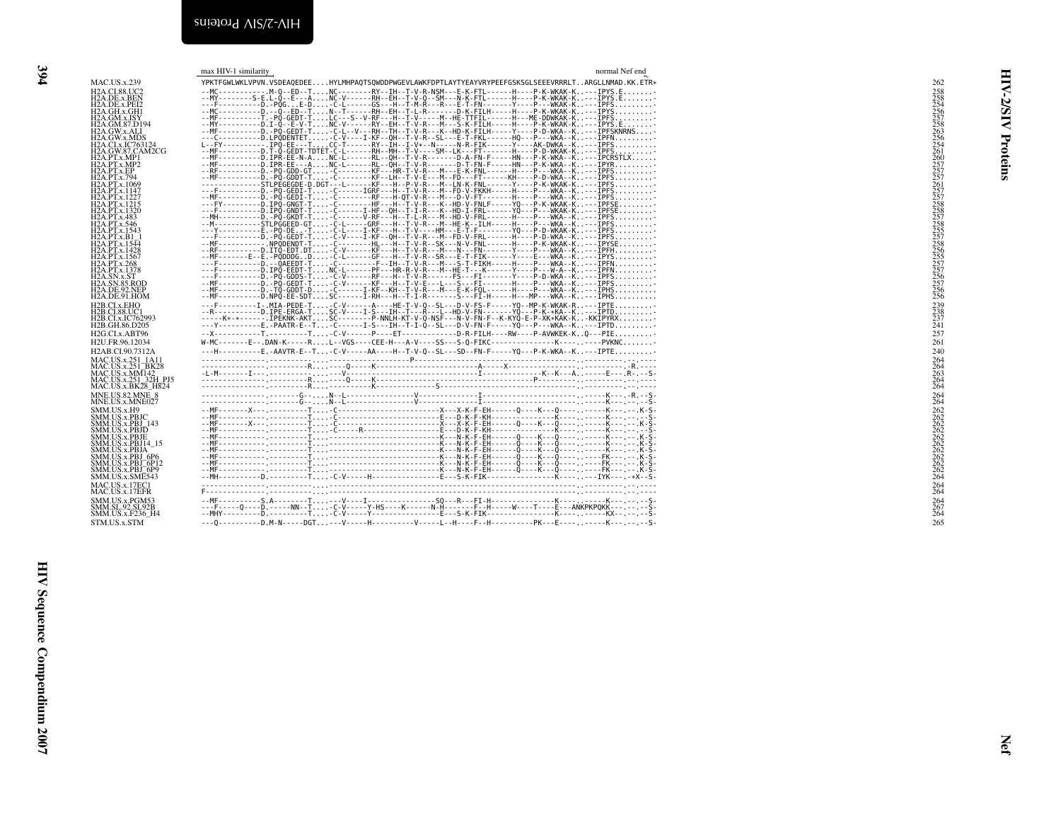```
                max HIV-1 similarity                                                                                                    normal Nef end
MAC.US.x.239            YPKTFGWLWKLVPVN.VSDEAQEDEE....HYLMHPAQTSQWDDPWGEVLAWKFDPTLAYTYEAYVRYPEEFGSKSGLSEEEVRRRLT..ARGLLNMAD.KK.ETR*   262
H2A.CI.88.UC2           --MC----------.M-Q--ED--T....NC--------RY--IH--T-V-R-NSM---E-K-FTL------H----P-K-WKAK-K.----IPYS.E.......-   258
H2A.DE.x.BEN            --MY--------S-E.L-Q--E---A....NC-V------RH--EH--T-V-Q--SM---N-K-FTL------H----P-K-WKAK-K.----IPYS.E.......-   258
H2A.DE.x.PEI2           ---F---------D.-PQG...E-D....-C-L------GS---H--T-M-R---R---E-T-FN-------Y----P---WKAK-K.----IPFS.........-   254
H2A.GH.x.GH1            --MC---------D.--Q--ED--T....N--T------RH--EH--T-L-R-------D-K-FILH-----H----P-K-WKAK-K.----IPYS.........-   256
H2A.GM.x.ISY            --MF---------T.-PQ-GEDT-T....LC---S--V-RF---H--T-V-----M--HE-TTFIL------H---ME-DDWKAK-K.----IPFS.........-   257
H2A.GM.87.D194          --MY---------D.I-Q--E-V-T....NC-V------RY--EH--T-V-R---M---S-K-FILH-----H----P-K-WKAK-K.----IPYS.E.......-   258
H2A.GW.x.ALI            --MF---------D.-PQ-GEDT-T....-C-L--V---RH--TH--T-V-R---K--HD-K-FILH-----Y----P-D-WKA--K.----IPFSKNRNS....-   263
H2A.GW.x.MDS            ---C---------D.LPQDENTET.....-C-V----I-KF--QH--T-V-R--SL---E-T-FKL------HQ---P---WKA--K.----IPFN.........-   256
H2A.CI.x.IC763124       L--FY---------.IPQ-EE--T....CC-T------RY--IH--I-V+--N------N-R-FIK------Y----AK-DWKA--K.----IPFS.........-   254
H2A.GW.87.CAM2CG        --MF---------D.T-Q-GEDT-TDTET-C-L------RH--MH--T-V----SM--LK---FT-------H----P-D-WKAK-K.----IPFS.........-   261
H2A.PT.x.MP1            --MF---------D.IPR-EE-N-A....NC-L------RL--QH--T-V-R-------D-A-FN-F-----HN---P-K-WKA--K.----IPCRSTLX.....-   260
H2A.PT.x.MP2            --MF---------D.IPR-EE---A....NC-L------RL--QH--T-V-R-------D-T-FN-F-----HN---P-K-WKA--K.----IPYR.........-   257
H2A.PT.x.EP             --RF---------D.-PQ-GDD-GT....-C--------KF---HR-T-V-R---M---E-K-FNL------H----P---WKA--K.----IPFS.........-   257
H2A.PT.x.794            --MF---------D.-PQ-GDDT-T....-C--------KF--LH--T-V-E---M--FD---FT-------KH---P-D-WKA--K.----IPFS.........-   257
H2A.PT.x.1069           ---------------STLPEGEGDE-D.DGT---L------KF---H--P-V-R---M--LN-K-FNL------Y----P-K-WKAK-K.----IPFS.........-   261
H2A.PT.x.1147           ---F---------D.-PQ-GEDI-T....-C-----IGRF---H--T-V-R---M--FD-V-FKKH-----H----P---WKA--K.----IPFS.........-   257
H2A.PT.x.1227           --MF---------D.-PQ-GEDI-T....-C--------RF---H-QT-V-R---M---D-V-FT-------H----P---WKA--K.----IPFS.........-   257
H2A.PT.x.1215           ---FY--------D.IPQ-GNGT-T....-C--------HF---H--T-V-R---K--HD-V-FNLF-----YQ---P-K-WKAK-K.----IPFSE........-   258
H2A.PT.x.1320           ---F---------D.IPQ-GNDT-T....-C------I-HF--QH--T-I-R---K--HD-I-FRL------YQ---P---WKAK-K.----IPFSE........-   258
H2A.PT.x.483            --MH---------D.-PQ-GKDT-T....-C------V-RF---H--T-L-R---M--HD-V-FRL------H----P---WKA--K.----IPFS.........-   257
H2A.PT.x.546            --M----------STLPGGEED-GT....-C-L-----GRF---H--T-V-R---M--HE-K--ILH-----H----P---WKA--K.----IPFS.........-   258
H2A.PT.x.1543           ---Y---------E.-PQ-DE..-T....-C-L------I-KF---H--T-V----HM---E-T-F-------YQ---P-D-WKAK-K.----IPFS.........-   255
H2A.PT.x.B1_1           ---F---------D.-PQ-GEDT-T....-C-V------I-KF--QH--T-V-R---M--FD-V-FRL------H----P-K-WKAK-K.----IPFS.........-   257
H2A.PT.x.1544           --MF-----------.NPQDENDT-T....-C--------HL---H--T-V-R---SK---N-V-FNL------H----P-K-WKAK-K.----IPYSE........-   258
H2A.PT.x.1428           --RF---------D.ITQ-EDT.DT.....-C-V------KF---H--T-V-R---M---N---FN-------Y----P---WKA--K.----IPFH.........-   256
H2A.PT.x.1567           --MF-------E--E.-PQDDDG..D.....-C-L------GF---H--T-V-R---SR---E-T-FIK------Y----E---WKA--K.----IPYS.........-   255
H2A.PT.x.268            ---F---------D.--QAEEDT-T.....-C---------F--IH--T-V-R---M---S-T-FIKH-----H----P---WKA--K.----IPFN.........-   257
H2A.PT.x.1378           ---F---------D.IPQ-EEDT-T....NC-L------PF---HR-R-V-R---M--HE-T---K------Y----P---W-A--K.----IPFN.........-   257
H2A.SN.x.ST             --MF---------D.-PQ-GDDS-T....-C-V------RF---H--T-V-R------FS---FI-------Y----P-D-WKA--K.----IPFS.........-   256
H2A.SN.85.ROD           --MF---------D.-PQ-GEDT-T....-C-V------KF---H--T-V-E---L---S---FI-------H----P---WKA--K.----IPFS.........-   257
H2A.DE.92.NEP           --MF---------D.-TQ-GDDT-D.....-C------I-KF--KH--T-V-R---M---E-K-FQL------H----P---WKA--K.----IPHS.........-   256
H2A.DE.91.HOM           --MF---------D.NPQ-EE-SDT.....SC------I-RH---H--T-I-R-------S---FI-H-----H---MP---WKA--K.----IPHS.........-   256
H2B.CI.x.EHO            ---F---------I-.MIA-PEDE-T.....-C-V------A----HE-T-V-Q--SL---D-V-FS-F-----YQ--MP-K-WKAK-R.----IPTE.........-   239
H2B.CI.88.UC1           --R----------D.IPE-ERGA-T.....SC-V-----I-S---IH--T----R---L--HD-V-FN-------YQ---P-K-*KA--K.----IPTD.........-   238
H2B.CI.x.IC762993       -----K*-*-------.IPEKNK-AKT.....SC--------P-NNLH-KT-V-Q-NSF---N-V-FN-F--K-KYQ-E-P-XK*KAK-K..-KKIPYRX........-   237
H2B.GH.86.D205          ---Y---------E.-PAATR-E--T.....-C-------I-S---IH--T-I-Q--SL---D-V-FN-F-----YQ---P---WKA--K.----IPTD.........-   241
H2G.CI.x.ABT96          --X----------T.-----------T.....-C-V-------P----ET-------------D-R-FILH-----RW----P-AVWKEK-K..Q---PIE.........-   257
H2U.FR.96.12034         W-MC--------E--.DAN-K-----R....L--VGS----CEE-H---A-V-----SS---S-Q-FIKC----------------K-----.-----PVKNC.......-   261
H2AB.CI.90.7312A        ---H---------E.-AAVTR-E--T....-C-V------AA----H--T-V-Q--SL---SD--FN-F-----YQ---P-K-WKA--K.----IPTE.........-   240
MAC.US.x.251_1A11       --------------.----------.....-----------------------P--------------------------------------.----------------.-.---   264
MAC.US.x.251_BK28       --------------.----------R.....-----Q-----K------------------------A-----X-----------------------.-----------.-R.---   264
MAC.US.x.MM142          -L-M---------I---.----------.....-----V----------------------------------I-------------K--K---A.-----E----.R-.--S-   263
MAC.US.x.251_32H_PJ5    --------------.----------R.....-----Q-----K----------------------------------------P--------.-----------.--.---   264
MAC.US.x.BK28_H824      --------------.----------R.....-----------K---------------S--------------------------------------.-----------.--.---   264
MNE.US.82.MNE_8         --------------.-------G--.....N--L-------------------V-----------------I------------------------.-----K----.-R.--S-   264
MNE.US.x.MNE027         --------------.-------G--.....N--L-------------------V-----------------I------------------------.-----K----.--.--S-   264
SMM.US.x.H9             --MF--------X---.-----------T.....-C--------------------------X---X-K-F-EH------Q----K---Q----.-----K----.--.K-S-   262
SMM.US.x.PBJC           --MF---------.-----------T.....-C--------------------------E---D-K-F-KH------------K-----.-----K----.--.--S-   262
SMM.US.x.PBJ_143        --MF--------X---.-----------T.....-C--------------------------X---X-K-F-EH------Q----K---Q----.-----K----.--.K-S-   262
SMM.US.x.PBJD           --MF---------.-----------T.....-C-----R------------------------E---D-K-F-KH------------K-----.-----K----.--.--S-   262
SMM.US.x.PBJE           --MF---------.-----------T.....-------------------------------K---N-K-F-EH------Q----K---Q----.-----K----.--.K-S-   262
SMM.US.x.PBJ14_15       --MF---------.-----------T.....-------------------------------K---N-K-F-EH------Q----K---Q----.-----K----.--.K-S-   262
SMM.US.x.PBJA           --MF---------.-----------T.....-------------------------------K---N-K-F-EH------Q----K---Q----.-----K----.--.K-S-   262
SMM.US.x.PBJ_6P6        --MF---------.-----------T.....-------------------------------K---N-K-F-EH------Q----K---Q----.-----FK----.--.K-S-   262
SMM.US.x.PBJ_6P12       --MF---------.-----------T.....-------------------------------K---N-K-F-EH------Q----K---Q----.-----FK----.--.K-S-   262
SMM.US.x.PBJ_6P9        --MF---------.-----------T.....-------------------------------K---N-K-F-EH------Q----K---Q----.-----FK----.--.K-S-   262
SMM.US.x.SME543         --MH---------D.----------T.....-C-V------H-------------------E---S-K-FIK--------------K-----.-----IYK----.-*X--S-   264
MAC.US.x.17EC1          --------------.----------.....------------------------------------------------------------.-----------.--.---   264
MAC.US.x.17EFR          F-------------.----------.....------------------------------------------------------------.-----------.--.---   264
SMM.US.x.PGM53          --MF---------S.A---------T.....--V-----I---------------SQ----R---FI-H---------------K-----.-----K----.--.--S-   264
SMM.SL.92.SL92B         ---F-----Q----D.------NN--T.....-C-V-----Y-HS----K-------N-H-------F--H------W----T-----E---ANKPKPQKK---.--.--S-   267
SMM.US.x.F236_H4        --MHY---------D.----------T.....-C-V------Y-----------------E---S-K-FIK--------------K-----.-----KX----.--.--S-   264
STM.US.x.STM            ---Q---------D.M-N-----DGT......---V-----H-----------V------L--H----F--H----------PK----E-----.-----K----.--.--S-   265
```